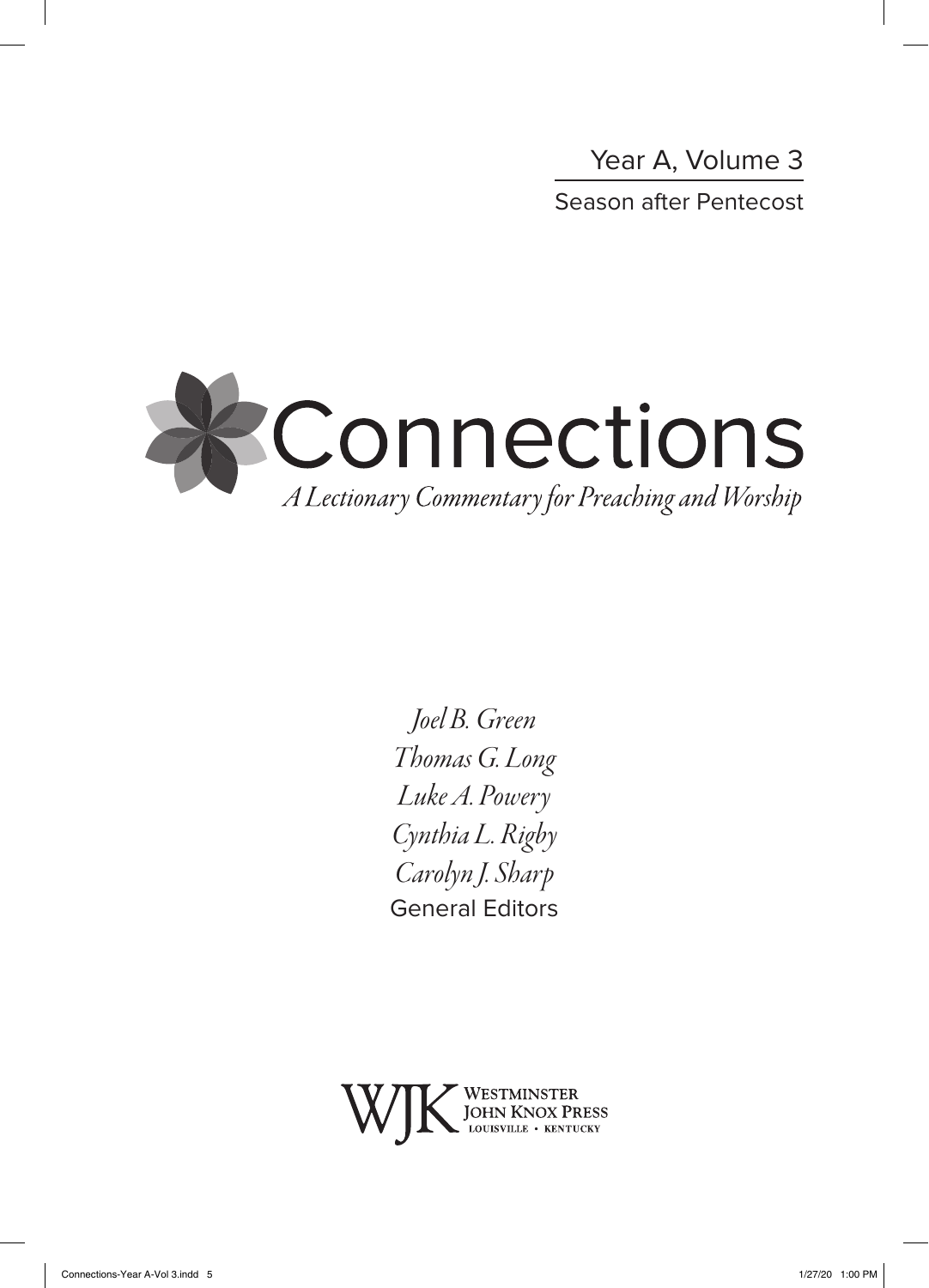Year A, Volume 3

Season after Pentecost

# Connections

*A Lectionary Commentary for Preaching and Worship*

*Joel B. Green*
*Thomas G. Long*
*Luke A. Powery*
*Cynthia L. Rigby*
*Carolyn J. Sharp*
General Editors

WJK WESTMINSTER JOHN KNOX PRESS
LOUISVILLE • KENTUCKY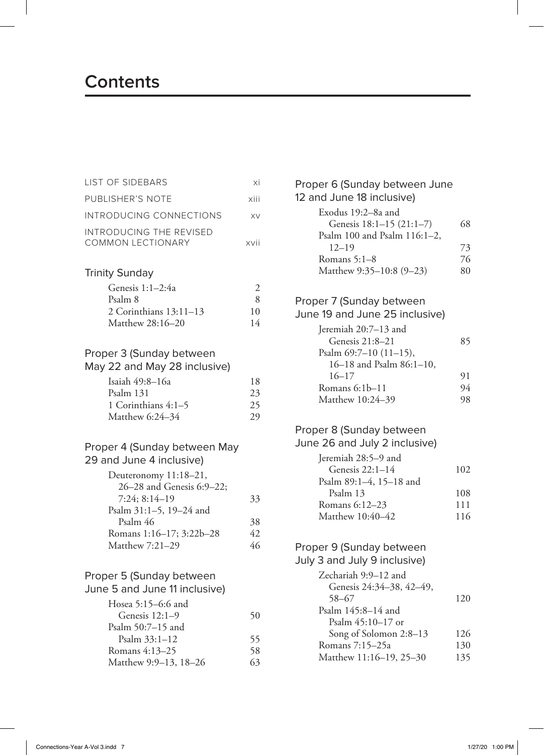# Contents

| | |
|---|---|
| LIST OF SIDEBARS | xi |
| PUBLISHER'S NOTE | xiii |
| INTRODUCING CONNECTIONS | xv |
| INTRODUCING THE REVISED COMMON LECTIONARY | xvii |

## Trinity Sunday

| | |
|---|---|
| Genesis 1:1–2:4a | 2 |
| Psalm 8 | 8 |
| 2 Corinthians 13:11–13 | 10 |
| Matthew 28:16–20 | 14 |

## Proper 3 (Sunday between May 22 and May 28 inclusive)

| | |
|---|---|
| Isaiah 49:8–16a | 18 |
| Psalm 131 | 23 |
| 1 Corinthians 4:1–5 | 25 |
| Matthew 6:24–34 | 29 |

## Proper 4 (Sunday between May 29 and June 4 inclusive)

| | |
|---|---|
| Deuteronomy 11:18–21, 26–28 and Genesis 6:9–22; 7:24; 8:14–19 | 33 |
| Psalm 31:1–5, 19–24 and Psalm 46 | 38 |
| Romans 1:16–17; 3:22b–28 | 42 |
| Matthew 7:21–29 | 46 |

## Proper 5 (Sunday between June 5 and June 11 inclusive)

| | |
|---|---|
| Hosea 5:15–6:6 and Genesis 12:1–9 | 50 |
| Psalm 50:7–15 and Psalm 33:1–12 | 55 |
| Romans 4:13–25 | 58 |
| Matthew 9:9–13, 18–26 | 63 |

## Proper 6 (Sunday between June 12 and June 18 inclusive)

| | |
|---|---|
| Exodus 19:2–8a and Genesis 18:1–15 (21:1–7) | 68 |
| Psalm 100 and Psalm 116:1–2, 12–19 | 73 |
| Romans 5:1–8 | 76 |
| Matthew 9:35–10:8 (9–23) | 80 |

## Proper 7 (Sunday between June 19 and June 25 inclusive)

| | |
|---|---|
| Jeremiah 20:7–13 and Genesis 21:8–21 | 85 |
| Psalm 69:7–10 (11–15), 16–18 and Psalm 86:1–10, 16–17 | 91 |
| Romans 6:1b–11 | 94 |
| Matthew 10:24–39 | 98 |

## Proper 8 (Sunday between June 26 and July 2 inclusive)

| | |
|---|---|
| Jeremiah 28:5–9 and Genesis 22:1–14 | 102 |
| Psalm 89:1–4, 15–18 and Psalm 13 | 108 |
| Romans 6:12–23 | 111 |
| Matthew 10:40–42 | 116 |

## Proper 9 (Sunday between July 3 and July 9 inclusive)

| | |
|---|---|
| Zechariah 9:9–12 and Genesis 24:34–38, 42–49, 58–67 | 120 |
| Psalm 145:8–14 and Psalm 45:10–17 or Song of Solomon 2:8–13 | 126 |
| Romans 7:15–25a | 130 |
| Matthew 11:16–19, 25–30 | 135 |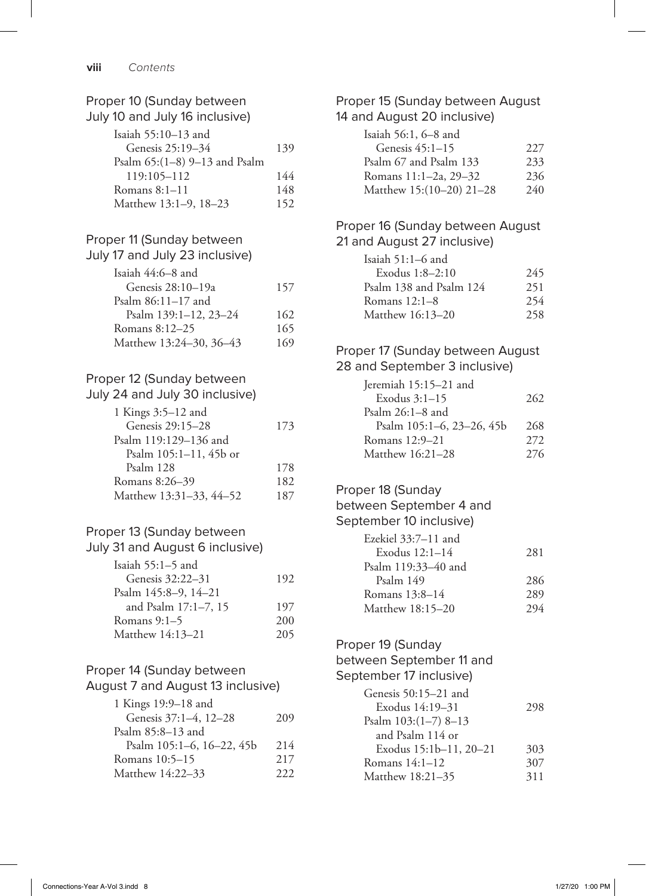### Proper 10 (Sunday between July 10 and July 16 inclusive)

| | |
|---|---|
| Isaiah 55:10–13 and Genesis 25:19–34 | 139 |
| Psalm 65:(1–8) 9–13 and Psalm 119:105–112 | 144 |
| Romans 8:1–11 | 148 |
| Matthew 13:1–9, 18–23 | 152 |

### Proper 11 (Sunday between July 17 and July 23 inclusive)

| | |
|---|---|
| Isaiah 44:6–8 and Genesis 28:10–19a | 157 |
| Psalm 86:11–17 and Psalm 139:1–12, 23–24 | 162 |
| Romans 8:12–25 | 165 |
| Matthew 13:24–30, 36–43 | 169 |

### Proper 12 (Sunday between July 24 and July 30 inclusive)

| | |
|---|---|
| 1 Kings 3:5–12 and Genesis 29:15–28 | 173 |
| Psalm 119:129–136 and Psalm 105:1–11, 45b or Psalm 128 | 178 |
| Romans 8:26–39 | 182 |
| Matthew 13:31–33, 44–52 | 187 |

### Proper 13 (Sunday between July 31 and August 6 inclusive)

| | |
|---|---|
| Isaiah 55:1–5 and Genesis 32:22–31 | 192 |
| Psalm 145:8–9, 14–21 and Psalm 17:1–7, 15 | 197 |
| Romans 9:1–5 | 200 |
| Matthew 14:13–21 | 205 |

### Proper 14 (Sunday between August 7 and August 13 inclusive)

| | |
|---|---|
| 1 Kings 19:9–18 and Genesis 37:1–4, 12–28 | 209 |
| Psalm 85:8–13 and Psalm 105:1–6, 16–22, 45b | 214 |
| Romans 10:5–15 | 217 |
| Matthew 14:22–33 | 222 |

### Proper 15 (Sunday between August 14 and August 20 inclusive)

| | |
|---|---|
| Isaiah 56:1, 6–8 and Genesis 45:1–15 | 227 |
| Psalm 67 and Psalm 133 | 233 |
| Romans 11:1–2a, 29–32 | 236 |
| Matthew 15:(10–20) 21–28 | 240 |

### Proper 16 (Sunday between August 21 and August 27 inclusive)

| | |
|---|---|
| Isaiah 51:1–6 and Exodus 1:8–2:10 | 245 |
| Psalm 138 and Psalm 124 | 251 |
| Romans 12:1–8 | 254 |
| Matthew 16:13–20 | 258 |

### Proper 17 (Sunday between August 28 and September 3 inclusive)

| | |
|---|---|
| Jeremiah 15:15–21 and Exodus 3:1–15 | 262 |
| Psalm 26:1–8 and Psalm 105:1–6, 23–26, 45b | 268 |
| Romans 12:9–21 | 272 |
| Matthew 16:21–28 | 276 |

### Proper 18 (Sunday between September 4 and September 10 inclusive)

| | |
|---|---|
| Ezekiel 33:7–11 and Exodus 12:1–14 | 281 |
| Psalm 119:33–40 and Psalm 149 | 286 |
| Romans 13:8–14 | 289 |
| Matthew 18:15–20 | 294 |

### Proper 19 (Sunday between September 11 and September 17 inclusive)

| | |
|---|---|
| Genesis 50:15–21 and Exodus 14:19–31 | 298 |
| Psalm 103:(1–7) 8–13 and Psalm 114 or Exodus 15:1b–11, 20–21 | 303 |
| Romans 14:1–12 | 307 |
| Matthew 18:21–35 | 311 |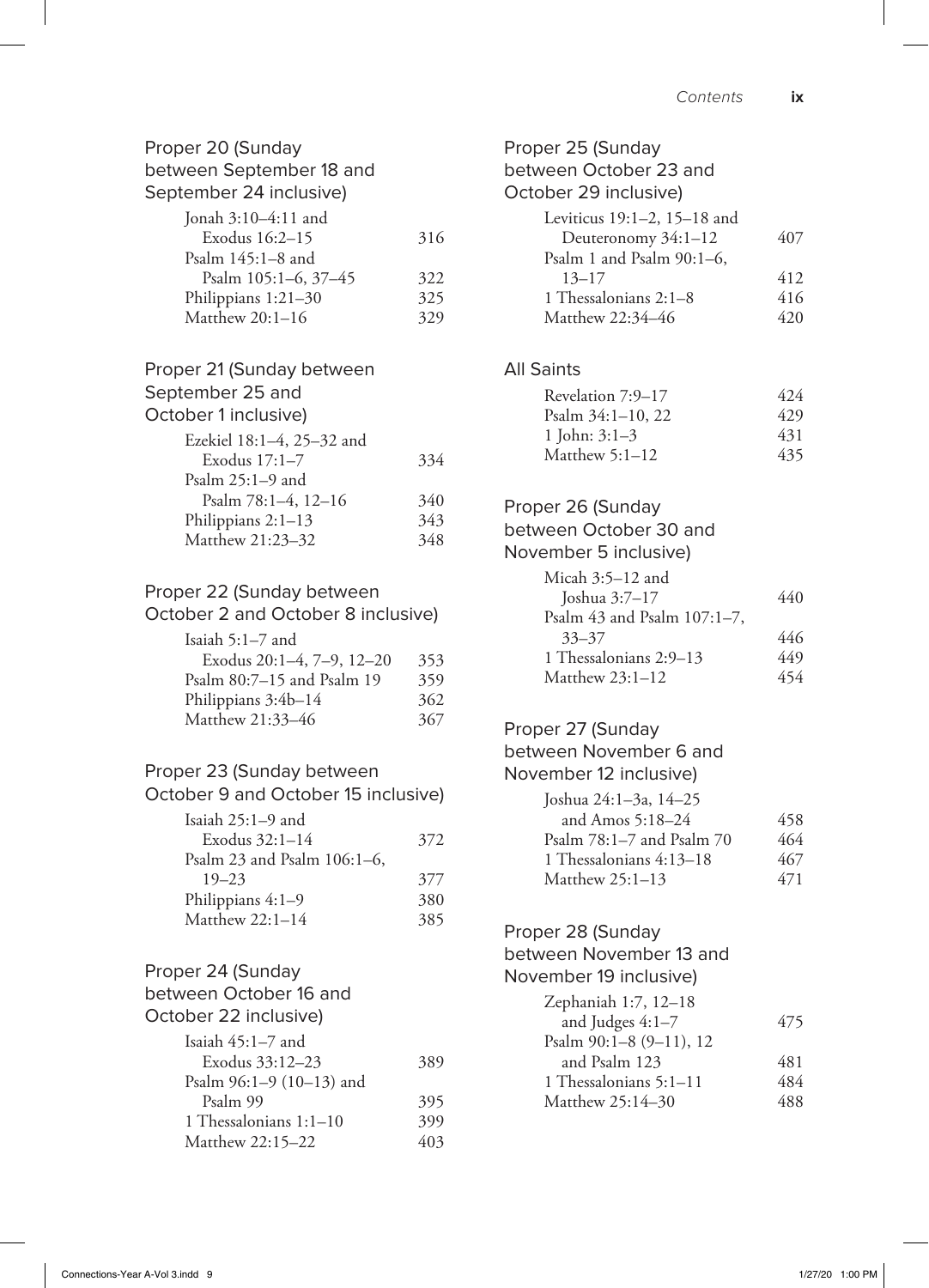### Proper 20 (Sunday between September 18 and September 24 inclusive)

| | |
|---|---|
| Jonah 3:10–4:11 and Exodus 16:2–15 | 316 |
| Psalm 145:1–8 and Psalm 105:1–6, 37–45 | 322 |
| Philippians 1:21–30 | 325 |
| Matthew 20:1–16 | 329 |

### Proper 21 (Sunday between September 25 and October 1 inclusive)

| | |
|---|---|
| Ezekiel 18:1–4, 25–32 and Exodus 17:1–7 | 334 |
| Psalm 25:1–9 and Psalm 78:1–4, 12–16 | 340 |
| Philippians 2:1–13 | 343 |
| Matthew 21:23–32 | 348 |

### Proper 22 (Sunday between October 2 and October 8 inclusive)

| | |
|---|---|
| Isaiah 5:1–7 and Exodus 20:1–4, 7–9, 12–20 | 353 |
| Psalm 80:7–15 and Psalm 19 | 359 |
| Philippians 3:4b–14 | 362 |
| Matthew 21:33–46 | 367 |

### Proper 23 (Sunday between October 9 and October 15 inclusive)

| | |
|---|---|
| Isaiah 25:1–9 and Exodus 32:1–14 | 372 |
| Psalm 23 and Psalm 106:1–6, 19–23 | 377 |
| Philippians 4:1–9 | 380 |
| Matthew 22:1–14 | 385 |

### Proper 24 (Sunday between October 16 and October 22 inclusive)

| | |
|---|---|
| Isaiah 45:1–7 and Exodus 33:12–23 | 389 |
| Psalm 96:1–9 (10–13) and Psalm 99 | 395 |
| 1 Thessalonians 1:1–10 | 399 |
| Matthew 22:15–22 | 403 |

### Proper 25 (Sunday between October 23 and October 29 inclusive)

| | |
|---|---|
| Leviticus 19:1–2, 15–18 and Deuteronomy 34:1–12 | 407 |
| Psalm 1 and Psalm 90:1–6, 13–17 | 412 |
| 1 Thessalonians 2:1–8 | 416 |
| Matthew 22:34–46 | 420 |

### All Saints

| | |
|---|---|
| Revelation 7:9–17 | 424 |
| Psalm 34:1–10, 22 | 429 |
| 1 John: 3:1–3 | 431 |
| Matthew 5:1–12 | 435 |

### Proper 26 (Sunday between October 30 and November 5 inclusive)

| | |
|---|---|
| Micah 3:5–12 and Joshua 3:7–17 | 440 |
| Psalm 43 and Psalm 107:1–7, 33–37 | 446 |
| 1 Thessalonians 2:9–13 | 449 |
| Matthew 23:1–12 | 454 |

### Proper 27 (Sunday between November 6 and November 12 inclusive)

| | |
|---|---|
| Joshua 24:1–3a, 14–25 and Amos 5:18–24 | 458 |
| Psalm 78:1–7 and Psalm 70 | 464 |
| 1 Thessalonians 4:13–18 | 467 |
| Matthew 25:1–13 | 471 |

### Proper 28 (Sunday between November 13 and November 19 inclusive)

| | |
|---|---|
| Zephaniah 1:7, 12–18 and Judges 4:1–7 | 475 |
| Psalm 90:1–8 (9–11), 12 and Psalm 123 | 481 |
| 1 Thessalonians 5:1–11 | 484 |
| Matthew 25:14–30 | 488 |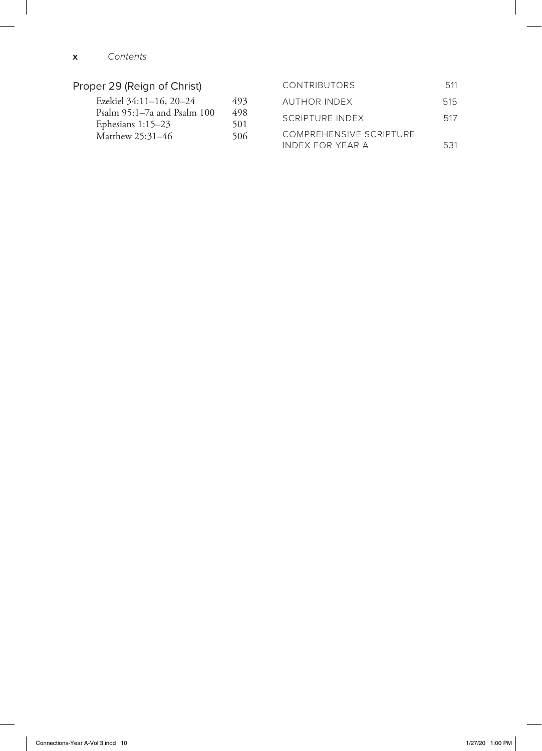## Proper 29 (Reign of Christ)

| | |
|---|---|
| Ezekiel 34:11–16, 20–24 | 493 |
| Psalm 95:1–7a and Psalm 100 | 498 |
| Ephesians 1:15–23 | 501 |
| Matthew 25:31–46 | 506 |

| | |
|---|---|
| CONTRIBUTORS | 511 |
| AUTHOR INDEX | 515 |
| SCRIPTURE INDEX | 517 |
| COMPREHENSIVE SCRIPTURE INDEX FOR YEAR A | 531 |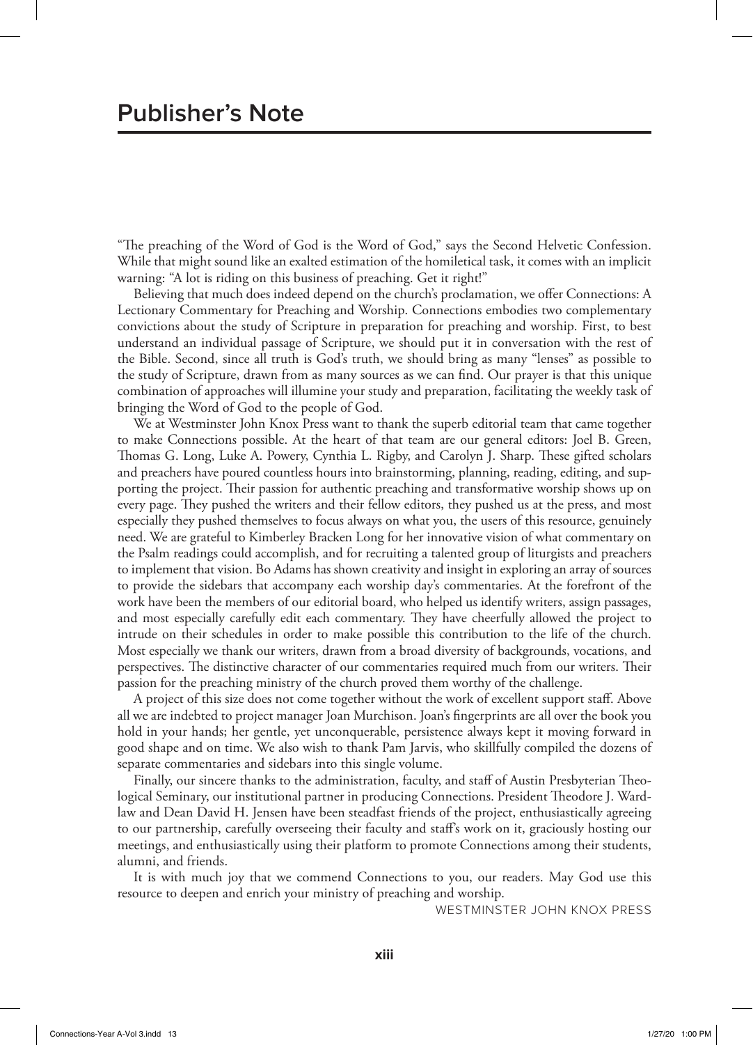# Publisher's Note

"The preaching of the Word of God is the Word of God," says the Second Helvetic Confession. While that might sound like an exalted estimation of the homiletical task, it comes with an implicit warning: "A lot is riding on this business of preaching. Get it right!"

Believing that much does indeed depend on the church's proclamation, we offer Connections: A Lectionary Commentary for Preaching and Worship. Connections embodies two complementary convictions about the study of Scripture in preparation for preaching and worship. First, to best understand an individual passage of Scripture, we should put it in conversation with the rest of the Bible. Second, since all truth is God's truth, we should bring as many "lenses" as possible to the study of Scripture, drawn from as many sources as we can find. Our prayer is that this unique combination of approaches will illumine your study and preparation, facilitating the weekly task of bringing the Word of God to the people of God.

We at Westminster John Knox Press want to thank the superb editorial team that came together to make Connections possible. At the heart of that team are our general editors: Joel B. Green, Thomas G. Long, Luke A. Powery, Cynthia L. Rigby, and Carolyn J. Sharp. These gifted scholars and preachers have poured countless hours into brainstorming, planning, reading, editing, and supporting the project. Their passion for authentic preaching and transformative worship shows up on every page. They pushed the writers and their fellow editors, they pushed us at the press, and most especially they pushed themselves to focus always on what you, the users of this resource, genuinely need. We are grateful to Kimberley Bracken Long for her innovative vision of what commentary on the Psalm readings could accomplish, and for recruiting a talented group of liturgists and preachers to implement that vision. Bo Adams has shown creativity and insight in exploring an array of sources to provide the sidebars that accompany each worship day's commentaries. At the forefront of the work have been the members of our editorial board, who helped us identify writers, assign passages, and most especially carefully edit each commentary. They have cheerfully allowed the project to intrude on their schedules in order to make possible this contribution to the life of the church. Most especially we thank our writers, drawn from a broad diversity of backgrounds, vocations, and perspectives. The distinctive character of our commentaries required much from our writers. Their passion for the preaching ministry of the church proved them worthy of the challenge.

A project of this size does not come together without the work of excellent support staff. Above all we are indebted to project manager Joan Murchison. Joan's fingerprints are all over the book you hold in your hands; her gentle, yet unconquerable, persistence always kept it moving forward in good shape and on time. We also wish to thank Pam Jarvis, who skillfully compiled the dozens of separate commentaries and sidebars into this single volume.

Finally, our sincere thanks to the administration, faculty, and staff of Austin Presbyterian Theological Seminary, our institutional partner in producing Connections. President Theodore J. Wardlaw and Dean David H. Jensen have been steadfast friends of the project, enthusiastically agreeing to our partnership, carefully overseeing their faculty and staff's work on it, graciously hosting our meetings, and enthusiastically using their platform to promote Connections among their students, alumni, and friends.

It is with much joy that we commend Connections to you, our readers. May God use this resource to deepen and enrich your ministry of preaching and worship.

WESTMINSTER JOHN KNOX PRESS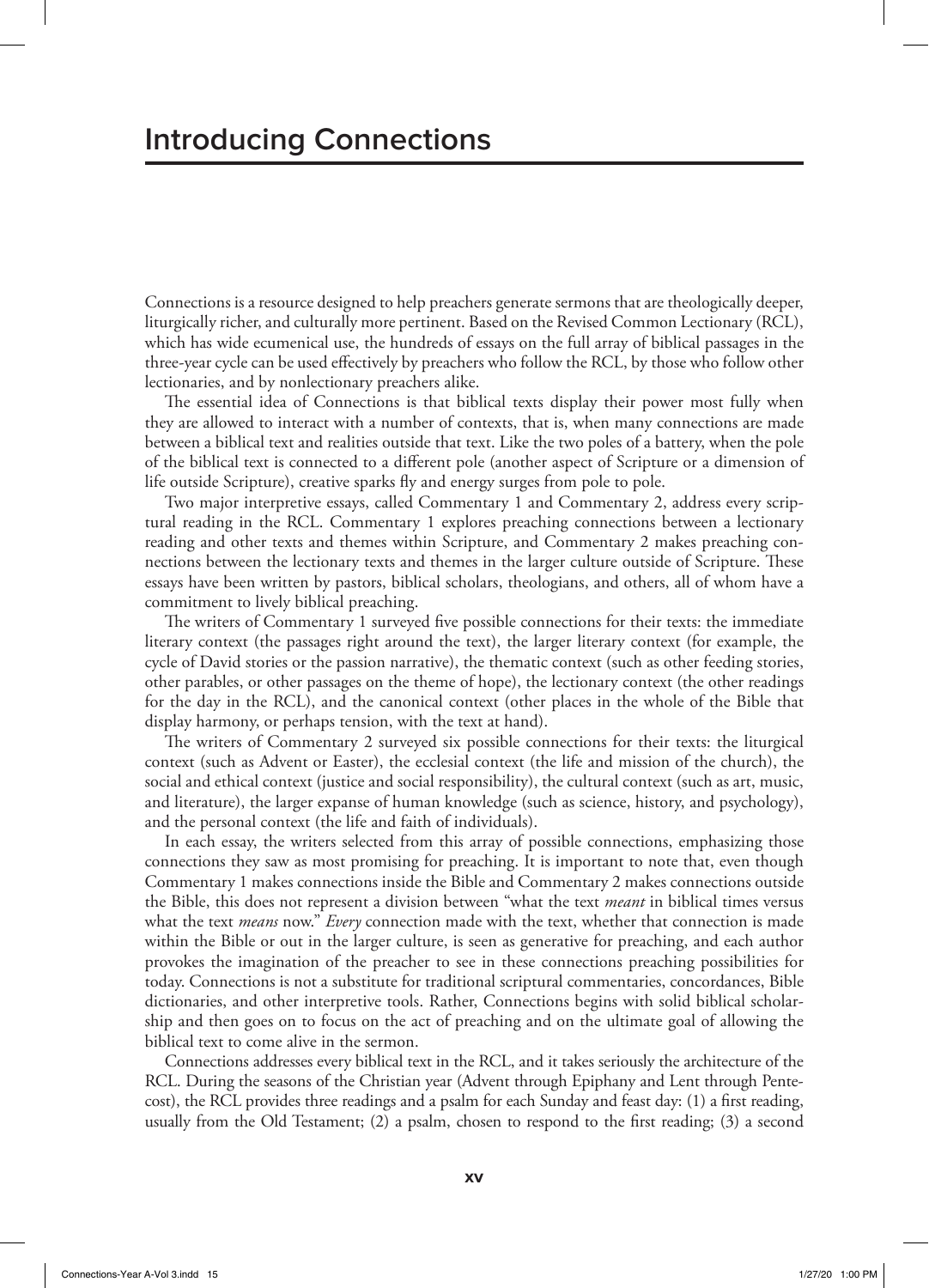# Introducing Connections

Connections is a resource designed to help preachers generate sermons that are theologically deeper, liturgically richer, and culturally more pertinent. Based on the Revised Common Lectionary (RCL), which has wide ecumenical use, the hundreds of essays on the full array of biblical passages in the three-year cycle can be used effectively by preachers who follow the RCL, by those who follow other lectionaries, and by nonlectionary preachers alike.

The essential idea of Connections is that biblical texts display their power most fully when they are allowed to interact with a number of contexts, that is, when many connections are made between a biblical text and realities outside that text. Like the two poles of a battery, when the pole of the biblical text is connected to a different pole (another aspect of Scripture or a dimension of life outside Scripture), creative sparks fly and energy surges from pole to pole.

Two major interpretive essays, called Commentary 1 and Commentary 2, address every scriptural reading in the RCL. Commentary 1 explores preaching connections between a lectionary reading and other texts and themes within Scripture, and Commentary 2 makes preaching connections between the lectionary texts and themes in the larger culture outside of Scripture. These essays have been written by pastors, biblical scholars, theologians, and others, all of whom have a commitment to lively biblical preaching.

The writers of Commentary 1 surveyed five possible connections for their texts: the immediate literary context (the passages right around the text), the larger literary context (for example, the cycle of David stories or the passion narrative), the thematic context (such as other feeding stories, other parables, or other passages on the theme of hope), the lectionary context (the other readings for the day in the RCL), and the canonical context (other places in the whole of the Bible that display harmony, or perhaps tension, with the text at hand).

The writers of Commentary 2 surveyed six possible connections for their texts: the liturgical context (such as Advent or Easter), the ecclesial context (the life and mission of the church), the social and ethical context (justice and social responsibility), the cultural context (such as art, music, and literature), the larger expanse of human knowledge (such as science, history, and psychology), and the personal context (the life and faith of individuals).

In each essay, the writers selected from this array of possible connections, emphasizing those connections they saw as most promising for preaching. It is important to note that, even though Commentary 1 makes connections inside the Bible and Commentary 2 makes connections outside the Bible, this does not represent a division between "what the text *meant* in biblical times versus what the text *means* now." *Every* connection made with the text, whether that connection is made within the Bible or out in the larger culture, is seen as generative for preaching, and each author provokes the imagination of the preacher to see in these connections preaching possibilities for today. Connections is not a substitute for traditional scriptural commentaries, concordances, Bible dictionaries, and other interpretive tools. Rather, Connections begins with solid biblical scholarship and then goes on to focus on the act of preaching and on the ultimate goal of allowing the biblical text to come alive in the sermon.

Connections addresses every biblical text in the RCL, and it takes seriously the architecture of the RCL. During the seasons of the Christian year (Advent through Epiphany and Lent through Pentecost), the RCL provides three readings and a psalm for each Sunday and feast day: (1) a first reading, usually from the Old Testament; (2) a psalm, chosen to respond to the first reading; (3) a second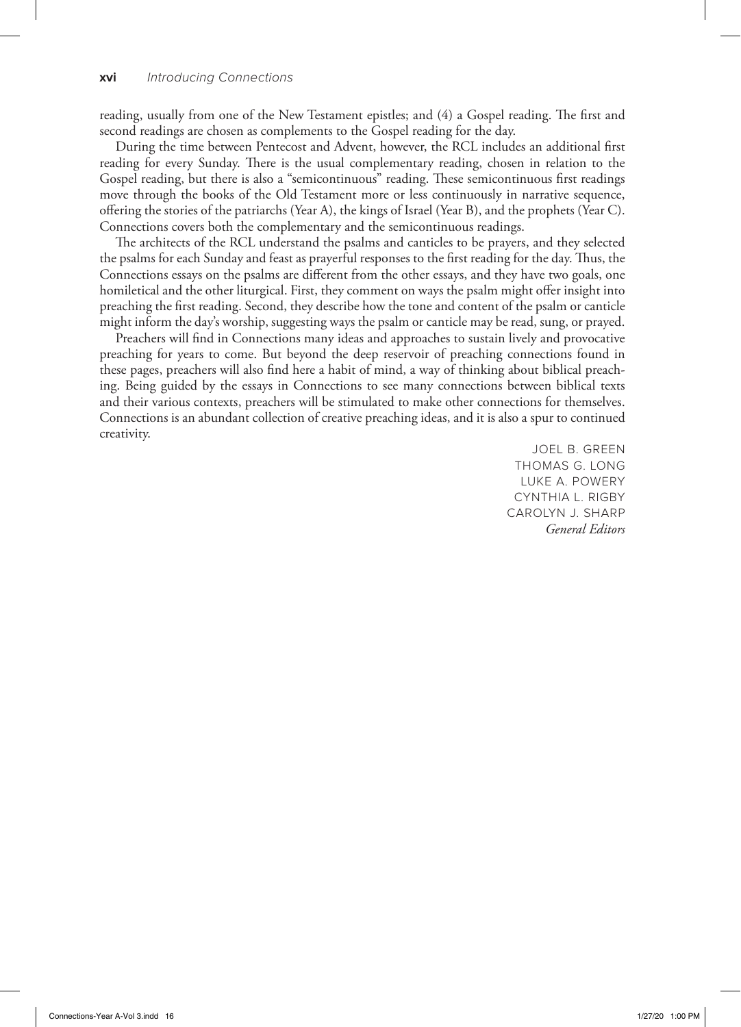reading, usually from one of the New Testament epistles; and (4) a Gospel reading. The first and second readings are chosen as complements to the Gospel reading for the day.

During the time between Pentecost and Advent, however, the RCL includes an additional first reading for every Sunday. There is the usual complementary reading, chosen in relation to the Gospel reading, but there is also a "semicontinuous" reading. These semicontinuous first readings move through the books of the Old Testament more or less continuously in narrative sequence, offering the stories of the patriarchs (Year A), the kings of Israel (Year B), and the prophets (Year C). Connections covers both the complementary and the semicontinuous readings.

The architects of the RCL understand the psalms and canticles to be prayers, and they selected the psalms for each Sunday and feast as prayerful responses to the first reading for the day. Thus, the Connections essays on the psalms are different from the other essays, and they have two goals, one homiletical and the other liturgical. First, they comment on ways the psalm might offer insight into preaching the first reading. Second, they describe how the tone and content of the psalm or canticle might inform the day's worship, suggesting ways the psalm or canticle may be read, sung, or prayed.

Preachers will find in Connections many ideas and approaches to sustain lively and provocative preaching for years to come. But beyond the deep reservoir of preaching connections found in these pages, preachers will also find here a habit of mind, a way of thinking about biblical preaching. Being guided by the essays in Connections to see many connections between biblical texts and their various contexts, preachers will be stimulated to make other connections for themselves. Connections is an abundant collection of creative preaching ideas, and it is also a spur to continued creativity.

JOEL B. GREEN  
THOMAS G. LONG  
LUKE A. POWERY  
CYNTHIA L. RIGBY  
CAROLYN J. SHARP  
*General Editors*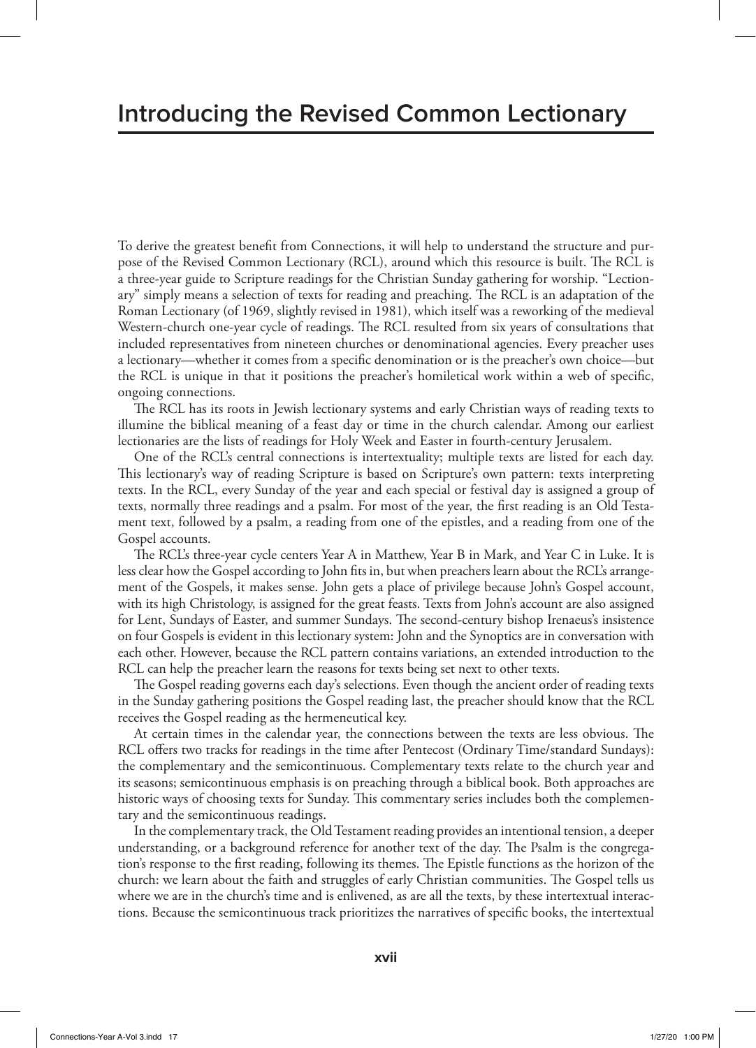# Introducing the Revised Common Lectionary

To derive the greatest benefit from Connections, it will help to understand the structure and purpose of the Revised Common Lectionary (RCL), around which this resource is built. The RCL is a three-year guide to Scripture readings for the Christian Sunday gathering for worship. "Lectionary" simply means a selection of texts for reading and preaching. The RCL is an adaptation of the Roman Lectionary (of 1969, slightly revised in 1981), which itself was a reworking of the medieval Western-church one-year cycle of readings. The RCL resulted from six years of consultations that included representatives from nineteen churches or denominational agencies. Every preacher uses a lectionary—whether it comes from a specific denomination or is the preacher's own choice—but the RCL is unique in that it positions the preacher's homiletical work within a web of specific, ongoing connections.

The RCL has its roots in Jewish lectionary systems and early Christian ways of reading texts to illumine the biblical meaning of a feast day or time in the church calendar. Among our earliest lectionaries are the lists of readings for Holy Week and Easter in fourth-century Jerusalem.

One of the RCL's central connections is intertextuality; multiple texts are listed for each day. This lectionary's way of reading Scripture is based on Scripture's own pattern: texts interpreting texts. In the RCL, every Sunday of the year and each special or festival day is assigned a group of texts, normally three readings and a psalm. For most of the year, the first reading is an Old Testament text, followed by a psalm, a reading from one of the epistles, and a reading from one of the Gospel accounts.

The RCL's three-year cycle centers Year A in Matthew, Year B in Mark, and Year C in Luke. It is less clear how the Gospel according to John fits in, but when preachers learn about the RCL's arrangement of the Gospels, it makes sense. John gets a place of privilege because John's Gospel account, with its high Christology, is assigned for the great feasts. Texts from John's account are also assigned for Lent, Sundays of Easter, and summer Sundays. The second-century bishop Irenaeus's insistence on four Gospels is evident in this lectionary system: John and the Synoptics are in conversation with each other. However, because the RCL pattern contains variations, an extended introduction to the RCL can help the preacher learn the reasons for texts being set next to other texts.

The Gospel reading governs each day's selections. Even though the ancient order of reading texts in the Sunday gathering positions the Gospel reading last, the preacher should know that the RCL receives the Gospel reading as the hermeneutical key.

At certain times in the calendar year, the connections between the texts are less obvious. The RCL offers two tracks for readings in the time after Pentecost (Ordinary Time/standard Sundays): the complementary and the semicontinuous. Complementary texts relate to the church year and its seasons; semicontinuous emphasis is on preaching through a biblical book. Both approaches are historic ways of choosing texts for Sunday. This commentary series includes both the complementary and the semicontinuous readings.

In the complementary track, the Old Testament reading provides an intentional tension, a deeper understanding, or a background reference for another text of the day. The Psalm is the congregation's response to the first reading, following its themes. The Epistle functions as the horizon of the church: we learn about the faith and struggles of early Christian communities. The Gospel tells us where we are in the church's time and is enlivened, as are all the texts, by these intertextual interactions. Because the semicontinuous track prioritizes the narratives of specific books, the intertextual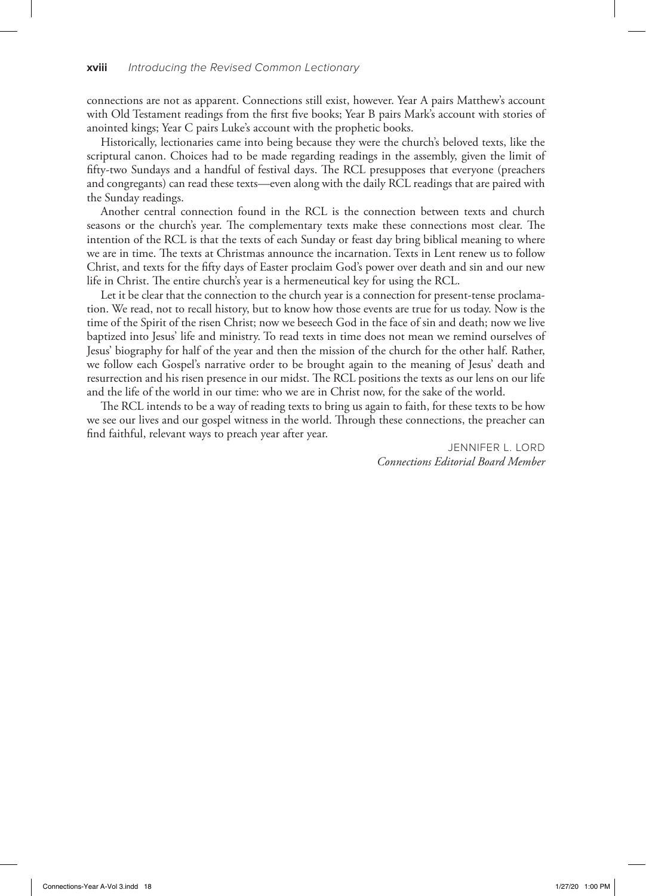connections are not as apparent. Connections still exist, however. Year A pairs Matthew's account with Old Testament readings from the first five books; Year B pairs Mark's account with stories of anointed kings; Year C pairs Luke's account with the prophetic books.

Historically, lectionaries came into being because they were the church's beloved texts, like the scriptural canon. Choices had to be made regarding readings in the assembly, given the limit of fifty-two Sundays and a handful of festival days. The RCL presupposes that everyone (preachers and congregants) can read these texts—even along with the daily RCL readings that are paired with the Sunday readings.

Another central connection found in the RCL is the connection between texts and church seasons or the church's year. The complementary texts make these connections most clear. The intention of the RCL is that the texts of each Sunday or feast day bring biblical meaning to where we are in time. The texts at Christmas announce the incarnation. Texts in Lent renew us to follow Christ, and texts for the fifty days of Easter proclaim God's power over death and sin and our new life in Christ. The entire church's year is a hermeneutical key for using the RCL.

Let it be clear that the connection to the church year is a connection for present-tense proclamation. We read, not to recall history, but to know how those events are true for us today. Now is the time of the Spirit of the risen Christ; now we beseech God in the face of sin and death; now we live baptized into Jesus' life and ministry. To read texts in time does not mean we remind ourselves of Jesus' biography for half of the year and then the mission of the church for the other half. Rather, we follow each Gospel's narrative order to be brought again to the meaning of Jesus' death and resurrection and his risen presence in our midst. The RCL positions the texts as our lens on our life and the life of the world in our time: who we are in Christ now, for the sake of the world.

The RCL intends to be a way of reading texts to bring us again to faith, for these texts to be how we see our lives and our gospel witness in the world. Through these connections, the preacher can find faithful, relevant ways to preach year after year.

JENNIFER L. LORD
*Connections Editorial Board Member*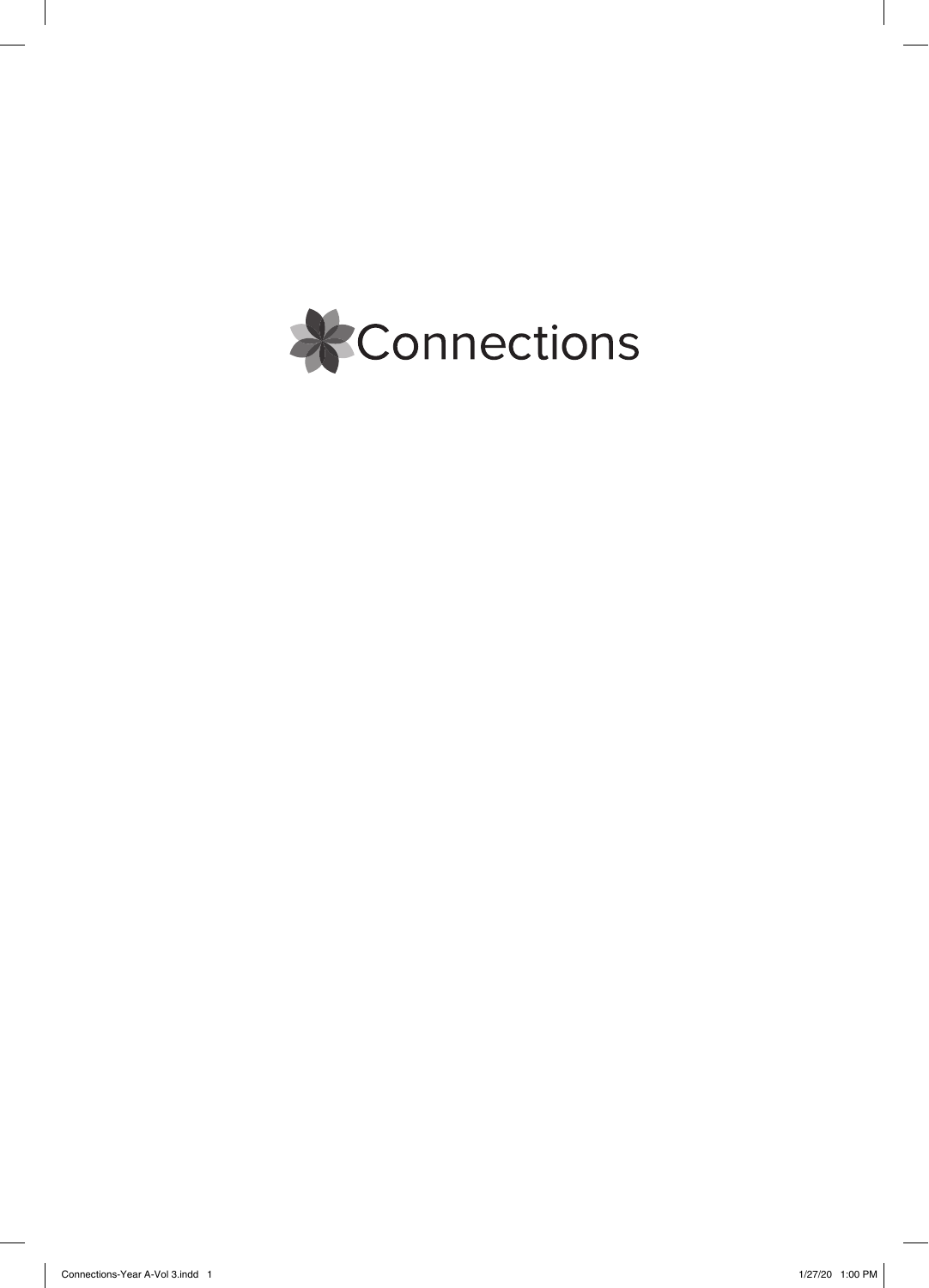Connections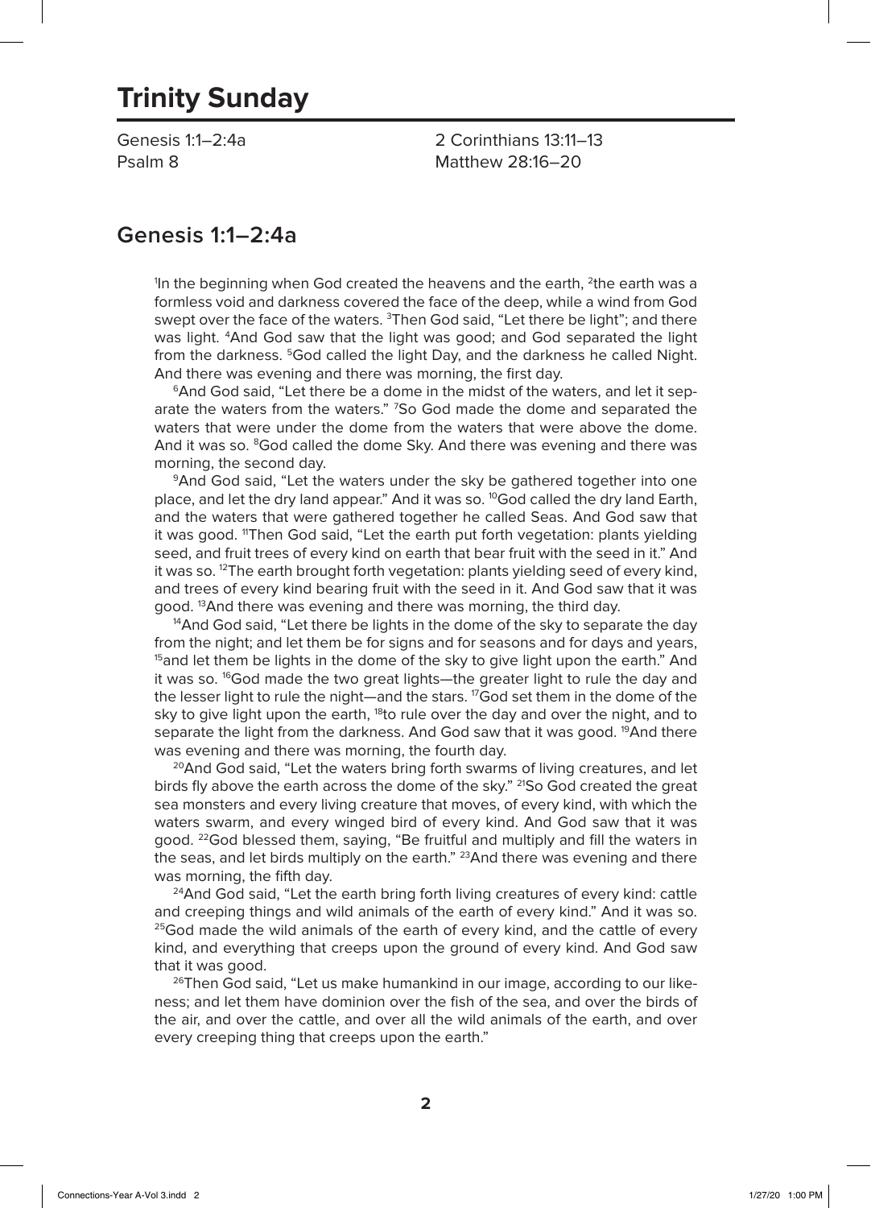# Trinity Sunday

Genesis 1:1–2:4a
Psalm 8
2 Corinthians 13:11–13
Matthew 28:16–20

## Genesis 1:1–2:4a

[1]In the beginning when God created the heavens and the earth, [2]the earth was a formless void and darkness covered the face of the deep, while a wind from God swept over the face of the waters. [3]Then God said, "Let there be light"; and there was light. [4]And God saw that the light was good; and God separated the light from the darkness. [5]God called the light Day, and the darkness he called Night. And there was evening and there was morning, the first day.

[6]And God said, "Let there be a dome in the midst of the waters, and let it separate the waters from the waters." [7]So God made the dome and separated the waters that were under the dome from the waters that were above the dome. And it was so. [8]God called the dome Sky. And there was evening and there was morning, the second day.

[9]And God said, "Let the waters under the sky be gathered together into one place, and let the dry land appear." And it was so. [10]God called the dry land Earth, and the waters that were gathered together he called Seas. And God saw that it was good. [11]Then God said, "Let the earth put forth vegetation: plants yielding seed, and fruit trees of every kind on earth that bear fruit with the seed in it." And it was so. [12]The earth brought forth vegetation: plants yielding seed of every kind, and trees of every kind bearing fruit with the seed in it. And God saw that it was good. [13]And there was evening and there was morning, the third day.

[14]And God said, "Let there be lights in the dome of the sky to separate the day from the night; and let them be for signs and for seasons and for days and years, [15]and let them be lights in the dome of the sky to give light upon the earth." And it was so. [16]God made the two great lights—the greater light to rule the day and the lesser light to rule the night—and the stars. [17]God set them in the dome of the sky to give light upon the earth, [18]to rule over the day and over the night, and to separate the light from the darkness. And God saw that it was good. [19]And there was evening and there was morning, the fourth day.

[20]And God said, "Let the waters bring forth swarms of living creatures, and let birds fly above the earth across the dome of the sky." [21]So God created the great sea monsters and every living creature that moves, of every kind, with which the waters swarm, and every winged bird of every kind. And God saw that it was good. [22]God blessed them, saying, "Be fruitful and multiply and fill the waters in the seas, and let birds multiply on the earth." [23]And there was evening and there was morning, the fifth day.

[24]And God said, "Let the earth bring forth living creatures of every kind: cattle and creeping things and wild animals of the earth of every kind." And it was so. [25]God made the wild animals of the earth of every kind, and the cattle of every kind, and everything that creeps upon the ground of every kind. And God saw that it was good.

[26]Then God said, "Let us make humankind in our image, according to our likeness; and let them have dominion over the fish of the sea, and over the birds of the air, and over the cattle, and over all the wild animals of the earth, and over every creeping thing that creeps upon the earth."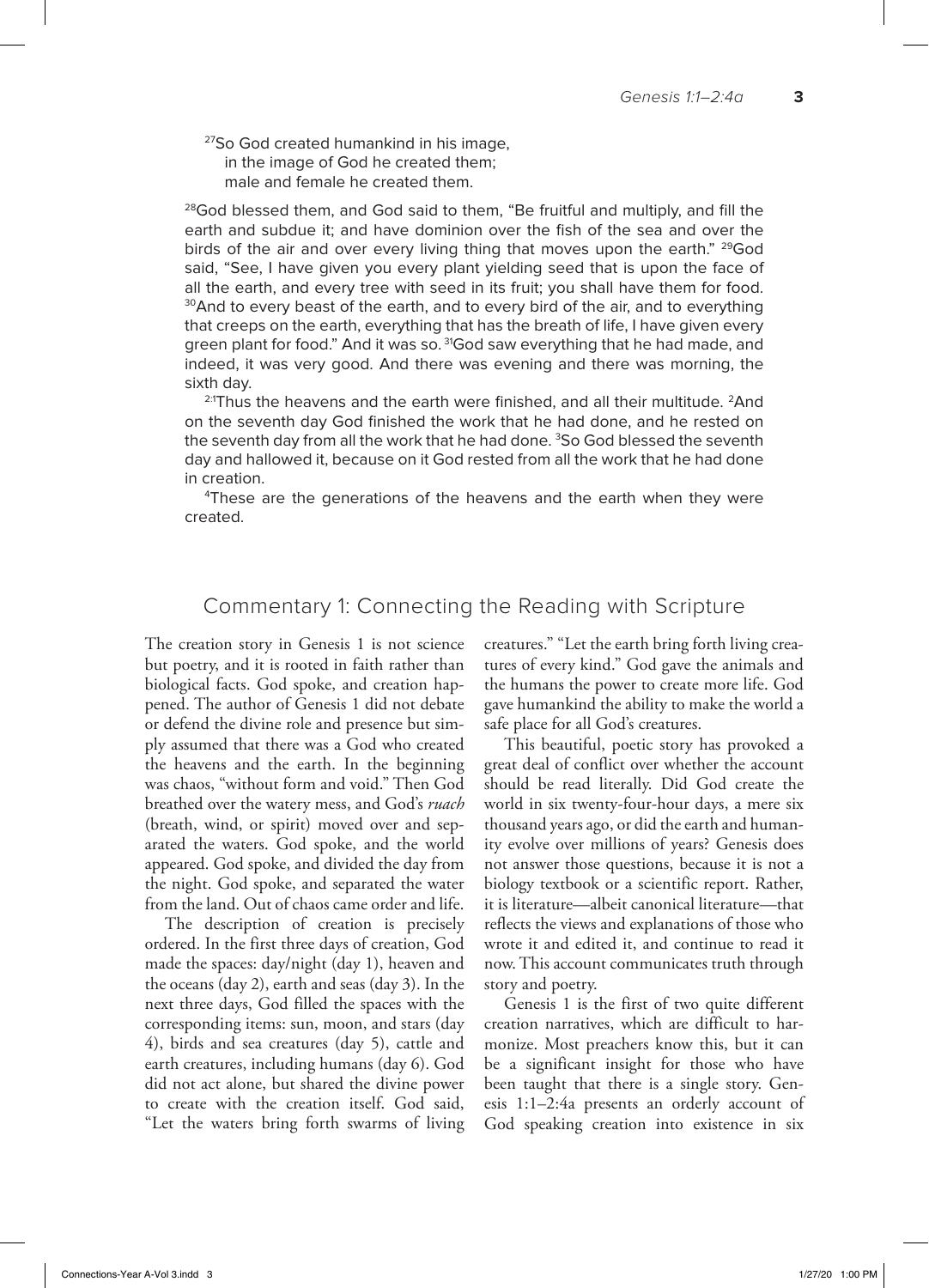[27]So God created humankind in his image,
  in the image of God he created them;
  male and female he created them.

[28]God blessed them, and God said to them, "Be fruitful and multiply, and fill the earth and subdue it; and have dominion over the fish of the sea and over the birds of the air and over every living thing that moves upon the earth." [29]God said, "See, I have given you every plant yielding seed that is upon the face of all the earth, and every tree with seed in its fruit; you shall have them for food. [30]And to every beast of the earth, and to every bird of the air, and to everything that creeps on the earth, everything that has the breath of life, I have given every green plant for food." And it was so. [31]God saw everything that he had made, and indeed, it was very good. And there was evening and there was morning, the sixth day.

[2:1]Thus the heavens and the earth were finished, and all their multitude. [2]And on the seventh day God finished the work that he had done, and he rested on the seventh day from all the work that he had done. [3]So God blessed the seventh day and hallowed it, because on it God rested from all the work that he had done in creation.

[4]These are the generations of the heavens and the earth when they were created.

## Commentary 1: Connecting the Reading with Scripture

The creation story in Genesis 1 is not science but poetry, and it is rooted in faith rather than biological facts. God spoke, and creation happened. The author of Genesis 1 did not debate or defend the divine role and presence but simply assumed that there was a God who created the heavens and the earth. In the beginning was chaos, "without form and void." Then God breathed over the watery mess, and God's *ruach* (breath, wind, or spirit) moved over and separated the waters. God spoke, and the world appeared. God spoke, and divided the day from the night. God spoke, and separated the water from the land. Out of chaos came order and life.

The description of creation is precisely ordered. In the first three days of creation, God made the spaces: day/night (day 1), heaven and the oceans (day 2), earth and seas (day 3). In the next three days, God filled the spaces with the corresponding items: sun, moon, and stars (day 4), birds and sea creatures (day 5), cattle and earth creatures, including humans (day 6). God did not act alone, but shared the divine power to create with the creation itself. God said, "Let the waters bring forth swarms of living creatures." "Let the earth bring forth living creatures of every kind." God gave the animals and the humans the power to create more life. God gave humankind the ability to make the world a safe place for all God's creatures.

This beautiful, poetic story has provoked a great deal of conflict over whether the account should be read literally. Did God create the world in six twenty-four-hour days, a mere six thousand years ago, or did the earth and humanity evolve over millions of years? Genesis does not answer those questions, because it is not a biology textbook or a scientific report. Rather, it is literature—albeit canonical literature—that reflects the views and explanations of those who wrote it and edited it, and continue to read it now. This account communicates truth through story and poetry.

Genesis 1 is the first of two quite different creation narratives, which are difficult to harmonize. Most preachers know this, but it can be a significant insight for those who have been taught that there is a single story. Genesis 1:1–2:4a presents an orderly account of God speaking creation into existence in six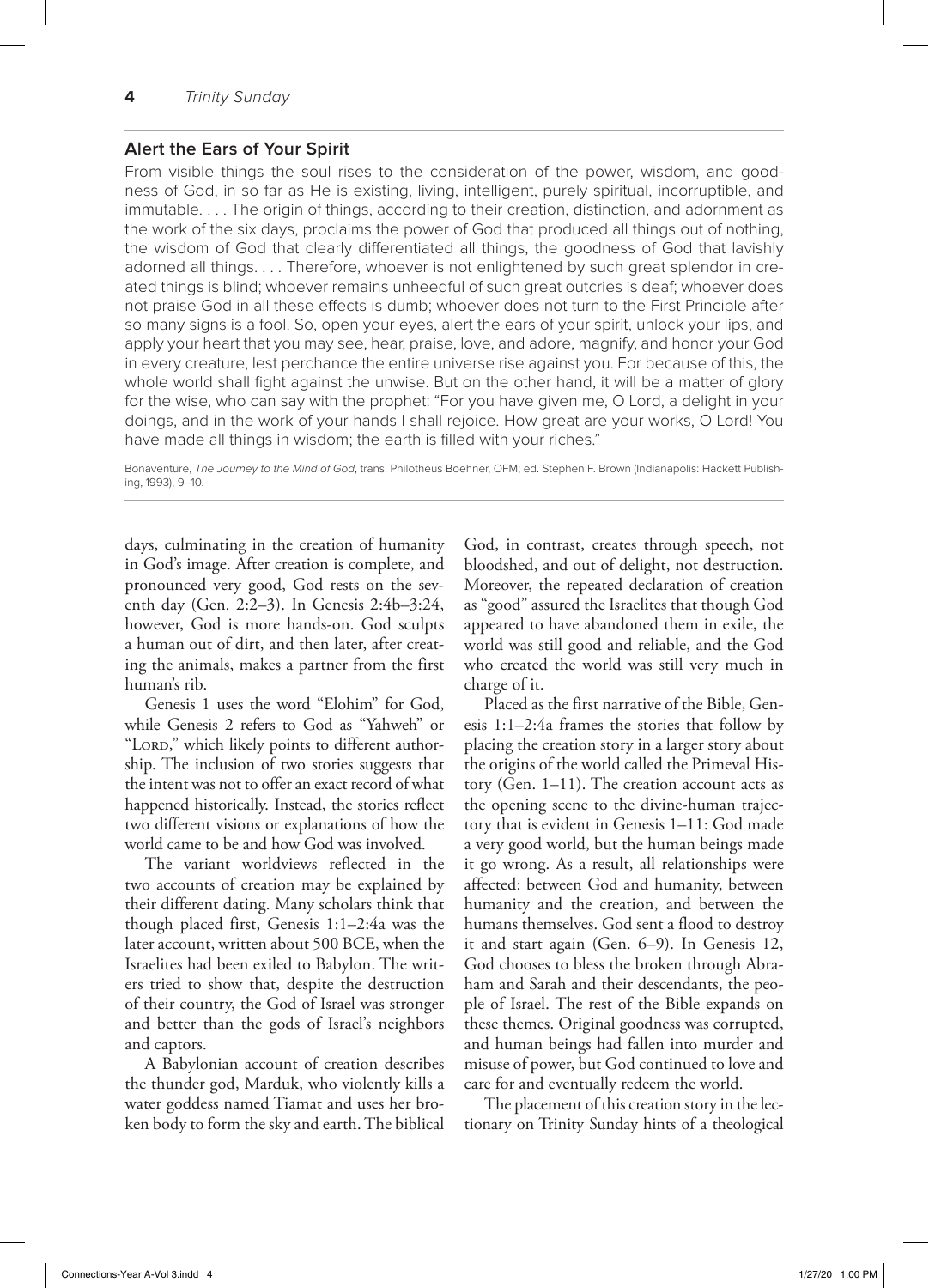## Alert the Ears of Your Spirit

From visible things the soul rises to the consideration of the power, wisdom, and goodness of God, in so far as He is existing, living, intelligent, purely spiritual, incorruptible, and immutable. . . . The origin of things, according to their creation, distinction, and adornment as the work of the six days, proclaims the power of God that produced all things out of nothing, the wisdom of God that clearly differentiated all things, the goodness of God that lavishly adorned all things. . . . Therefore, whoever is not enlightened by such great splendor in created things is blind; whoever remains unheedful of such great outcries is deaf; whoever does not praise God in all these effects is dumb; whoever does not turn to the First Principle after so many signs is a fool. So, open your eyes, alert the ears of your spirit, unlock your lips, and apply your heart that you may see, hear, praise, love, and adore, magnify, and honor your God in every creature, lest perchance the entire universe rise against you. For because of this, the whole world shall fight against the unwise. But on the other hand, it will be a matter of glory for the wise, who can say with the prophet: "For you have given me, O Lord, a delight in your doings, and in the work of your hands I shall rejoice. How great are your works, O Lord! You have made all things in wisdom; the earth is filled with your riches."

Bonaventure, *The Journey to the Mind of God*, trans. Philotheus Boehner, OFM; ed. Stephen F. Brown (Indianapolis: Hackett Publishing, 1993), 9–10.

days, culminating in the creation of humanity in God's image. After creation is complete, and pronounced very good, God rests on the seventh day (Gen. 2:2–3). In Genesis 2:4b–3:24, however, God is more hands-on. God sculpts a human out of dirt, and then later, after creating the animals, makes a partner from the first human's rib.

Genesis 1 uses the word "Elohim" for God, while Genesis 2 refers to God as "Yahweh" or "Lord," which likely points to different authorship. The inclusion of two stories suggests that the intent was not to offer an exact record of what happened historically. Instead, the stories reflect two different visions or explanations of how the world came to be and how God was involved.

The variant worldviews reflected in the two accounts of creation may be explained by their different dating. Many scholars think that though placed first, Genesis 1:1–2:4a was the later account, written about 500 BCE, when the Israelites had been exiled to Babylon. The writers tried to show that, despite the destruction of their country, the God of Israel was stronger and better than the gods of Israel's neighbors and captors.

A Babylonian account of creation describes the thunder god, Marduk, who violently kills a water goddess named Tiamat and uses her broken body to form the sky and earth. The biblical God, in contrast, creates through speech, not bloodshed, and out of delight, not destruction. Moreover, the repeated declaration of creation as "good" assured the Israelites that though God appeared to have abandoned them in exile, the world was still good and reliable, and the God who created the world was still very much in charge of it.

Placed as the first narrative of the Bible, Genesis 1:1–2:4a frames the stories that follow by placing the creation story in a larger story about the origins of the world called the Primeval History (Gen. 1–11). The creation account acts as the opening scene to the divine-human trajectory that is evident in Genesis 1–11: God made a very good world, but the human beings made it go wrong. As a result, all relationships were affected: between God and humanity, between humanity and the creation, and between the humans themselves. God sent a flood to destroy it and start again (Gen. 6–9). In Genesis 12, God chooses to bless the broken through Abraham and Sarah and their descendants, the people of Israel. The rest of the Bible expands on these themes. Original goodness was corrupted, and human beings had fallen into murder and misuse of power, but God continued to love and care for and eventually redeem the world.

The placement of this creation story in the lectionary on Trinity Sunday hints of a theological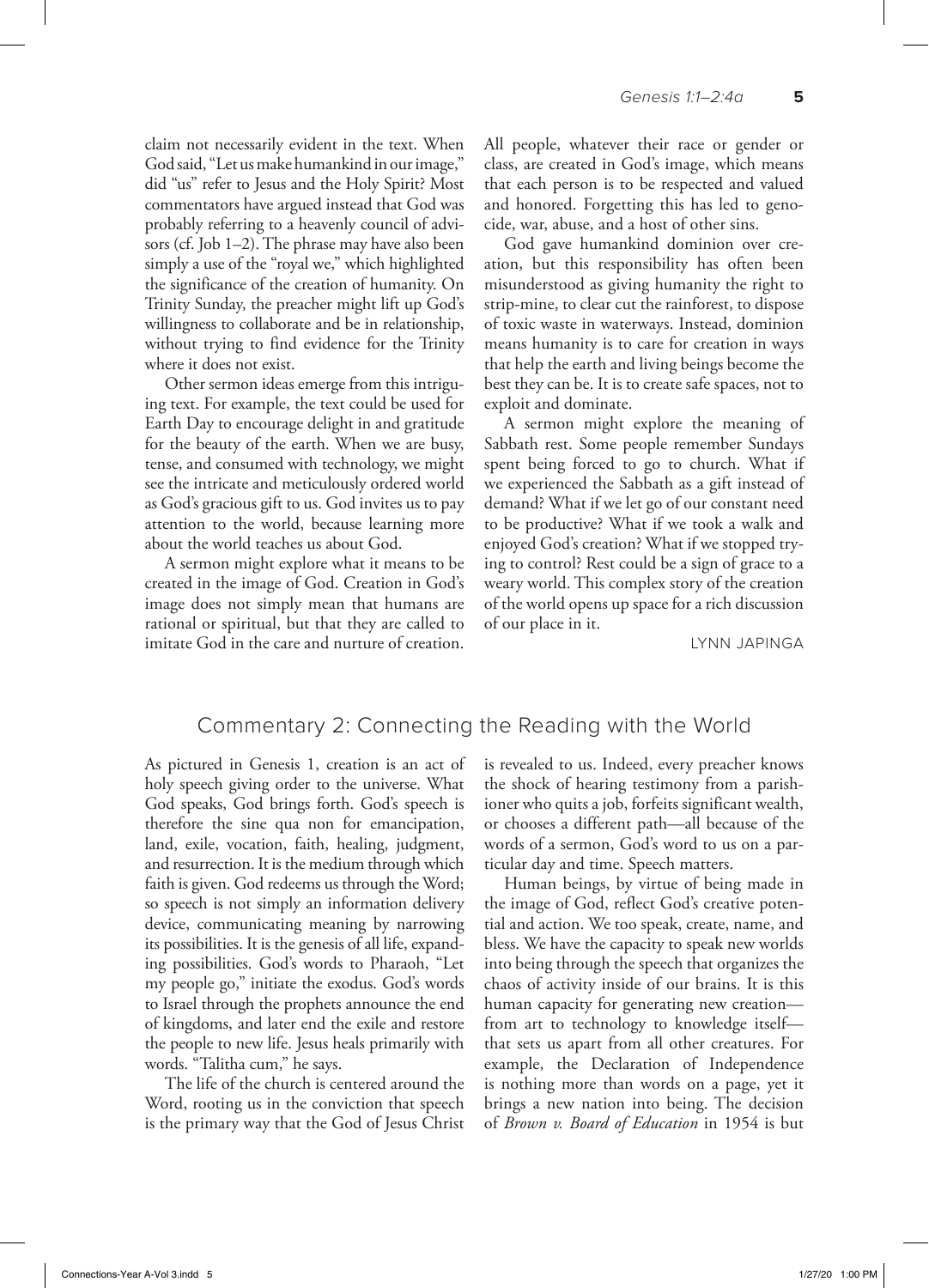claim not necessarily evident in the text. When God said, "Let us make humankind in our image," did "us" refer to Jesus and the Holy Spirit? Most commentators have argued instead that God was probably referring to a heavenly council of advisors (cf. Job 1–2). The phrase may have also been simply a use of the "royal we," which highlighted the significance of the creation of humanity. On Trinity Sunday, the preacher might lift up God's willingness to collaborate and be in relationship, without trying to find evidence for the Trinity where it does not exist.

Other sermon ideas emerge from this intriguing text. For example, the text could be used for Earth Day to encourage delight in and gratitude for the beauty of the earth. When we are busy, tense, and consumed with technology, we might see the intricate and meticulously ordered world as God's gracious gift to us. God invites us to pay attention to the world, because learning more about the world teaches us about God.

A sermon might explore what it means to be created in the image of God. Creation in God's image does not simply mean that humans are rational or spiritual, but that they are called to imitate God in the care and nurture of creation. All people, whatever their race or gender or class, are created in God's image, which means that each person is to be respected and valued and honored. Forgetting this has led to genocide, war, abuse, and a host of other sins.

God gave humankind dominion over creation, but this responsibility has often been misunderstood as giving humanity the right to strip-mine, to clear cut the rainforest, to dispose of toxic waste in waterways. Instead, dominion means humanity is to care for creation in ways that help the earth and living beings become the best they can be. It is to create safe spaces, not to exploit and dominate.

A sermon might explore the meaning of Sabbath rest. Some people remember Sundays spent being forced to go to church. What if we experienced the Sabbath as a gift instead of demand? What if we let go of our constant need to be productive? What if we took a walk and enjoyed God's creation? What if we stopped trying to control? Rest could be a sign of grace to a weary world. This complex story of the creation of the world opens up space for a rich discussion of our place in it.

LYNN JAPINGA

## Commentary 2: Connecting the Reading with the World

As pictured in Genesis 1, creation is an act of holy speech giving order to the universe. What God speaks, God brings forth. God's speech is therefore the sine qua non for emancipation, land, exile, vocation, faith, healing, judgment, and resurrection. It is the medium through which faith is given. God redeems us through the Word; so speech is not simply an information delivery device, communicating meaning by narrowing its possibilities. It is the genesis of all life, expanding possibilities. God's words to Pharaoh, "Let my people go," initiate the exodus. God's words to Israel through the prophets announce the end of kingdoms, and later end the exile and restore the people to new life. Jesus heals primarily with words. "Talitha cum," he says.

The life of the church is centered around the Word, rooting us in the conviction that speech is the primary way that the God of Jesus Christ is revealed to us. Indeed, every preacher knows the shock of hearing testimony from a parishioner who quits a job, forfeits significant wealth, or chooses a different path—all because of the words of a sermon, God's word to us on a particular day and time. Speech matters.

Human beings, by virtue of being made in the image of God, reflect God's creative potential and action. We too speak, create, name, and bless. We have the capacity to speak new worlds into being through the speech that organizes the chaos of activity inside of our brains. It is this human capacity for generating new creation—from art to technology to knowledge itself—that sets us apart from all other creatures. For example, the Declaration of Independence is nothing more than words on a page, yet it brings a new nation into being. The decision of *Brown v. Board of Education* in 1954 is but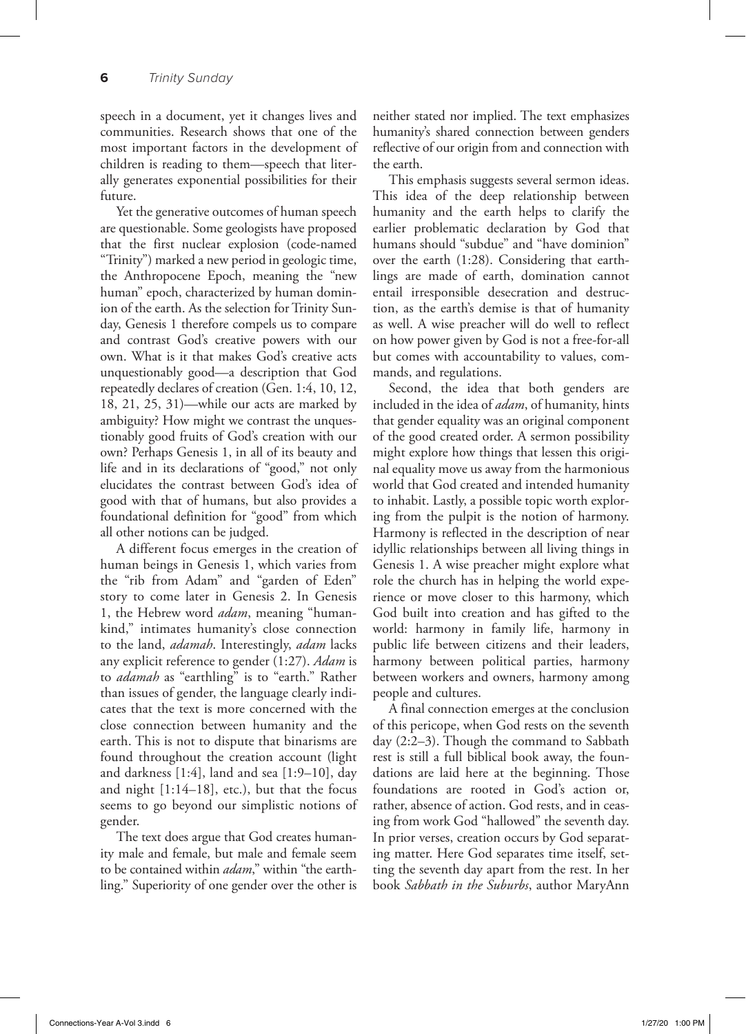speech in a document, yet it changes lives and communities. Research shows that one of the most important factors in the development of children is reading to them—speech that literally generates exponential possibilities for their future.

Yet the generative outcomes of human speech are questionable. Some geologists have proposed that the first nuclear explosion (code-named "Trinity") marked a new period in geologic time, the Anthropocene Epoch, meaning the "new human" epoch, characterized by human dominion of the earth. As the selection for Trinity Sunday, Genesis 1 therefore compels us to compare and contrast God's creative powers with our own. What is it that makes God's creative acts unquestionably good—a description that God repeatedly declares of creation (Gen. 1:4, 10, 12, 18, 21, 25, 31)—while our acts are marked by ambiguity? How might we contrast the unquestionably good fruits of God's creation with our own? Perhaps Genesis 1, in all of its beauty and life and in its declarations of "good," not only elucidates the contrast between God's idea of good with that of humans, but also provides a foundational definition for "good" from which all other notions can be judged.

A different focus emerges in the creation of human beings in Genesis 1, which varies from the "rib from Adam" and "garden of Eden" story to come later in Genesis 2. In Genesis 1, the Hebrew word *adam*, meaning "humankind," intimates humanity's close connection to the land, *adamah*. Interestingly, *adam* lacks any explicit reference to gender (1:27). *Adam* is to *adamah* as "earthling" is to "earth." Rather than issues of gender, the language clearly indicates that the text is more concerned with the close connection between humanity and the earth. This is not to dispute that binarisms are found throughout the creation account (light and darkness [1:4], land and sea [1:9–10], day and night [1:14–18], etc.), but that the focus seems to go beyond our simplistic notions of gender.

The text does argue that God creates humanity male and female, but male and female seem to be contained within *adam*," within "the earthling." Superiority of one gender over the other is neither stated nor implied. The text emphasizes humanity's shared connection between genders reflective of our origin from and connection with the earth.

This emphasis suggests several sermon ideas. This idea of the deep relationship between humanity and the earth helps to clarify the earlier problematic declaration by God that humans should "subdue" and "have dominion" over the earth (1:28). Considering that earthlings are made of earth, domination cannot entail irresponsible desecration and destruction, as the earth's demise is that of humanity as well. A wise preacher will do well to reflect on how power given by God is not a free-for-all but comes with accountability to values, commands, and regulations.

Second, the idea that both genders are included in the idea of *adam*, of humanity, hints that gender equality was an original component of the good created order. A sermon possibility might explore how things that lessen this original equality move us away from the harmonious world that God created and intended humanity to inhabit. Lastly, a possible topic worth exploring from the pulpit is the notion of harmony. Harmony is reflected in the description of near idyllic relationships between all living things in Genesis 1. A wise preacher might explore what role the church has in helping the world experience or move closer to this harmony, which God built into creation and has gifted to the world: harmony in family life, harmony in public life between citizens and their leaders, harmony between political parties, harmony between workers and owners, harmony among people and cultures.

A final connection emerges at the conclusion of this pericope, when God rests on the seventh day (2:2–3). Though the command to Sabbath rest is still a full biblical book away, the foundations are laid here at the beginning. Those foundations are rooted in God's action or, rather, absence of action. God rests, and in ceasing from work God "hallowed" the seventh day. In prior verses, creation occurs by God separating matter. Here God separates time itself, setting the seventh day apart from the rest. In her book *Sabbath in the Suburbs*, author MaryAnn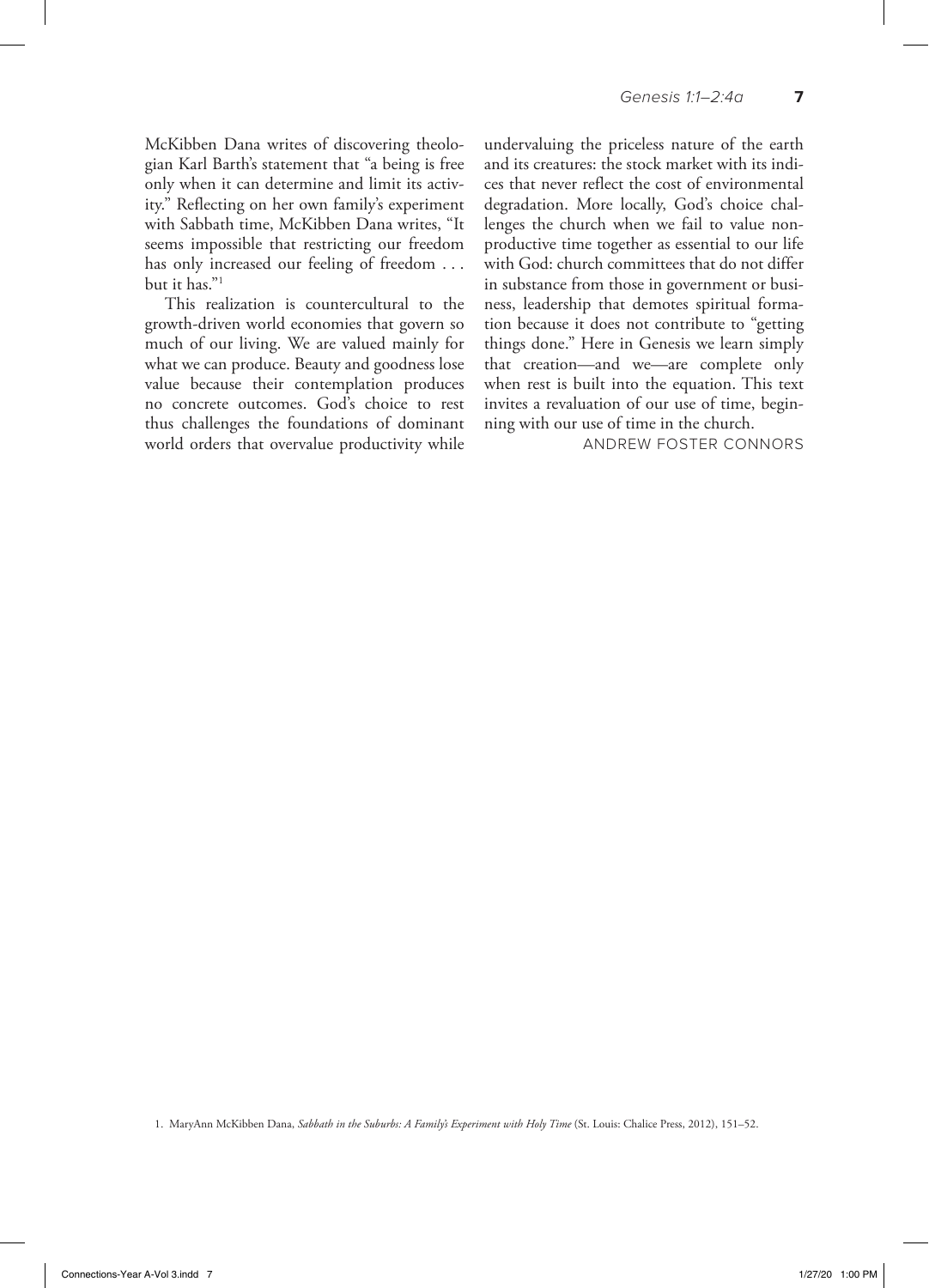McKibben Dana writes of discovering theologian Karl Barth's statement that "a being is free only when it can determine and limit its activity." Reflecting on her own family's experiment with Sabbath time, McKibben Dana writes, "It seems impossible that restricting our freedom has only increased our feeling of freedom . . . but it has."[1]

This realization is countercultural to the growth-driven world economies that govern so much of our living. We are valued mainly for what we can produce. Beauty and goodness lose value because their contemplation produces no concrete outcomes. God's choice to rest thus challenges the foundations of dominant world orders that overvalue productivity while undervaluing the priceless nature of the earth and its creatures: the stock market with its indices that never reflect the cost of environmental degradation. More locally, God's choice challenges the church when we fail to value nonproductive time together as essential to our life with God: church committees that do not differ in substance from those in government or business, leadership that demotes spiritual formation because it does not contribute to "getting things done." Here in Genesis we learn simply that creation—and we—are complete only when rest is built into the equation. This text invites a revaluation of our use of time, beginning with our use of time in the church.

ANDREW FOSTER CONNORS

1. MaryAnn McKibben Dana, *Sabbath in the Suburbs: A Family's Experiment with Holy Time* (St. Louis: Chalice Press, 2012), 151–52.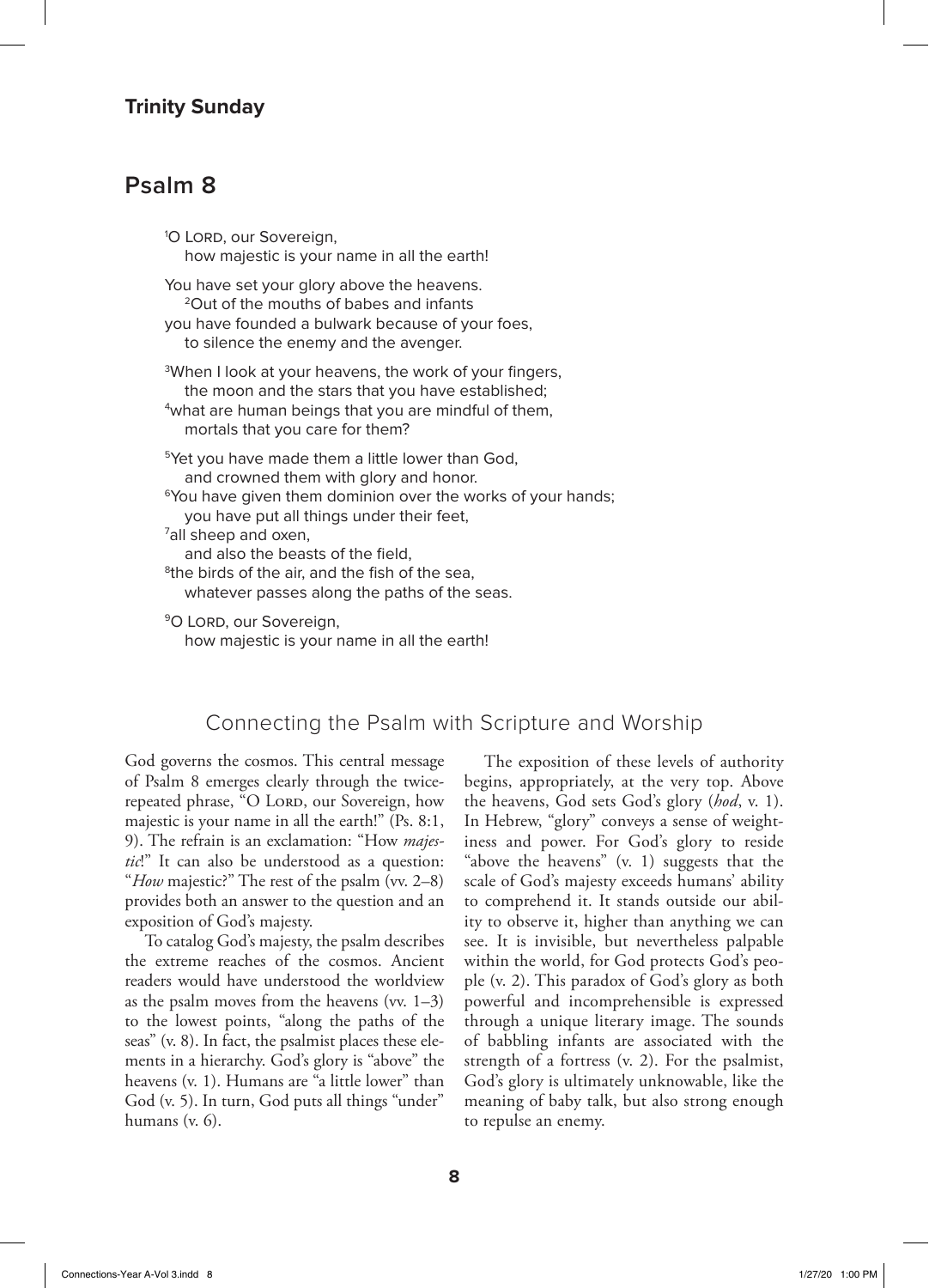**Trinity Sunday**

## Psalm 8

[1]O Lord, our Sovereign,
how majestic is your name in all the earth!

You have set your glory above the heavens.
[2]Out of the mouths of babes and infants
you have founded a bulwark because of your foes,
to silence the enemy and the avenger.

[3]When I look at your heavens, the work of your fingers,
the moon and the stars that you have established;
[4]what are human beings that you are mindful of them,
mortals that you care for them?

[5]Yet you have made them a little lower than God,
and crowned them with glory and honor.
[6]You have given them dominion over the works of your hands;
you have put all things under their feet,
[7]all sheep and oxen,
and also the beasts of the field,
[8]the birds of the air, and the fish of the sea,
whatever passes along the paths of the seas.

[9]O Lord, our Sovereign,
how majestic is your name in all the earth!

### Connecting the Psalm with Scripture and Worship

God governs the cosmos. This central message of Psalm 8 emerges clearly through the twice-repeated phrase, "O Lord, our Sovereign, how majestic is your name in all the earth!" (Ps. 8:1, 9). The refrain is an exclamation: "How *majestic*!" It can also be understood as a question: "*How* majestic?" The rest of the psalm (vv. 2–8) provides both an answer to the question and an exposition of God's majesty.

To catalog God's majesty, the psalm describes the extreme reaches of the cosmos. Ancient readers would have understood the worldview as the psalm moves from the heavens (vv. 1–3) to the lowest points, "along the paths of the seas" (v. 8). In fact, the psalmist places these elements in a hierarchy. God's glory is "above" the heavens (v. 1). Humans are "a little lower" than God (v. 5). In turn, God puts all things "under" humans (v. 6).

The exposition of these levels of authority begins, appropriately, at the very top. Above the heavens, God sets God's glory (*hod*, v. 1). In Hebrew, "glory" conveys a sense of weightiness and power. For God's glory to reside "above the heavens" (v. 1) suggests that the scale of God's majesty exceeds humans' ability to comprehend it. It stands outside our ability to observe it, higher than anything we can see. It is invisible, but nevertheless palpable within the world, for God protects God's people (v. 2). This paradox of God's glory as both powerful and incomprehensible is expressed through a unique literary image. The sounds of babbling infants are associated with the strength of a fortress (v. 2). For the psalmist, God's glory is ultimately unknowable, like the meaning of baby talk, but also strong enough to repulse an enemy.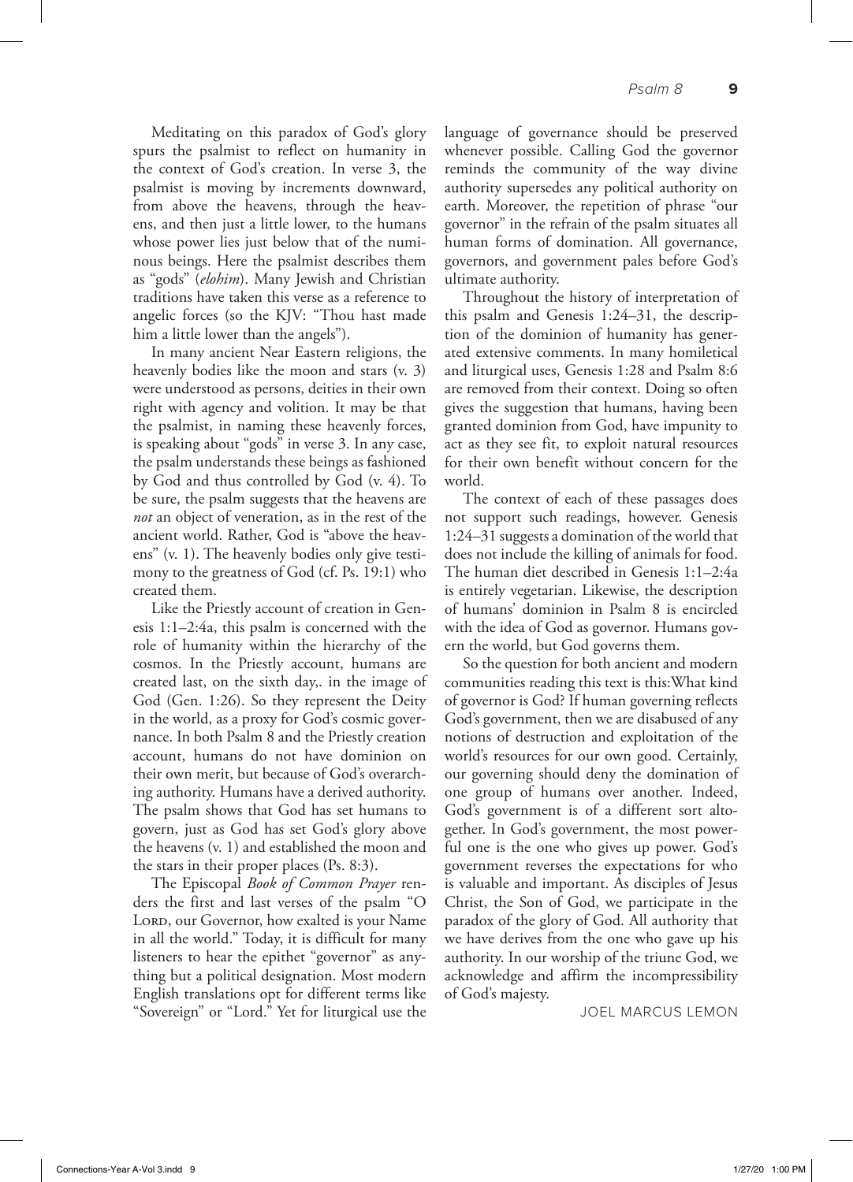Meditating on this paradox of God's glory spurs the psalmist to reflect on humanity in the context of God's creation. In verse 3, the psalmist is moving by increments downward, from above the heavens, through the heavens, and then just a little lower, to the humans whose power lies just below that of the numinous beings. Here the psalmist describes them as "gods" (*elohim*). Many Jewish and Christian traditions have taken this verse as a reference to angelic forces (so the KJV: "Thou hast made him a little lower than the angels").

In many ancient Near Eastern religions, the heavenly bodies like the moon and stars (v. 3) were understood as persons, deities in their own right with agency and volition. It may be that the psalmist, in naming these heavenly forces, is speaking about "gods" in verse 3. In any case, the psalm understands these beings as fashioned by God and thus controlled by God (v. 4). To be sure, the psalm suggests that the heavens are *not* an object of veneration, as in the rest of the ancient world. Rather, God is "above the heavens" (v. 1). The heavenly bodies only give testimony to the greatness of God (cf. Ps. 19:1) who created them.

Like the Priestly account of creation in Genesis 1:1–2:4a, this psalm is concerned with the role of humanity within the hierarchy of the cosmos. In the Priestly account, humans are created last, on the sixth day,. in the image of God (Gen. 1:26). So they represent the Deity in the world, as a proxy for God's cosmic governance. In both Psalm 8 and the Priestly creation account, humans do not have dominion on their own merit, but because of God's overarching authority. Humans have a derived authority. The psalm shows that God has set humans to govern, just as God has set God's glory above the heavens (v. 1) and established the moon and the stars in their proper places (Ps. 8:3).

The Episcopal *Book of Common Prayer* renders the first and last verses of the psalm "O Lord, our Governor, how exalted is your Name in all the world." Today, it is difficult for many listeners to hear the epithet "governor" as anything but a political designation. Most modern English translations opt for different terms like "Sovereign" or "Lord." Yet for liturgical use the language of governance should be preserved whenever possible. Calling God the governor reminds the community of the way divine authority supersedes any political authority on earth. Moreover, the repetition of phrase "our governor" in the refrain of the psalm situates all human forms of domination. All governance, governors, and government pales before God's ultimate authority.

Throughout the history of interpretation of this psalm and Genesis 1:24–31, the description of the dominion of humanity has generated extensive comments. In many homiletical and liturgical uses, Genesis 1:28 and Psalm 8:6 are removed from their context. Doing so often gives the suggestion that humans, having been granted dominion from God, have impunity to act as they see fit, to exploit natural resources for their own benefit without concern for the world.

The context of each of these passages does not support such readings, however. Genesis 1:24–31 suggests a domination of the world that does not include the killing of animals for food. The human diet described in Genesis 1:1–2:4a is entirely vegetarian. Likewise, the description of humans' dominion in Psalm 8 is encircled with the idea of God as governor. Humans govern the world, but God governs them.

So the question for both ancient and modern communities reading this text is this:What kind of governor is God? If human governing reflects God's government, then we are disabused of any notions of destruction and exploitation of the world's resources for our own good. Certainly, our governing should deny the domination of one group of humans over another. Indeed, God's government is of a different sort altogether. In God's government, the most powerful one is the one who gives up power. God's government reverses the expectations for who is valuable and important. As disciples of Jesus Christ, the Son of God, we participate in the paradox of the glory of God. All authority that we have derives from the one who gave up his authority. In our worship of the triune God, we acknowledge and affirm the incompressibility of God's majesty.

JOEL MARCUS LEMON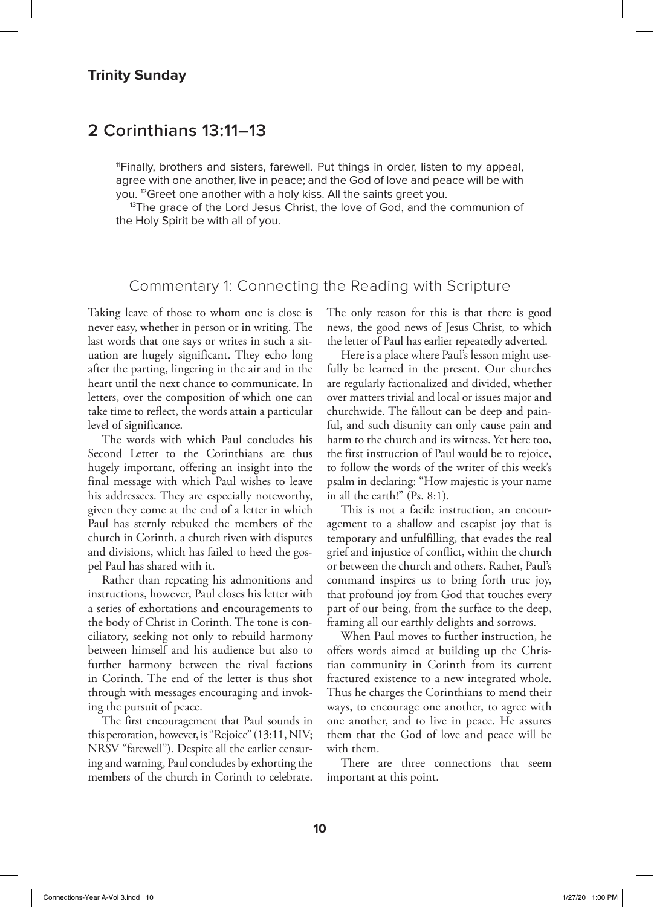**Trinity Sunday**

## 2 Corinthians 13:11–13

> [11]Finally, brothers and sisters, farewell. Put things in order, listen to my appeal, agree with one another, live in peace; and the God of love and peace will be with you. [12]Greet one another with a holy kiss. All the saints greet you.
>
> [13]The grace of the Lord Jesus Christ, the love of God, and the communion of the Holy Spirit be with all of you.

### Commentary 1: Connecting the Reading with Scripture

Taking leave of those to whom one is close is never easy, whether in person or in writing. The last words that one says or writes in such a situation are hugely significant. They echo long after the parting, lingering in the air and in the heart until the next chance to communicate. In letters, over the composition of which one can take time to reflect, the words attain a particular level of significance.

The words with which Paul concludes his Second Letter to the Corinthians are thus hugely important, offering an insight into the final message with which Paul wishes to leave his addressees. They are especially noteworthy, given they come at the end of a letter in which Paul has sternly rebuked the members of the church in Corinth, a church riven with disputes and divisions, which has failed to heed the gospel Paul has shared with it.

Rather than repeating his admonitions and instructions, however, Paul closes his letter with a series of exhortations and encouragements to the body of Christ in Corinth. The tone is conciliatory, seeking not only to rebuild harmony between himself and his audience but also to further harmony between the rival factions in Corinth. The end of the letter is thus shot through with messages encouraging and invoking the pursuit of peace.

The first encouragement that Paul sounds in this peroration, however, is "Rejoice" (13:11, NIV; NRSV "farewell"). Despite all the earlier censuring and warning, Paul concludes by exhorting the members of the church in Corinth to celebrate. The only reason for this is that there is good news, the good news of Jesus Christ, to which the letter of Paul has earlier repeatedly adverted.

Here is a place where Paul's lesson might usefully be learned in the present. Our churches are regularly factionalized and divided, whether over matters trivial and local or issues major and churchwide. The fallout can be deep and painful, and such disunity can only cause pain and harm to the church and its witness. Yet here too, the first instruction of Paul would be to rejoice, to follow the words of the writer of this week's psalm in declaring: "How majestic is your name in all the earth!" (Ps. 8:1).

This is not a facile instruction, an encouragement to a shallow and escapist joy that is temporary and unfulfilling, that evades the real grief and injustice of conflict, within the church or between the church and others. Rather, Paul's command inspires us to bring forth true joy, that profound joy from God that touches every part of our being, from the surface to the deep, framing all our earthly delights and sorrows.

When Paul moves to further instruction, he offers words aimed at building up the Christian community in Corinth from its current fractured existence to a new integrated whole. Thus he charges the Corinthians to mend their ways, to encourage one another, to agree with one another, and to live in peace. He assures them that the God of love and peace will be with them.

There are three connections that seem important at this point.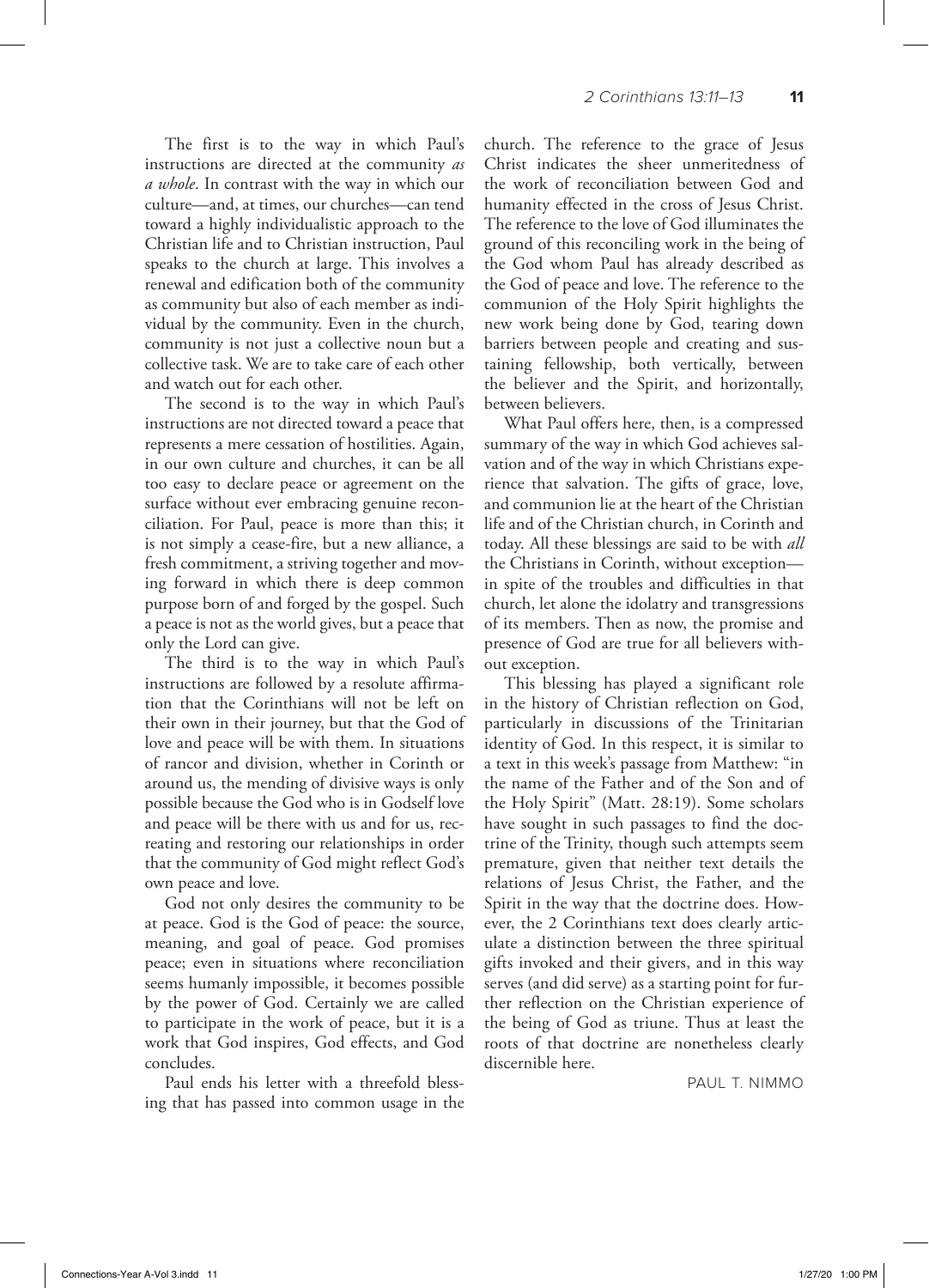The first is to the way in which Paul's instructions are directed at the community *as a whole*. In contrast with the way in which our culture—and, at times, our churches—can tend toward a highly individualistic approach to the Christian life and to Christian instruction, Paul speaks to the church at large. This involves a renewal and edification both of the community as community but also of each member as individual by the community. Even in the church, community is not just a collective noun but a collective task. We are to take care of each other and watch out for each other.

The second is to the way in which Paul's instructions are not directed toward a peace that represents a mere cessation of hostilities. Again, in our own culture and churches, it can be all too easy to declare peace or agreement on the surface without ever embracing genuine reconciliation. For Paul, peace is more than this; it is not simply a cease-fire, but a new alliance, a fresh commitment, a striving together and moving forward in which there is deep common purpose born of and forged by the gospel. Such a peace is not as the world gives, but a peace that only the Lord can give.

The third is to the way in which Paul's instructions are followed by a resolute affirmation that the Corinthians will not be left on their own in their journey, but that the God of love and peace will be with them. In situations of rancor and division, whether in Corinth or around us, the mending of divisive ways is only possible because the God who is in Godself love and peace will be there with us and for us, recreating and restoring our relationships in order that the community of God might reflect God's own peace and love.

God not only desires the community to be at peace. God is the God of peace: the source, meaning, and goal of peace. God promises peace; even in situations where reconciliation seems humanly impossible, it becomes possible by the power of God. Certainly we are called to participate in the work of peace, but it is a work that God inspires, God effects, and God concludes.

Paul ends his letter with a threefold blessing that has passed into common usage in the church. The reference to the grace of Jesus Christ indicates the sheer unmeritedness of the work of reconciliation between God and humanity effected in the cross of Jesus Christ. The reference to the love of God illuminates the ground of this reconciling work in the being of the God whom Paul has already described as the God of peace and love. The reference to the communion of the Holy Spirit highlights the new work being done by God, tearing down barriers between people and creating and sustaining fellowship, both vertically, between the believer and the Spirit, and horizontally, between believers.

What Paul offers here, then, is a compressed summary of the way in which God achieves salvation and of the way in which Christians experience that salvation. The gifts of grace, love, and communion lie at the heart of the Christian life and of the Christian church, in Corinth and today. All these blessings are said to be with *all* the Christians in Corinth, without exception—in spite of the troubles and difficulties in that church, let alone the idolatry and transgressions of its members. Then as now, the promise and presence of God are true for all believers without exception.

This blessing has played a significant role in the history of Christian reflection on God, particularly in discussions of the Trinitarian identity of God. In this respect, it is similar to a text in this week's passage from Matthew: "in the name of the Father and of the Son and of the Holy Spirit" (Matt. 28:19). Some scholars have sought in such passages to find the doctrine of the Trinity, though such attempts seem premature, given that neither text details the relations of Jesus Christ, the Father, and the Spirit in the way that the doctrine does. However, the 2 Corinthians text does clearly articulate a distinction between the three spiritual gifts invoked and their givers, and in this way serves (and did serve) as a starting point for further reflection on the Christian experience of the being of God as triune. Thus at least the roots of that doctrine are nonetheless clearly discernible here.

PAUL T. NIMMO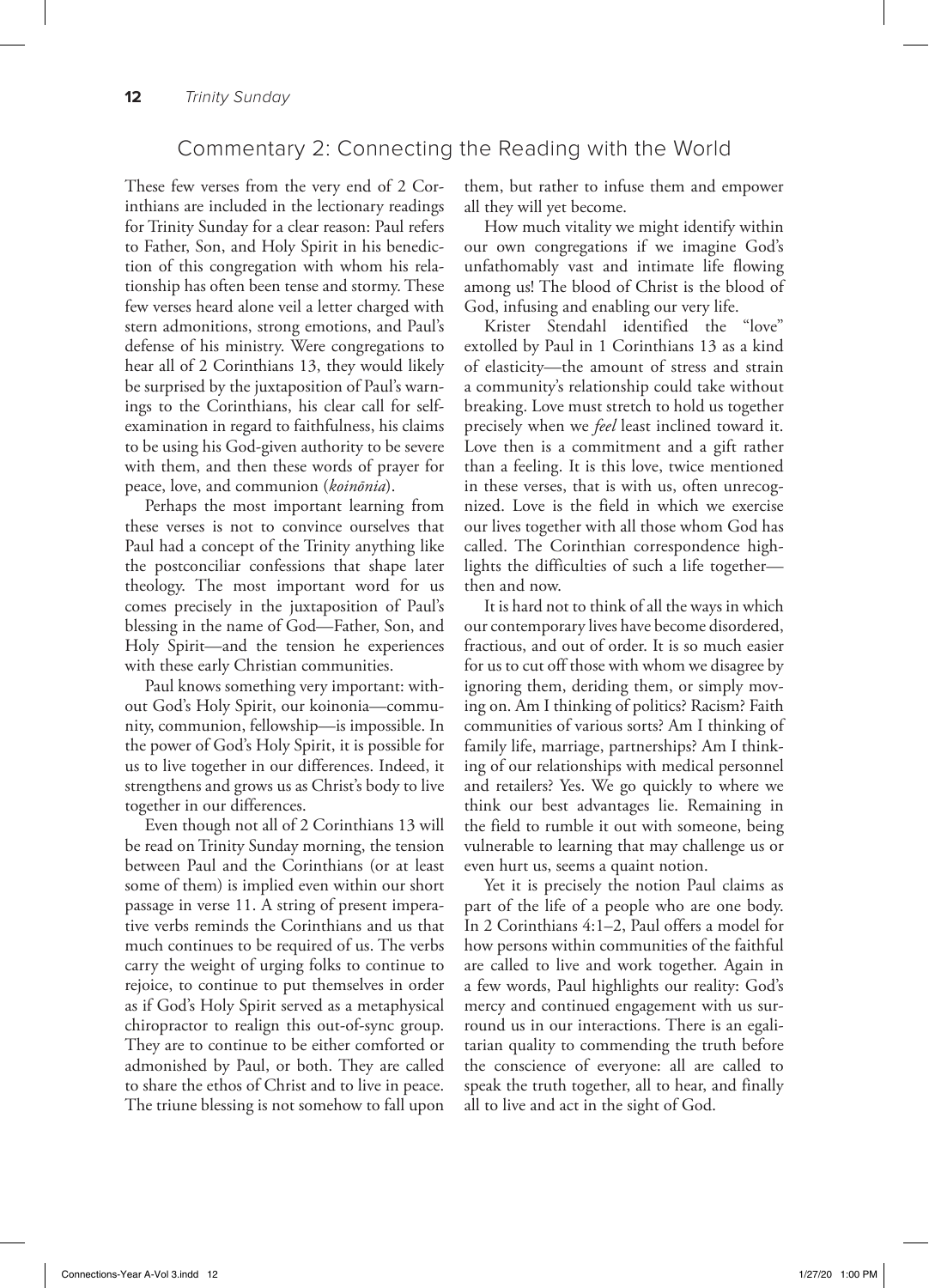## Commentary 2: Connecting the Reading with the World

These few verses from the very end of 2 Corinthians are included in the lectionary readings for Trinity Sunday for a clear reason: Paul refers to Father, Son, and Holy Spirit in his benediction of this congregation with whom his relationship has often been tense and stormy. These few verses heard alone veil a letter charged with stern admonitions, strong emotions, and Paul's defense of his ministry. Were congregations to hear all of 2 Corinthians 13, they would likely be surprised by the juxtaposition of Paul's warnings to the Corinthians, his clear call for self-examination in regard to faithfulness, his claims to be using his God-given authority to be severe with them, and then these words of prayer for peace, love, and communion (*koinōnia*).

Perhaps the most important learning from these verses is not to convince ourselves that Paul had a concept of the Trinity anything like the postconciliar confessions that shape later theology. The most important word for us comes precisely in the juxtaposition of Paul's blessing in the name of God—Father, Son, and Holy Spirit—and the tension he experiences with these early Christian communities.

Paul knows something very important: without God's Holy Spirit, our koinonia—community, communion, fellowship—is impossible. In the power of God's Holy Spirit, it is possible for us to live together in our differences. Indeed, it strengthens and grows us as Christ's body to live together in our differences.

Even though not all of 2 Corinthians 13 will be read on Trinity Sunday morning, the tension between Paul and the Corinthians (or at least some of them) is implied even within our short passage in verse 11. A string of present imperative verbs reminds the Corinthians and us that much continues to be required of us. The verbs carry the weight of urging folks to continue to rejoice, to continue to put themselves in order as if God's Holy Spirit served as a metaphysical chiropractor to realign this out-of-sync group. They are to continue to be either comforted or admonished by Paul, or both. They are called to share the ethos of Christ and to live in peace. The triune blessing is not somehow to fall upon them, but rather to infuse them and empower all they will yet become.

How much vitality we might identify within our own congregations if we imagine God's unfathomably vast and intimate life flowing among us! The blood of Christ is the blood of God, infusing and enabling our very life.

Krister Stendahl identified the "love" extolled by Paul in 1 Corinthians 13 as a kind of elasticity—the amount of stress and strain a community's relationship could take without breaking. Love must stretch to hold us together precisely when we *feel* least inclined toward it. Love then is a commitment and a gift rather than a feeling. It is this love, twice mentioned in these verses, that is with us, often unrecognized. Love is the field in which we exercise our lives together with all those whom God has called. The Corinthian correspondence highlights the difficulties of such a life together—then and now.

It is hard not to think of all the ways in which our contemporary lives have become disordered, fractious, and out of order. It is so much easier for us to cut off those with whom we disagree by ignoring them, deriding them, or simply moving on. Am I thinking of politics? Racism? Faith communities of various sorts? Am I thinking of family life, marriage, partnerships? Am I thinking of our relationships with medical personnel and retailers? Yes. We go quickly to where we think our best advantages lie. Remaining in the field to rumble it out with someone, being vulnerable to learning that may challenge us or even hurt us, seems a quaint notion.

Yet it is precisely the notion Paul claims as part of the life of a people who are one body. In 2 Corinthians 4:1–2, Paul offers a model for how persons within communities of the faithful are called to live and work together. Again in a few words, Paul highlights our reality: God's mercy and continued engagement with us surround us in our interactions. There is an egalitarian quality to commending the truth before the conscience of everyone: all are called to speak the truth together, all to hear, and finally all to live and act in the sight of God.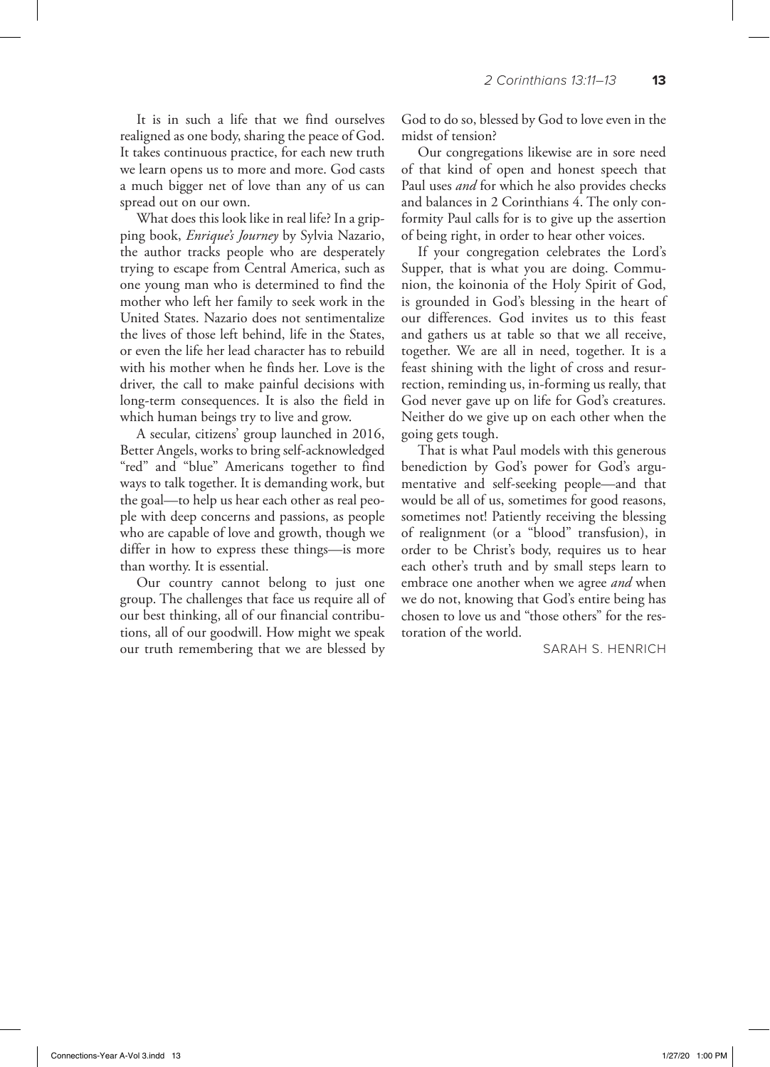It is in such a life that we find ourselves realigned as one body, sharing the peace of God. It takes continuous practice, for each new truth we learn opens us to more and more. God casts a much bigger net of love than any of us can spread out on our own.

What does this look like in real life? In a gripping book, *Enrique's Journey* by Sylvia Nazario, the author tracks people who are desperately trying to escape from Central America, such as one young man who is determined to find the mother who left her family to seek work in the United States. Nazario does not sentimentalize the lives of those left behind, life in the States, or even the life her lead character has to rebuild with his mother when he finds her. Love is the driver, the call to make painful decisions with long-term consequences. It is also the field in which human beings try to live and grow.

A secular, citizens' group launched in 2016, Better Angels, works to bring self-acknowledged "red" and "blue" Americans together to find ways to talk together. It is demanding work, but the goal—to help us hear each other as real people with deep concerns and passions, as people who are capable of love and growth, though we differ in how to express these things—is more than worthy. It is essential.

Our country cannot belong to just one group. The challenges that face us require all of our best thinking, all of our financial contributions, all of our goodwill. How might we speak our truth remembering that we are blessed by God to do so, blessed by God to love even in the midst of tension?

Our congregations likewise are in sore need of that kind of open and honest speech that Paul uses *and* for which he also provides checks and balances in 2 Corinthians 4. The only conformity Paul calls for is to give up the assertion of being right, in order to hear other voices.

If your congregation celebrates the Lord's Supper, that is what you are doing. Communion, the koinonia of the Holy Spirit of God, is grounded in God's blessing in the heart of our differences. God invites us to this feast and gathers us at table so that we all receive, together. We are all in need, together. It is a feast shining with the light of cross and resurrection, reminding us, in-forming us really, that God never gave up on life for God's creatures. Neither do we give up on each other when the going gets tough.

That is what Paul models with this generous benediction by God's power for God's argumentative and self-seeking people—and that would be all of us, sometimes for good reasons, sometimes not! Patiently receiving the blessing of realignment (or a "blood" transfusion), in order to be Christ's body, requires us to hear each other's truth and by small steps learn to embrace one another when we agree *and* when we do not, knowing that God's entire being has chosen to love us and "those others" for the restoration of the world.

SARAH S. HENRICH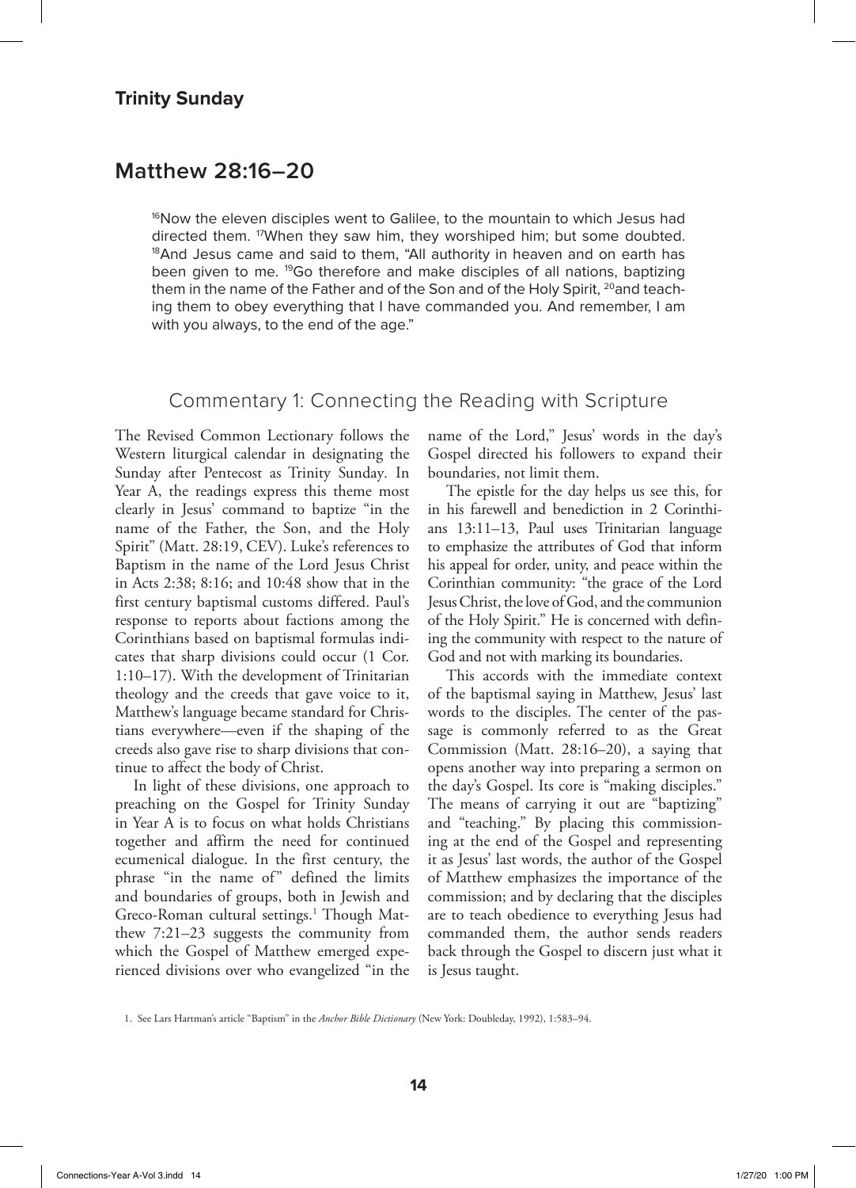## Trinity Sunday

# Matthew 28:16–20

> [16]Now the eleven disciples went to Galilee, to the mountain to which Jesus had directed them. [17]When they saw him, they worshiped him; but some doubted. [18]And Jesus came and said to them, "All authority in heaven and on earth has been given to me. [19]Go therefore and make disciples of all nations, baptizing them in the name of the Father and of the Son and of the Holy Spirit, [20]and teaching them to obey everything that I have commanded you. And remember, I am with you always, to the end of the age."

## Commentary 1: Connecting the Reading with Scripture

The Revised Common Lectionary follows the Western liturgical calendar in designating the Sunday after Pentecost as Trinity Sunday. In Year A, the readings express this theme most clearly in Jesus' command to baptize "in the name of the Father, the Son, and the Holy Spirit" (Matt. 28:19, CEV). Luke's references to Baptism in the name of the Lord Jesus Christ in Acts 2:38; 8:16; and 10:48 show that in the first century baptismal customs differed. Paul's response to reports about factions among the Corinthians based on baptismal formulas indicates that sharp divisions could occur (1 Cor. 1:10–17). With the development of Trinitarian theology and the creeds that gave voice to it, Matthew's language became standard for Christians everywhere—even if the shaping of the creeds also gave rise to sharp divisions that continue to affect the body of Christ.

In light of these divisions, one approach to preaching on the Gospel for Trinity Sunday in Year A is to focus on what holds Christians together and affirm the need for continued ecumenical dialogue. In the first century, the phrase "in the name of" defined the limits and boundaries of groups, both in Jewish and Greco-Roman cultural settings.[1] Though Matthew 7:21–23 suggests the community from which the Gospel of Matthew emerged experienced divisions over who evangelized "in the name of the Lord," Jesus' words in the day's Gospel directed his followers to expand their boundaries, not limit them.

The epistle for the day helps us see this, for in his farewell and benediction in 2 Corinthians 13:11–13, Paul uses Trinitarian language to emphasize the attributes of God that inform his appeal for order, unity, and peace within the Corinthian community: "the grace of the Lord Jesus Christ, the love of God, and the communion of the Holy Spirit." He is concerned with defining the community with respect to the nature of God and not with marking its boundaries.

This accords with the immediate context of the baptismal saying in Matthew, Jesus' last words to the disciples. The center of the passage is commonly referred to as the Great Commission (Matt. 28:16–20), a saying that opens another way into preparing a sermon on the day's Gospel. Its core is "making disciples." The means of carrying it out are "baptizing" and "teaching." By placing this commissioning at the end of the Gospel and representing it as Jesus' last words, the author of the Gospel of Matthew emphasizes the importance of the commission; and by declaring that the disciples are to teach obedience to everything Jesus had commanded them, the author sends readers back through the Gospel to discern just what it is Jesus taught.

1. See Lars Hartman's article "Baptism" in the *Anchor Bible Dictionary* (New York: Doubleday, 1992), 1:583–94.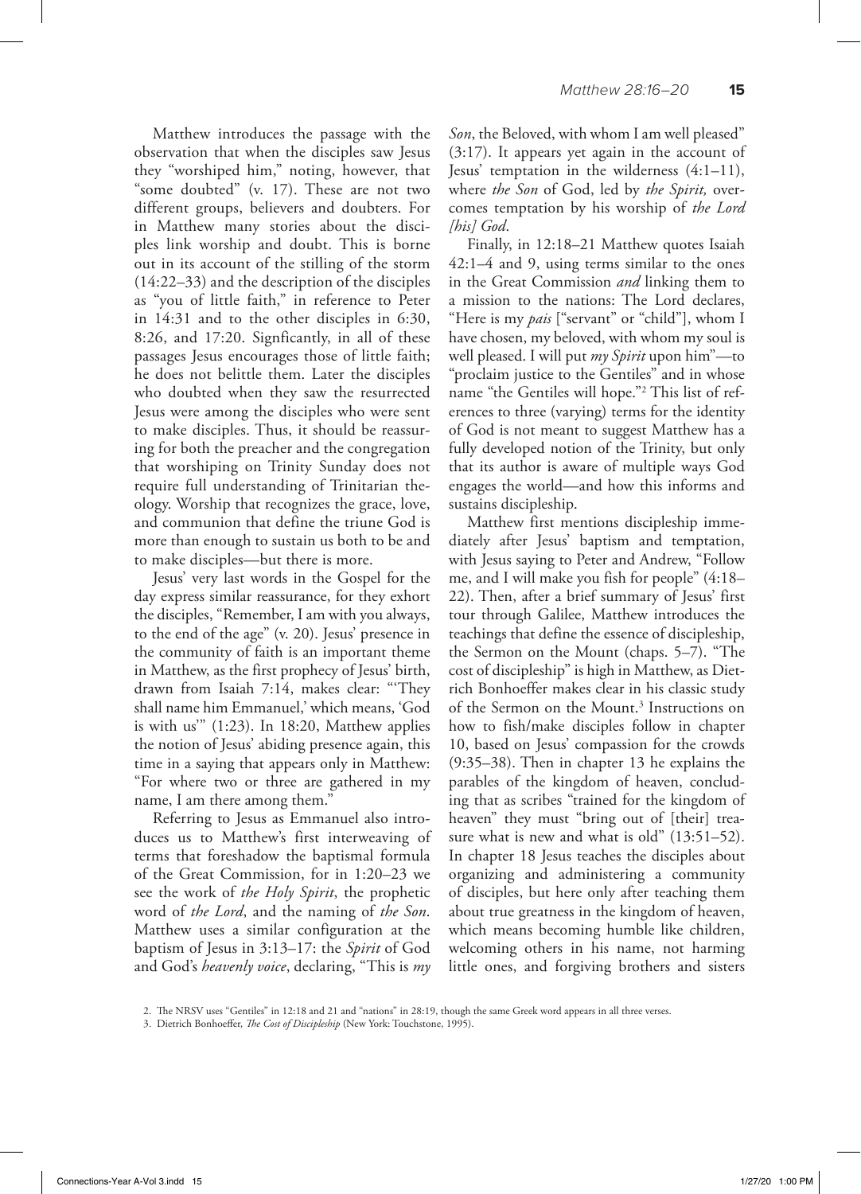Matthew introduces the passage with the observation that when the disciples saw Jesus they "worshiped him," noting, however, that "some doubted" (v. 17). These are not two different groups, believers and doubters. For in Matthew many stories about the disciples link worship and doubt. This is borne out in its account of the stilling of the storm (14:22–33) and the description of the disciples as "you of little faith," in reference to Peter in 14:31 and to the other disciples in 6:30, 8:26, and 17:20. Signficantly, in all of these passages Jesus encourages those of little faith; he does not belittle them. Later the disciples who doubted when they saw the resurrected Jesus were among the disciples who were sent to make disciples. Thus, it should be reassuring for both the preacher and the congregation that worshiping on Trinity Sunday does not require full understanding of Trinitarian theology. Worship that recognizes the grace, love, and communion that define the triune God is more than enough to sustain us both to be and to make disciples—but there is more.

Jesus' very last words in the Gospel for the day express similar reassurance, for they exhort the disciples, "Remember, I am with you always, to the end of the age" (v. 20). Jesus' presence in the community of faith is an important theme in Matthew, as the first prophecy of Jesus' birth, drawn from Isaiah 7:14, makes clear: "'They shall name him Emmanuel,' which means, 'God is with us'" (1:23). In 18:20, Matthew applies the notion of Jesus' abiding presence again, this time in a saying that appears only in Matthew: "For where two or three are gathered in my name, I am there among them."

Referring to Jesus as Emmanuel also introduces us to Matthew's first interweaving of terms that foreshadow the baptismal formula of the Great Commission, for in 1:20–23 we see the work of *the Holy Spirit*, the prophetic word of *the Lord*, and the naming of *the Son*. Matthew uses a similar configuration at the baptism of Jesus in 3:13–17: the *Spirit* of God and God's *heavenly voice*, declaring, "This is *my Son*, the Beloved, with whom I am well pleased" (3:17). It appears yet again in the account of Jesus' temptation in the wilderness (4:1–11), where *the Son* of God, led by *the Spirit,* overcomes temptation by his worship of *the Lord [his] God*.

Finally, in 12:18–21 Matthew quotes Isaiah 42:1–4 and 9, using terms similar to the ones in the Great Commission *and* linking them to a mission to the nations: The Lord declares, "Here is my *pais* ["servant" or "child"], whom I have chosen, my beloved, with whom my soul is well pleased. I will put *my Spirit* upon him"—to "proclaim justice to the Gentiles" and in whose name "the Gentiles will hope."[2] This list of references to three (varying) terms for the identity of God is not meant to suggest Matthew has a fully developed notion of the Trinity, but only that its author is aware of multiple ways God engages the world—and how this informs and sustains discipleship.

Matthew first mentions discipleship immediately after Jesus' baptism and temptation, with Jesus saying to Peter and Andrew, "Follow me, and I will make you fish for people" (4:18–22). Then, after a brief summary of Jesus' first tour through Galilee, Matthew introduces the teachings that define the essence of discipleship, the Sermon on the Mount (chaps. 5–7). "The cost of discipleship" is high in Matthew, as Dietrich Bonhoeffer makes clear in his classic study of the Sermon on the Mount.[3] Instructions on how to fish/make disciples follow in chapter 10, based on Jesus' compassion for the crowds (9:35–38). Then in chapter 13 he explains the parables of the kingdom of heaven, concluding that as scribes "trained for the kingdom of heaven" they must "bring out of [their] treasure what is new and what is old" (13:51–52). In chapter 18 Jesus teaches the disciples about organizing and administering a community of disciples, but here only after teaching them about true greatness in the kingdom of heaven, which means becoming humble like children, welcoming others in his name, not harming little ones, and forgiving brothers and sisters

2. The NRSV uses "Gentiles" in 12:18 and 21 and "nations" in 28:19, though the same Greek word appears in all three verses.

3. Dietrich Bonhoeffer, *The Cost of Discipleship* (New York: Touchstone, 1995).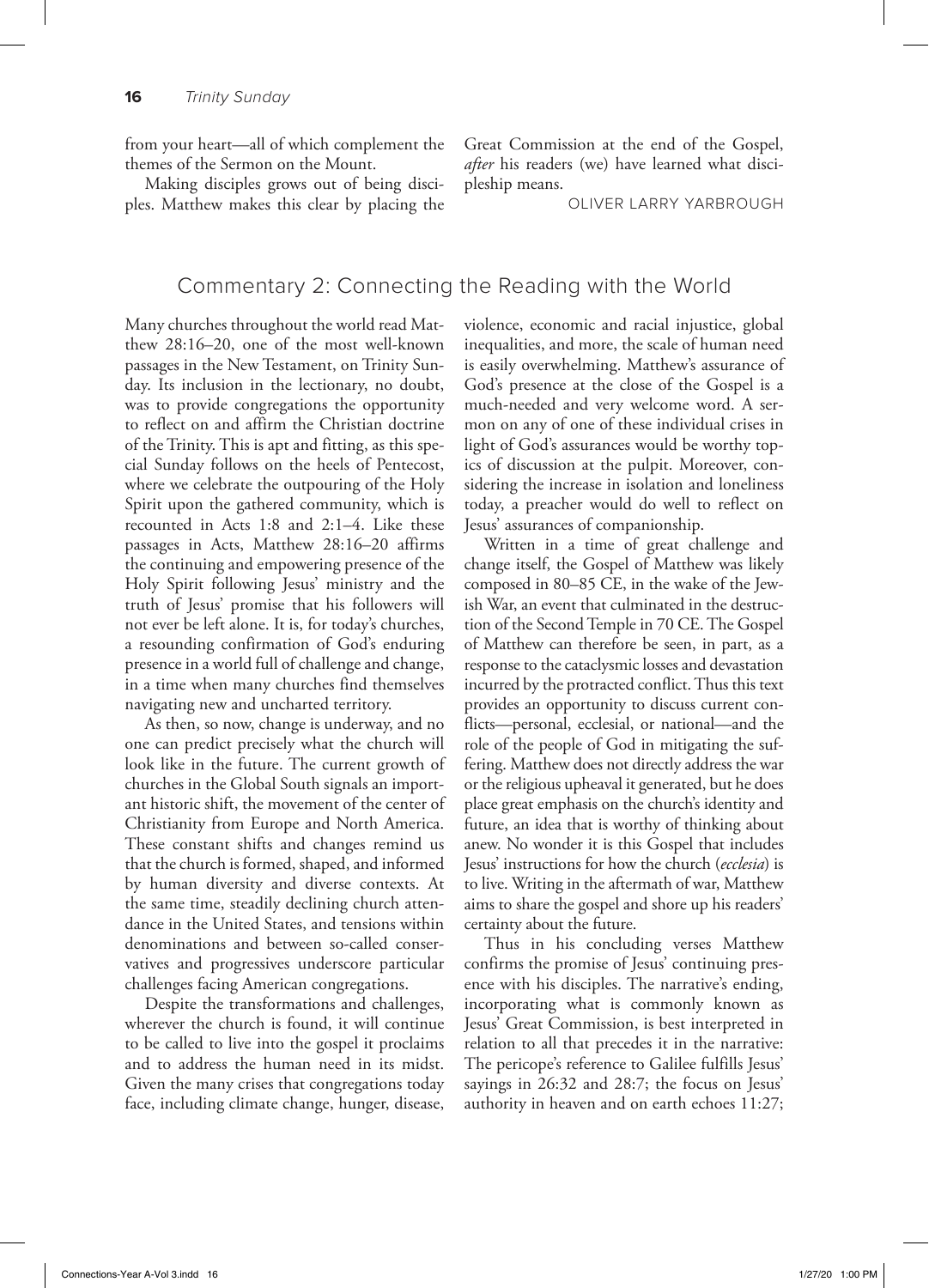from your heart—all of which complement the themes of the Sermon on the Mount.

Making disciples grows out of being disciples. Matthew makes this clear by placing the Great Commission at the end of the Gospel, *after* his readers (we) have learned what discipleship means.

OLIVER LARRY YARBROUGH

## Commentary 2: Connecting the Reading with the World

Many churches throughout the world read Matthew 28:16–20, one of the most well-known passages in the New Testament, on Trinity Sunday. Its inclusion in the lectionary, no doubt, was to provide congregations the opportunity to reflect on and affirm the Christian doctrine of the Trinity. This is apt and fitting, as this special Sunday follows on the heels of Pentecost, where we celebrate the outpouring of the Holy Spirit upon the gathered community, which is recounted in Acts 1:8 and 2:1–4. Like these passages in Acts, Matthew 28:16–20 affirms the continuing and empowering presence of the Holy Spirit following Jesus' ministry and the truth of Jesus' promise that his followers will not ever be left alone. It is, for today's churches, a resounding confirmation of God's enduring presence in a world full of challenge and change, in a time when many churches find themselves navigating new and uncharted territory.

As then, so now, change is underway, and no one can predict precisely what the church will look like in the future. The current growth of churches in the Global South signals an important historic shift, the movement of the center of Christianity from Europe and North America. These constant shifts and changes remind us that the church is formed, shaped, and informed by human diversity and diverse contexts. At the same time, steadily declining church attendance in the United States, and tensions within denominations and between so-called conservatives and progressives underscore particular challenges facing American congregations.

Despite the transformations and challenges, wherever the church is found, it will continue to be called to live into the gospel it proclaims and to address the human need in its midst. Given the many crises that congregations today face, including climate change, hunger, disease, violence, economic and racial injustice, global inequalities, and more, the scale of human need is easily overwhelming. Matthew's assurance of God's presence at the close of the Gospel is a much-needed and very welcome word. A sermon on any of one of these individual crises in light of God's assurances would be worthy topics of discussion at the pulpit. Moreover, considering the increase in isolation and loneliness today, a preacher would do well to reflect on Jesus' assurances of companionship.

Written in a time of great challenge and change itself, the Gospel of Matthew was likely composed in 80–85 CE, in the wake of the Jewish War, an event that culminated in the destruction of the Second Temple in 70 CE. The Gospel of Matthew can therefore be seen, in part, as a response to the cataclysmic losses and devastation incurred by the protracted conflict. Thus this text provides an opportunity to discuss current conflicts—personal, ecclesial, or national—and the role of the people of God in mitigating the suffering. Matthew does not directly address the war or the religious upheaval it generated, but he does place great emphasis on the church's identity and future, an idea that is worthy of thinking about anew. No wonder it is this Gospel that includes Jesus' instructions for how the church (*ecclesia*) is to live. Writing in the aftermath of war, Matthew aims to share the gospel and shore up his readers' certainty about the future.

Thus in his concluding verses Matthew confirms the promise of Jesus' continuing presence with his disciples. The narrative's ending, incorporating what is commonly known as Jesus' Great Commission, is best interpreted in relation to all that precedes it in the narrative: The pericope's reference to Galilee fulfills Jesus' sayings in 26:32 and 28:7; the focus on Jesus' authority in heaven and on earth echoes 11:27;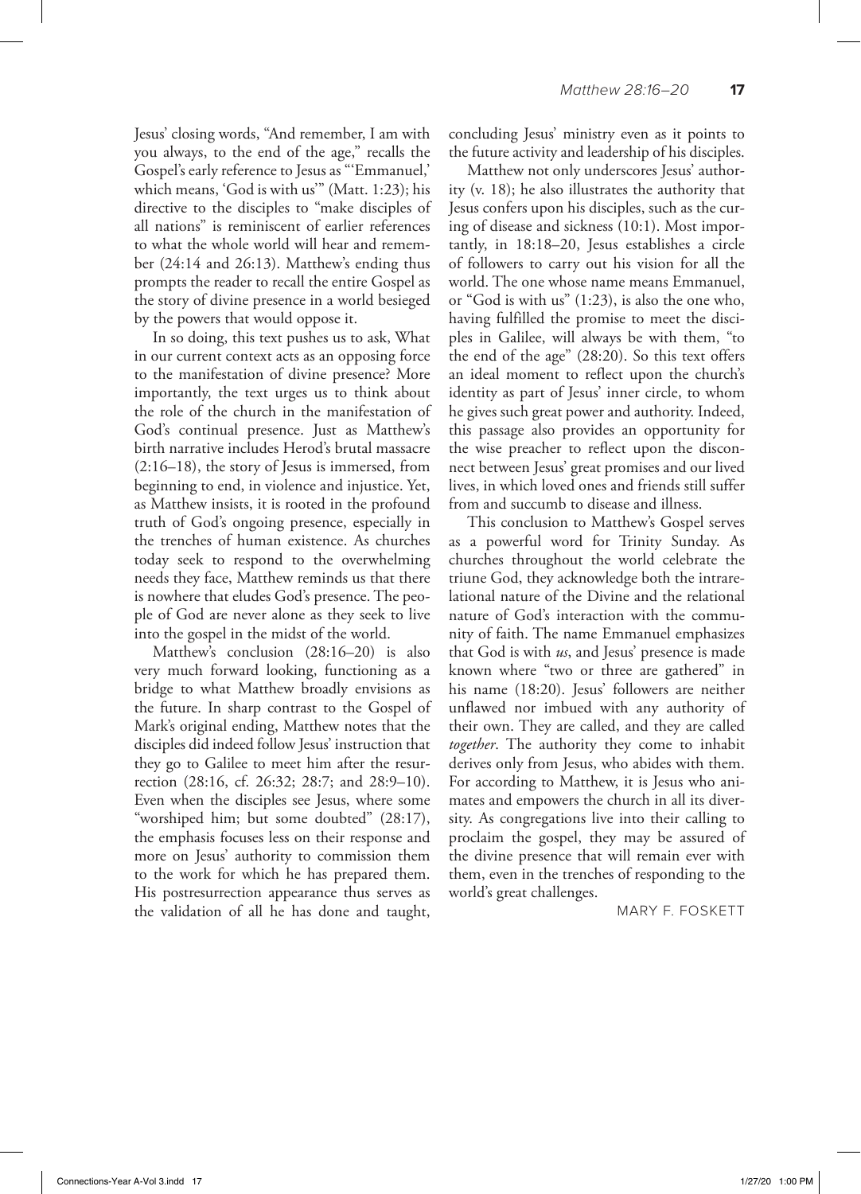Jesus' closing words, "And remember, I am with you always, to the end of the age," recalls the Gospel's early reference to Jesus as "'Emmanuel,' which means, 'God is with us'" (Matt. 1:23); his directive to the disciples to "make disciples of all nations" is reminiscent of earlier references to what the whole world will hear and remember (24:14 and 26:13). Matthew's ending thus prompts the reader to recall the entire Gospel as the story of divine presence in a world besieged by the powers that would oppose it.

In so doing, this text pushes us to ask, What in our current context acts as an opposing force to the manifestation of divine presence? More importantly, the text urges us to think about the role of the church in the manifestation of God's continual presence. Just as Matthew's birth narrative includes Herod's brutal massacre (2:16–18), the story of Jesus is immersed, from beginning to end, in violence and injustice. Yet, as Matthew insists, it is rooted in the profound truth of God's ongoing presence, especially in the trenches of human existence. As churches today seek to respond to the overwhelming needs they face, Matthew reminds us that there is nowhere that eludes God's presence. The people of God are never alone as they seek to live into the gospel in the midst of the world.

Matthew's conclusion (28:16–20) is also very much forward looking, functioning as a bridge to what Matthew broadly envisions as the future. In sharp contrast to the Gospel of Mark's original ending, Matthew notes that the disciples did indeed follow Jesus' instruction that they go to Galilee to meet him after the resurrection (28:16, cf. 26:32; 28:7; and 28:9–10). Even when the disciples see Jesus, where some "worshiped him; but some doubted" (28:17), the emphasis focuses less on their response and more on Jesus' authority to commission them to the work for which he has prepared them. His postresurrection appearance thus serves as the validation of all he has done and taught, concluding Jesus' ministry even as it points to the future activity and leadership of his disciples.

Matthew not only underscores Jesus' authority (v. 18); he also illustrates the authority that Jesus confers upon his disciples, such as the curing of disease and sickness (10:1). Most importantly, in 18:18–20, Jesus establishes a circle of followers to carry out his vision for all the world. The one whose name means Emmanuel, or "God is with us" (1:23), is also the one who, having fulfilled the promise to meet the disciples in Galilee, will always be with them, "to the end of the age" (28:20). So this text offers an ideal moment to reflect upon the church's identity as part of Jesus' inner circle, to whom he gives such great power and authority. Indeed, this passage also provides an opportunity for the wise preacher to reflect upon the disconnect between Jesus' great promises and our lived lives, in which loved ones and friends still suffer from and succumb to disease and illness.

This conclusion to Matthew's Gospel serves as a powerful word for Trinity Sunday. As churches throughout the world celebrate the triune God, they acknowledge both the intrarelational nature of the Divine and the relational nature of God's interaction with the community of faith. The name Emmanuel emphasizes that God is with *us*, and Jesus' presence is made known where "two or three are gathered" in his name (18:20). Jesus' followers are neither unflawed nor imbued with any authority of their own. They are called, and they are called *together*. The authority they come to inhabit derives only from Jesus, who abides with them. For according to Matthew, it is Jesus who animates and empowers the church in all its diversity. As congregations live into their calling to proclaim the gospel, they may be assured of the divine presence that will remain ever with them, even in the trenches of responding to the world's great challenges.

MARY F. FOSKETT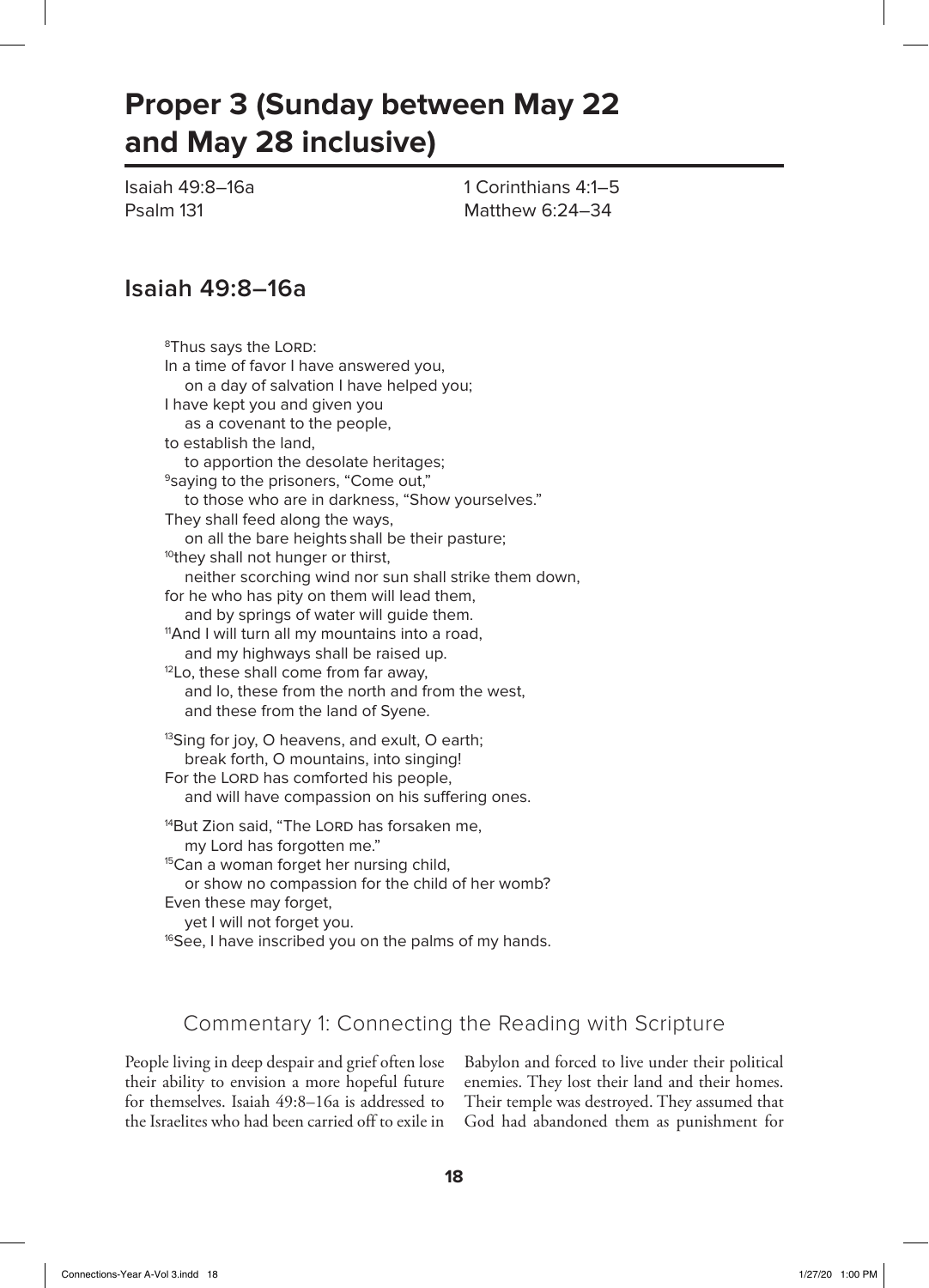# Proper 3 (Sunday between May 22 and May 28 inclusive)

Isaiah 49:8–16a
Psalm 131
1 Corinthians 4:1–5
Matthew 6:24–34

## Isaiah 49:8–16a

[8]Thus says the LORD:
In a time of favor I have answered you,
  on a day of salvation I have helped you;
I have kept you and given you
  as a covenant to the people,
to establish the land,
  to apportion the desolate heritages;
[9]saying to the prisoners, "Come out,"
  to those who are in darkness, "Show yourselves."
They shall feed along the ways,
  on all the bare heights shall be their pasture;
[10]they shall not hunger or thirst,
  neither scorching wind nor sun shall strike them down,
for he who has pity on them will lead them,
  and by springs of water will guide them.
[11]And I will turn all my mountains into a road,
  and my highways shall be raised up.
[12]Lo, these shall come from far away,
  and lo, these from the north and from the west,
  and these from the land of Syene.

[13]Sing for joy, O heavens, and exult, O earth;
  break forth, O mountains, into singing!
For the LORD has comforted his people,
  and will have compassion on his suffering ones.

[14]But Zion said, "The LORD has forsaken me,
  my Lord has forgotten me."
[15]Can a woman forget her nursing child,
  or show no compassion for the child of her womb?
Even these may forget,
  yet I will not forget you.
[16]See, I have inscribed you on the palms of my hands.

### Commentary 1: Connecting the Reading with Scripture

People living in deep despair and grief often lose their ability to envision a more hopeful future for themselves. Isaiah 49:8–16a is addressed to the Israelites who had been carried off to exile in Babylon and forced to live under their political enemies. They lost their land and their homes. Their temple was destroyed. They assumed that God had abandoned them as punishment for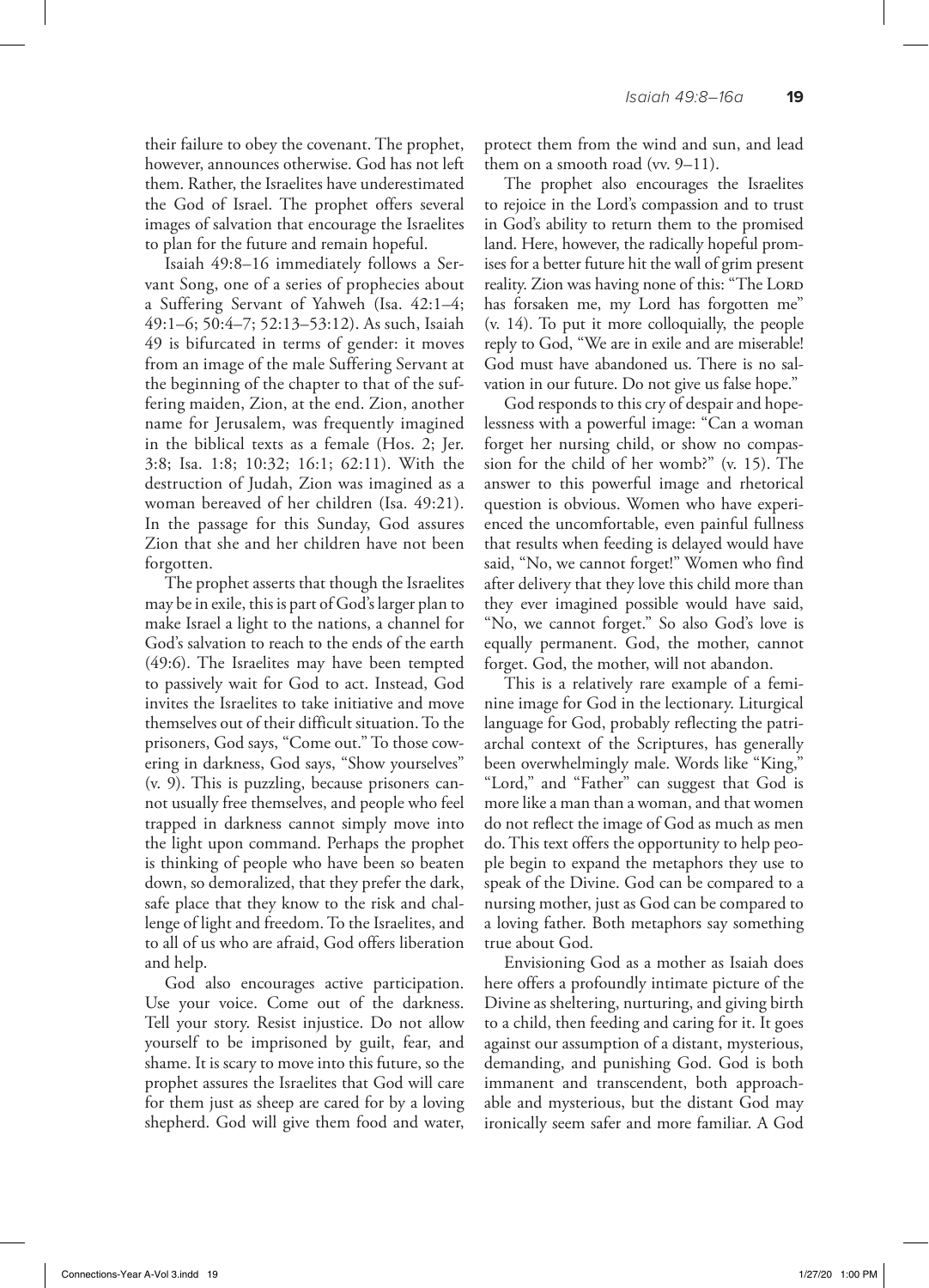their failure to obey the covenant. The prophet, however, announces otherwise. God has not left them. Rather, the Israelites have underestimated the God of Israel. The prophet offers several images of salvation that encourage the Israelites to plan for the future and remain hopeful.

Isaiah 49:8–16 immediately follows a Servant Song, one of a series of prophecies about a Suffering Servant of Yahweh (Isa. 42:1–4; 49:1–6; 50:4–7; 52:13–53:12). As such, Isaiah 49 is bifurcated in terms of gender: it moves from an image of the male Suffering Servant at the beginning of the chapter to that of the suffering maiden, Zion, at the end. Zion, another name for Jerusalem, was frequently imagined in the biblical texts as a female (Hos. 2; Jer. 3:8; Isa. 1:8; 10:32; 16:1; 62:11). With the destruction of Judah, Zion was imagined as a woman bereaved of her children (Isa. 49:21). In the passage for this Sunday, God assures Zion that she and her children have not been forgotten.

The prophet asserts that though the Israelites may be in exile, this is part of God's larger plan to make Israel a light to the nations, a channel for God's salvation to reach to the ends of the earth (49:6). The Israelites may have been tempted to passively wait for God to act. Instead, God invites the Israelites to take initiative and move themselves out of their difficult situation. To the prisoners, God says, "Come out." To those cowering in darkness, God says, "Show yourselves" (v. 9). This is puzzling, because prisoners cannot usually free themselves, and people who feel trapped in darkness cannot simply move into the light upon command. Perhaps the prophet is thinking of people who have been so beaten down, so demoralized, that they prefer the dark, safe place that they know to the risk and challenge of light and freedom. To the Israelites, and to all of us who are afraid, God offers liberation and help.

God also encourages active participation. Use your voice. Come out of the darkness. Tell your story. Resist injustice. Do not allow yourself to be imprisoned by guilt, fear, and shame. It is scary to move into this future, so the prophet assures the Israelites that God will care for them just as sheep are cared for by a loving shepherd. God will give them food and water, protect them from the wind and sun, and lead them on a smooth road (vv. 9–11).

The prophet also encourages the Israelites to rejoice in the Lord's compassion and to trust in God's ability to return them to the promised land. Here, however, the radically hopeful promises for a better future hit the wall of grim present reality. Zion was having none of this: "The LORD has forsaken me, my Lord has forgotten me" (v. 14). To put it more colloquially, the people reply to God, "We are in exile and are miserable! God must have abandoned us. There is no salvation in our future. Do not give us false hope."

God responds to this cry of despair and hopelessness with a powerful image: "Can a woman forget her nursing child, or show no compassion for the child of her womb?" (v. 15). The answer to this powerful image and rhetorical question is obvious. Women who have experienced the uncomfortable, even painful fullness that results when feeding is delayed would have said, "No, we cannot forget!" Women who find after delivery that they love this child more than they ever imagined possible would have said, "No, we cannot forget." So also God's love is equally permanent. God, the mother, cannot forget. God, the mother, will not abandon.

This is a relatively rare example of a feminine image for God in the lectionary. Liturgical language for God, probably reflecting the patriarchal context of the Scriptures, has generally been overwhelmingly male. Words like "King," "Lord," and "Father" can suggest that God is more like a man than a woman, and that women do not reflect the image of God as much as men do. This text offers the opportunity to help people begin to expand the metaphors they use to speak of the Divine. God can be compared to a nursing mother, just as God can be compared to a loving father. Both metaphors say something true about God.

Envisioning God as a mother as Isaiah does here offers a profoundly intimate picture of the Divine as sheltering, nurturing, and giving birth to a child, then feeding and caring for it. It goes against our assumption of a distant, mysterious, demanding, and punishing God. God is both immanent and transcendent, both approachable and mysterious, but the distant God may ironically seem safer and more familiar. A God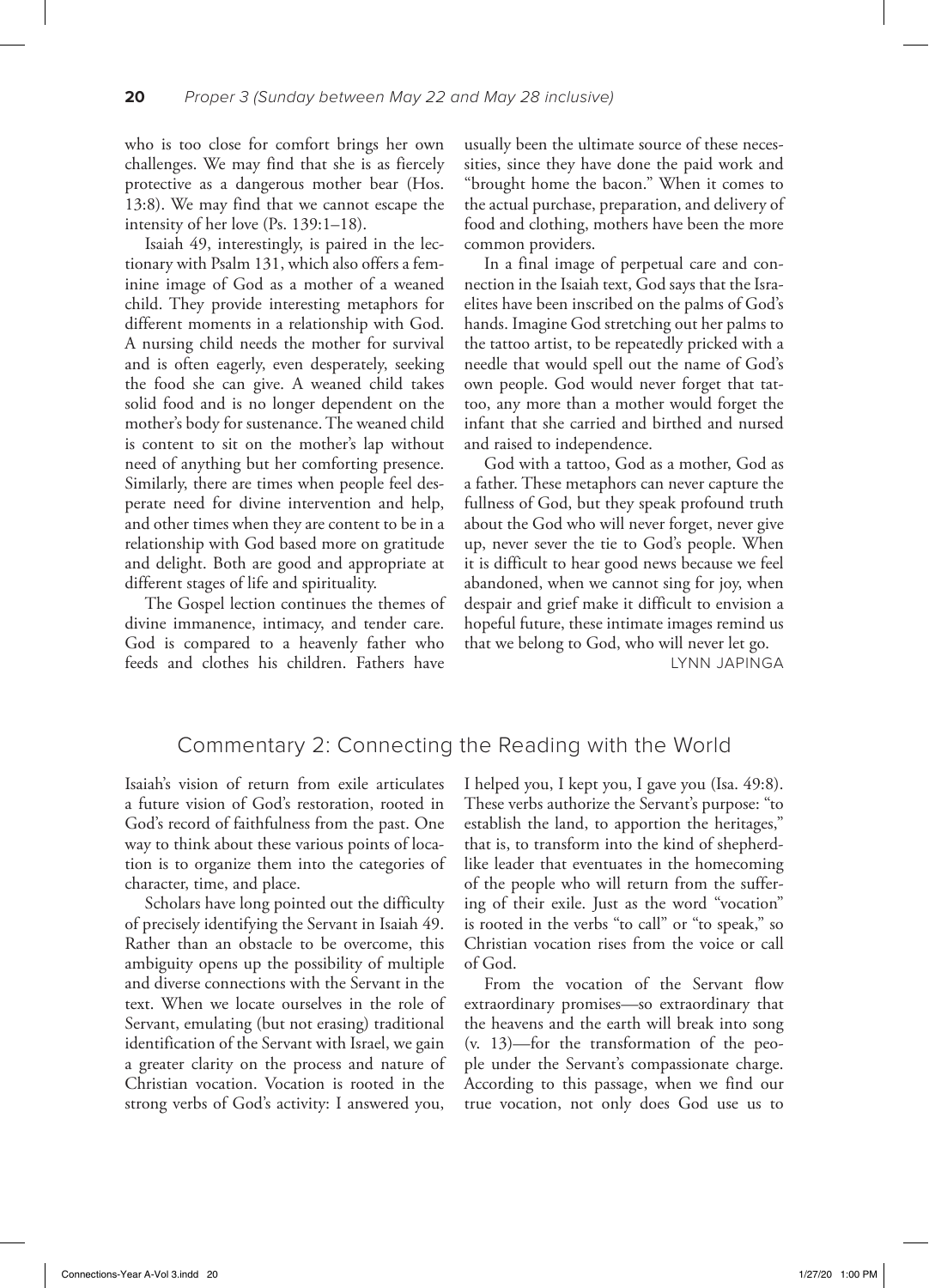who is too close for comfort brings her own challenges. We may find that she is as fiercely protective as a dangerous mother bear (Hos. 13:8). We may find that we cannot escape the intensity of her love (Ps. 139:1–18).

Isaiah 49, interestingly, is paired in the lectionary with Psalm 131, which also offers a feminine image of God as a mother of a weaned child. They provide interesting metaphors for different moments in a relationship with God. A nursing child needs the mother for survival and is often eagerly, even desperately, seeking the food she can give. A weaned child takes solid food and is no longer dependent on the mother's body for sustenance. The weaned child is content to sit on the mother's lap without need of anything but her comforting presence. Similarly, there are times when people feel desperate need for divine intervention and help, and other times when they are content to be in a relationship with God based more on gratitude and delight. Both are good and appropriate at different stages of life and spirituality.

The Gospel lection continues the themes of divine immanence, intimacy, and tender care. God is compared to a heavenly father who feeds and clothes his children. Fathers have usually been the ultimate source of these necessities, since they have done the paid work and "brought home the bacon." When it comes to the actual purchase, preparation, and delivery of food and clothing, mothers have been the more common providers.

In a final image of perpetual care and connection in the Isaiah text, God says that the Israelites have been inscribed on the palms of God's hands. Imagine God stretching out her palms to the tattoo artist, to be repeatedly pricked with a needle that would spell out the name of God's own people. God would never forget that tattoo, any more than a mother would forget the infant that she carried and birthed and nursed and raised to independence.

God with a tattoo, God as a mother, God as a father. These metaphors can never capture the fullness of God, but they speak profound truth about the God who will never forget, never give up, never sever the tie to God's people. When it is difficult to hear good news because we feel abandoned, when we cannot sing for joy, when despair and grief make it difficult to envision a hopeful future, these intimate images remind us that we belong to God, who will never let go.

LYNN JAPINGA

## Commentary 2: Connecting the Reading with the World

Isaiah's vision of return from exile articulates a future vision of God's restoration, rooted in God's record of faithfulness from the past. One way to think about these various points of location is to organize them into the categories of character, time, and place.

Scholars have long pointed out the difficulty of precisely identifying the Servant in Isaiah 49. Rather than an obstacle to be overcome, this ambiguity opens up the possibility of multiple and diverse connections with the Servant in the text. When we locate ourselves in the role of Servant, emulating (but not erasing) traditional identification of the Servant with Israel, we gain a greater clarity on the process and nature of Christian vocation. Vocation is rooted in the strong verbs of God's activity: I answered you, I helped you, I kept you, I gave you (Isa. 49:8). These verbs authorize the Servant's purpose: "to establish the land, to apportion the heritages," that is, to transform into the kind of shepherd-like leader that eventuates in the homecoming of the people who will return from the suffering of their exile. Just as the word "vocation" is rooted in the verbs "to call" or "to speak," so Christian vocation rises from the voice or call of God.

From the vocation of the Servant flow extraordinary promises—so extraordinary that the heavens and the earth will break into song (v. 13)—for the transformation of the people under the Servant's compassionate charge. According to this passage, when we find our true vocation, not only does God use us to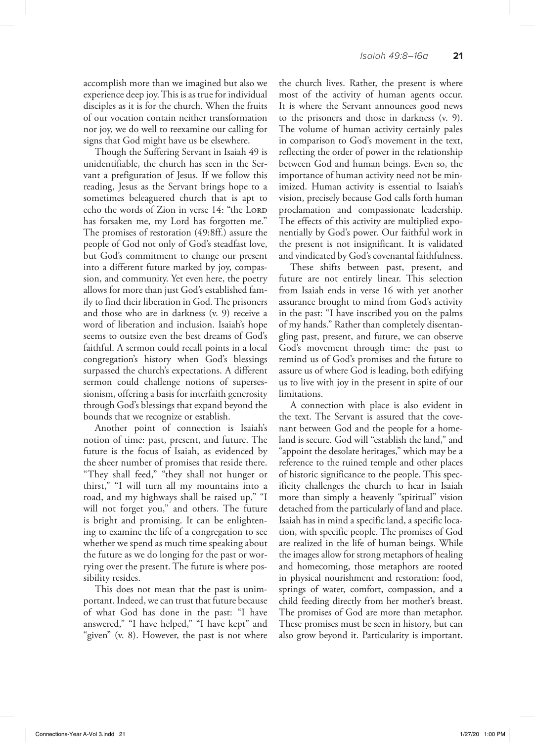accomplish more than we imagined but also we experience deep joy. This is as true for individual disciples as it is for the church. When the fruits of our vocation contain neither transformation nor joy, we do well to reexamine our calling for signs that God might have us be elsewhere.

Though the Suffering Servant in Isaiah 49 is unidentifiable, the church has seen in the Servant a prefiguration of Jesus. If we follow this reading, Jesus as the Servant brings hope to a sometimes beleaguered church that is apt to echo the words of Zion in verse 14: "the Lord has forsaken me, my Lord has forgotten me." The promises of restoration (49:8ff.) assure the people of God not only of God's steadfast love, but God's commitment to change our present into a different future marked by joy, compassion, and community. Yet even here, the poetry allows for more than just God's established family to find their liberation in God. The prisoners and those who are in darkness (v. 9) receive a word of liberation and inclusion. Isaiah's hope seems to outsize even the best dreams of God's faithful. A sermon could recall points in a local congregation's history when God's blessings surpassed the church's expectations. A different sermon could challenge notions of supersessionism, offering a basis for interfaith generosity through God's blessings that expand beyond the bounds that we recognize or establish.

Another point of connection is Isaiah's notion of time: past, present, and future. The future is the focus of Isaiah, as evidenced by the sheer number of promises that reside there. "They shall feed," "they shall not hunger or thirst," "I will turn all my mountains into a road, and my highways shall be raised up," "I will not forget you," and others. The future is bright and promising. It can be enlightening to examine the life of a congregation to see whether we spend as much time speaking about the future as we do longing for the past or worrying over the present. The future is where possibility resides.

This does not mean that the past is unimportant. Indeed, we can trust that future because of what God has done in the past: "I have answered," "I have helped," "I have kept" and "given" (v. 8). However, the past is not where the church lives. Rather, the present is where most of the activity of human agents occur. It is where the Servant announces good news to the prisoners and those in darkness (v. 9). The volume of human activity certainly pales in comparison to God's movement in the text, reflecting the order of power in the relationship between God and human beings. Even so, the importance of human activity need not be minimized. Human activity is essential to Isaiah's vision, precisely because God calls forth human proclamation and compassionate leadership. The effects of this activity are multiplied exponentially by God's power. Our faithful work in the present is not insignificant. It is validated and vindicated by God's covenantal faithfulness.

These shifts between past, present, and future are not entirely linear. This selection from Isaiah ends in verse 16 with yet another assurance brought to mind from God's activity in the past: "I have inscribed you on the palms of my hands." Rather than completely disentangling past, present, and future, we can observe God's movement through time: the past to remind us of God's promises and the future to assure us of where God is leading, both edifying us to live with joy in the present in spite of our limitations.

A connection with place is also evident in the text. The Servant is assured that the covenant between God and the people for a homeland is secure. God will "establish the land," and "appoint the desolate heritages," which may be a reference to the ruined temple and other places of historic significance to the people. This specificity challenges the church to hear in Isaiah more than simply a heavenly "spiritual" vision detached from the particularly of land and place. Isaiah has in mind a specific land, a specific location, with specific people. The promises of God are realized in the life of human beings. While the images allow for strong metaphors of healing and homecoming, those metaphors are rooted in physical nourishment and restoration: food, springs of water, comfort, compassion, and a child feeding directly from her mother's breast. The promises of God are more than metaphor. These promises must be seen in history, but can also grow beyond it. Particularity is important.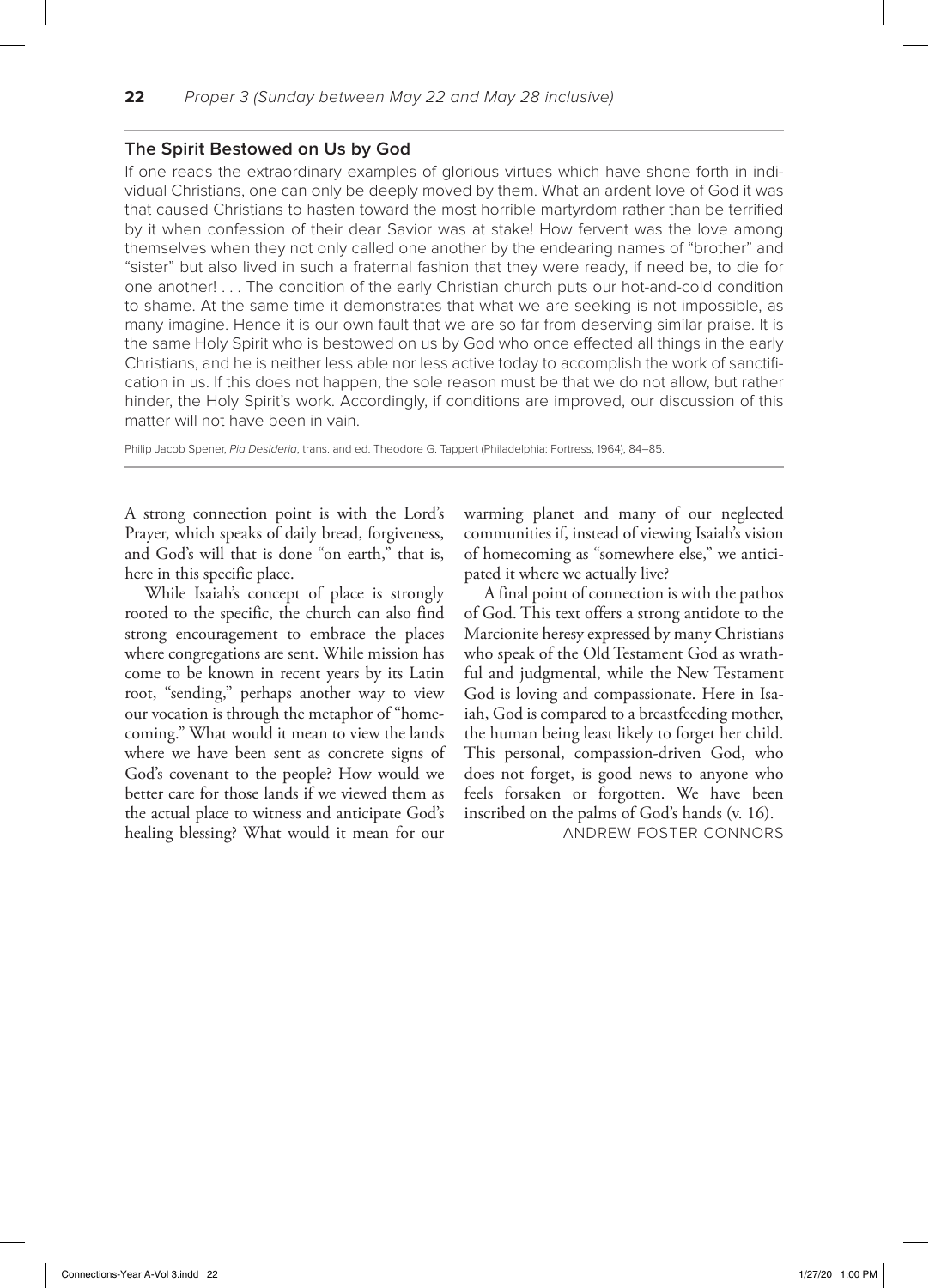## The Spirit Bestowed on Us by God

If one reads the extraordinary examples of glorious virtues which have shone forth in individual Christians, one can only be deeply moved by them. What an ardent love of God it was that caused Christians to hasten toward the most horrible martyrdom rather than be terrified by it when confession of their dear Savior was at stake! How fervent was the love among themselves when they not only called one another by the endearing names of "brother" and "sister" but also lived in such a fraternal fashion that they were ready, if need be, to die for one another! . . . The condition of the early Christian church puts our hot-and-cold condition to shame. At the same time it demonstrates that what we are seeking is not impossible, as many imagine. Hence it is our own fault that we are so far from deserving similar praise. It is the same Holy Spirit who is bestowed on us by God who once effected all things in the early Christians, and he is neither less able nor less active today to accomplish the work of sanctification in us. If this does not happen, the sole reason must be that we do not allow, but rather hinder, the Holy Spirit's work. Accordingly, if conditions are improved, our discussion of this matter will not have been in vain.

Philip Jacob Spener, *Pia Desideria*, trans. and ed. Theodore G. Tappert (Philadelphia: Fortress, 1964), 84–85.

---

A strong connection point is with the Lord's Prayer, which speaks of daily bread, forgiveness, and God's will that is done "on earth," that is, here in this specific place.

While Isaiah's concept of place is strongly rooted to the specific, the church can also find strong encouragement to embrace the places where congregations are sent. While mission has come to be known in recent years by its Latin root, "sending," perhaps another way to view our vocation is through the metaphor of "homecoming." What would it mean to view the lands where we have been sent as concrete signs of God's covenant to the people? How would we better care for those lands if we viewed them as the actual place to witness and anticipate God's healing blessing? What would it mean for our warming planet and many of our neglected communities if, instead of viewing Isaiah's vision of homecoming as "somewhere else," we anticipated it where we actually live?

A final point of connection is with the pathos of God. This text offers a strong antidote to the Marcionite heresy expressed by many Christians who speak of the Old Testament God as wrathful and judgmental, while the New Testament God is loving and compassionate. Here in Isaiah, God is compared to a breastfeeding mother, the human being least likely to forget her child. This personal, compassion-driven God, who does not forget, is good news to anyone who feels forsaken or forgotten. We have been inscribed on the palms of God's hands (v. 16).

ANDREW FOSTER CONNORS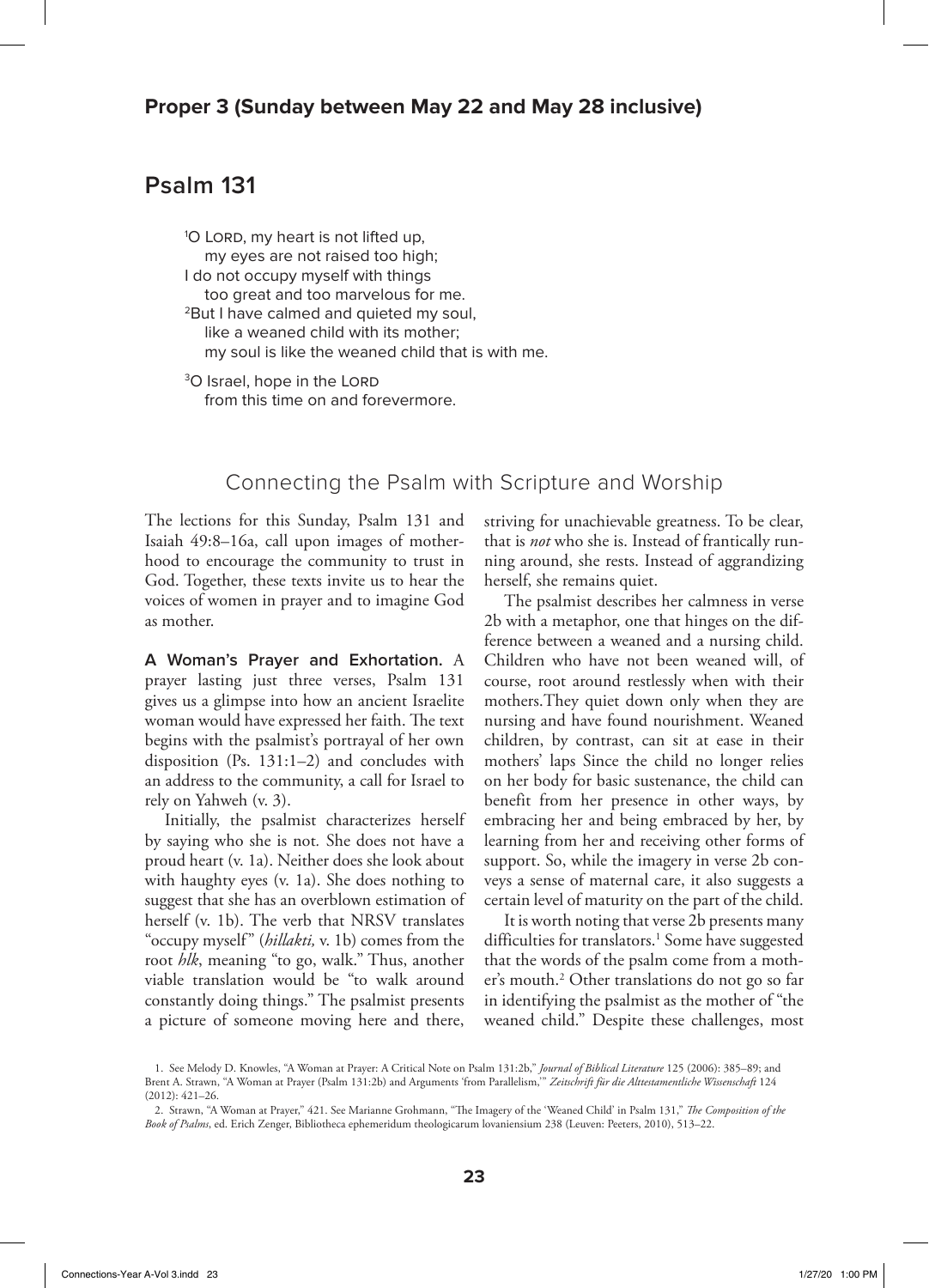## Proper 3 (Sunday between May 22 and May 28 inclusive)

# Psalm 131

[1]O LORD, my heart is not lifted up,
  my eyes are not raised too high;
I do not occupy myself with things
  too great and too marvelous for me.
[2]But I have calmed and quieted my soul,
  like a weaned child with its mother;
  my soul is like the weaned child that is with me.

[3]O Israel, hope in the LORD
  from this time on and forevermore.

## Connecting the Psalm with Scripture and Worship

The lections for this Sunday, Psalm 131 and Isaiah 49:8–16a, call upon images of motherhood to encourage the community to trust in God. Together, these texts invite us to hear the voices of women in prayer and to imagine God as mother.

**A Woman's Prayer and Exhortation.** A prayer lasting just three verses, Psalm 131 gives us a glimpse into how an ancient Israelite woman would have expressed her faith. The text begins with the psalmist's portrayal of her own disposition (Ps. 131:1–2) and concludes with an address to the community, a call for Israel to rely on Yahweh (v. 3).

Initially, the psalmist characterizes herself by saying who she is not. She does not have a proud heart (v. 1a). Neither does she look about with haughty eyes (v. 1a). She does nothing to suggest that she has an overblown estimation of herself (v. 1b). The verb that NRSV translates "occupy myself" (*hillakti,* v. 1b) comes from the root *hlk*, meaning "to go, walk." Thus, another viable translation would be "to walk around constantly doing things." The psalmist presents a picture of someone moving here and there, striving for unachievable greatness. To be clear, that is *not* who she is. Instead of frantically running around, she rests. Instead of aggrandizing herself, she remains quiet.

The psalmist describes her calmness in verse 2b with a metaphor, one that hinges on the difference between a weaned and a nursing child. Children who have not been weaned will, of course, root around restlessly when with their mothers.They quiet down only when they are nursing and have found nourishment. Weaned children, by contrast, can sit at ease in their mothers' laps Since the child no longer relies on her body for basic sustenance, the child can benefit from her presence in other ways, by embracing her and being embraced by her, by learning from her and receiving other forms of support. So, while the imagery in verse 2b conveys a sense of maternal care, it also suggests a certain level of maturity on the part of the child.

It is worth noting that verse 2b presents many difficulties for translators.[1] Some have suggested that the words of the psalm come from a mother's mouth.[2] Other translations do not go so far in identifying the psalmist as the mother of "the weaned child." Despite these challenges, most

1. See Melody D. Knowles, "A Woman at Prayer: A Critical Note on Psalm 131:2b," *Journal of Biblical Literature* 125 (2006): 385–89; and Brent A. Strawn, "A Woman at Prayer (Psalm 131:2b) and Arguments 'from Parallelism,'" *Zeitschrift für die Alttestamentliche Wissenschaft* 124 (2012): 421–26.

2. Strawn, "A Woman at Prayer," 421. See Marianne Grohmann, "The Imagery of the 'Weaned Child' in Psalm 131," *The Composition of the Book of Psalms*, ed. Erich Zenger, Bibliotheca ephemeridum theologicarum lovaniensium 238 (Leuven: Peeters, 2010), 513–22.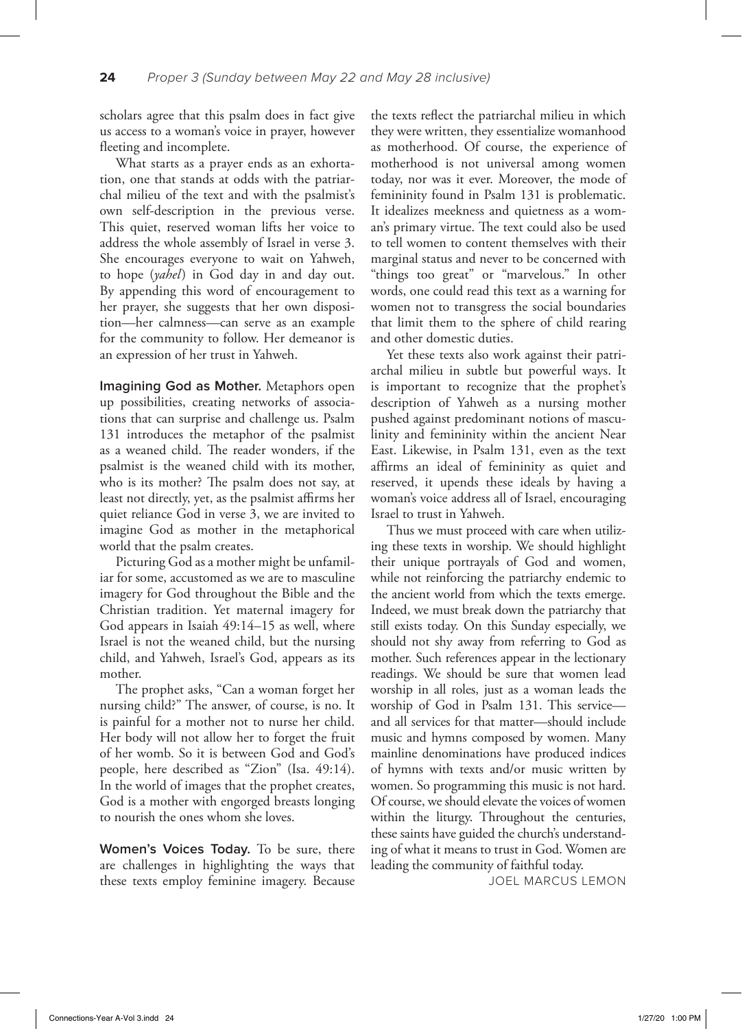scholars agree that this psalm does in fact give us access to a woman's voice in prayer, however fleeting and incomplete.

What starts as a prayer ends as an exhortation, one that stands at odds with the patriarchal milieu of the text and with the psalmist's own self-description in the previous verse. This quiet, reserved woman lifts her voice to address the whole assembly of Israel in verse 3. She encourages everyone to wait on Yahweh, to hope (*yahel*) in God day in and day out. By appending this word of encouragement to her prayer, she suggests that her own disposition—her calmness—can serve as an example for the community to follow. Her demeanor is an expression of her trust in Yahweh.

**Imagining God as Mother.** Metaphors open up possibilities, creating networks of associations that can surprise and challenge us. Psalm 131 introduces the metaphor of the psalmist as a weaned child. The reader wonders, if the psalmist is the weaned child with its mother, who is its mother? The psalm does not say, at least not directly, yet, as the psalmist affirms her quiet reliance God in verse 3, we are invited to imagine God as mother in the metaphorical world that the psalm creates.

Picturing God as a mother might be unfamiliar for some, accustomed as we are to masculine imagery for God throughout the Bible and the Christian tradition. Yet maternal imagery for God appears in Isaiah 49:14–15 as well, where Israel is not the weaned child, but the nursing child, and Yahweh, Israel's God, appears as its mother.

The prophet asks, "Can a woman forget her nursing child?" The answer, of course, is no. It is painful for a mother not to nurse her child. Her body will not allow her to forget the fruit of her womb. So it is between God and God's people, here described as "Zion" (Isa. 49:14). In the world of images that the prophet creates, God is a mother with engorged breasts longing to nourish the ones whom she loves.

**Women's Voices Today.** To be sure, there are challenges in highlighting the ways that these texts employ feminine imagery. Because the texts reflect the patriarchal milieu in which they were written, they essentialize womanhood as motherhood. Of course, the experience of motherhood is not universal among women today, nor was it ever. Moreover, the mode of femininity found in Psalm 131 is problematic. It idealizes meekness and quietness as a woman's primary virtue. The text could also be used to tell women to content themselves with their marginal status and never to be concerned with "things too great" or "marvelous." In other words, one could read this text as a warning for women not to transgress the social boundaries that limit them to the sphere of child rearing and other domestic duties.

Yet these texts also work against their patriarchal milieu in subtle but powerful ways. It is important to recognize that the prophet's description of Yahweh as a nursing mother pushed against predominant notions of masculinity and femininity within the ancient Near East. Likewise, in Psalm 131, even as the text affirms an ideal of femininity as quiet and reserved, it upends these ideals by having a woman's voice address all of Israel, encouraging Israel to trust in Yahweh.

Thus we must proceed with care when utilizing these texts in worship. We should highlight their unique portrayals of God and women, while not reinforcing the patriarchy endemic to the ancient world from which the texts emerge. Indeed, we must break down the patriarchy that still exists today. On this Sunday especially, we should not shy away from referring to God as mother. Such references appear in the lectionary readings. We should be sure that women lead worship in all roles, just as a woman leads the worship of God in Psalm 131. This service—and all services for that matter—should include music and hymns composed by women. Many mainline denominations have produced indices of hymns with texts and/or music written by women. So programming this music is not hard. Of course, we should elevate the voices of women within the liturgy. Throughout the centuries, these saints have guided the church's understanding of what it means to trust in God. Women are leading the community of faithful today.

JOEL MARCUS LEMON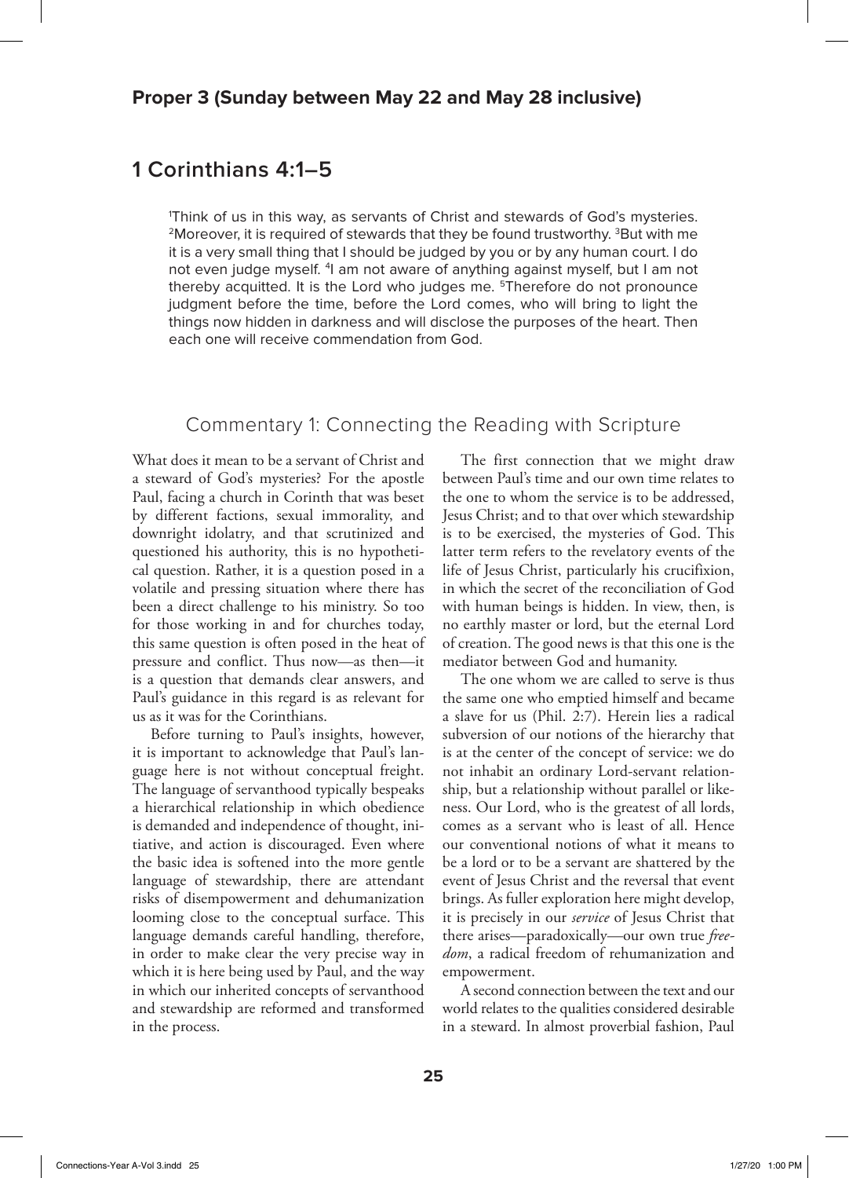## Proper 3 (Sunday between May 22 and May 28 inclusive)

# 1 Corinthians 4:1–5

[1]Think of us in this way, as servants of Christ and stewards of God's mysteries. [2]Moreover, it is required of stewards that they be found trustworthy. [3]But with me it is a very small thing that I should be judged by you or by any human court. I do not even judge myself. [4]I am not aware of anything against myself, but I am not thereby acquitted. It is the Lord who judges me. [5]Therefore do not pronounce judgment before the time, before the Lord comes, who will bring to light the things now hidden in darkness and will disclose the purposes of the heart. Then each one will receive commendation from God.

## Commentary 1: Connecting the Reading with Scripture

What does it mean to be a servant of Christ and a steward of God's mysteries? For the apostle Paul, facing a church in Corinth that was beset by different factions, sexual immorality, and downright idolatry, and that scrutinized and questioned his authority, this is no hypothetical question. Rather, it is a question posed in a volatile and pressing situation where there has been a direct challenge to his ministry. So too for those working in and for churches today, this same question is often posed in the heat of pressure and conflict. Thus now—as then—it is a question that demands clear answers, and Paul's guidance in this regard is as relevant for us as it was for the Corinthians.

Before turning to Paul's insights, however, it is important to acknowledge that Paul's language here is not without conceptual freight. The language of servanthood typically bespeaks a hierarchical relationship in which obedience is demanded and independence of thought, initiative, and action is discouraged. Even where the basic idea is softened into the more gentle language of stewardship, there are attendant risks of disempowerment and dehumanization looming close to the conceptual surface. This language demands careful handling, therefore, in order to make clear the very precise way in which it is here being used by Paul, and the way in which our inherited concepts of servanthood and stewardship are reformed and transformed in the process.

The first connection that we might draw between Paul's time and our own time relates to the one to whom the service is to be addressed, Jesus Christ; and to that over which stewardship is to be exercised, the mysteries of God. This latter term refers to the revelatory events of the life of Jesus Christ, particularly his crucifixion, in which the secret of the reconciliation of God with human beings is hidden. In view, then, is no earthly master or lord, but the eternal Lord of creation. The good news is that this one is the mediator between God and humanity.

The one whom we are called to serve is thus the same one who emptied himself and became a slave for us (Phil. 2:7). Herein lies a radical subversion of our notions of the hierarchy that is at the center of the concept of service: we do not inhabit an ordinary Lord-servant relationship, but a relationship without parallel or likeness. Our Lord, who is the greatest of all lords, comes as a servant who is least of all. Hence our conventional notions of what it means to be a lord or to be a servant are shattered by the event of Jesus Christ and the reversal that event brings. As fuller exploration here might develop, it is precisely in our *service* of Jesus Christ that there arises—paradoxically—our own true *freedom*, a radical freedom of rehumanization and empowerment.

A second connection between the text and our world relates to the qualities considered desirable in a steward. In almost proverbial fashion, Paul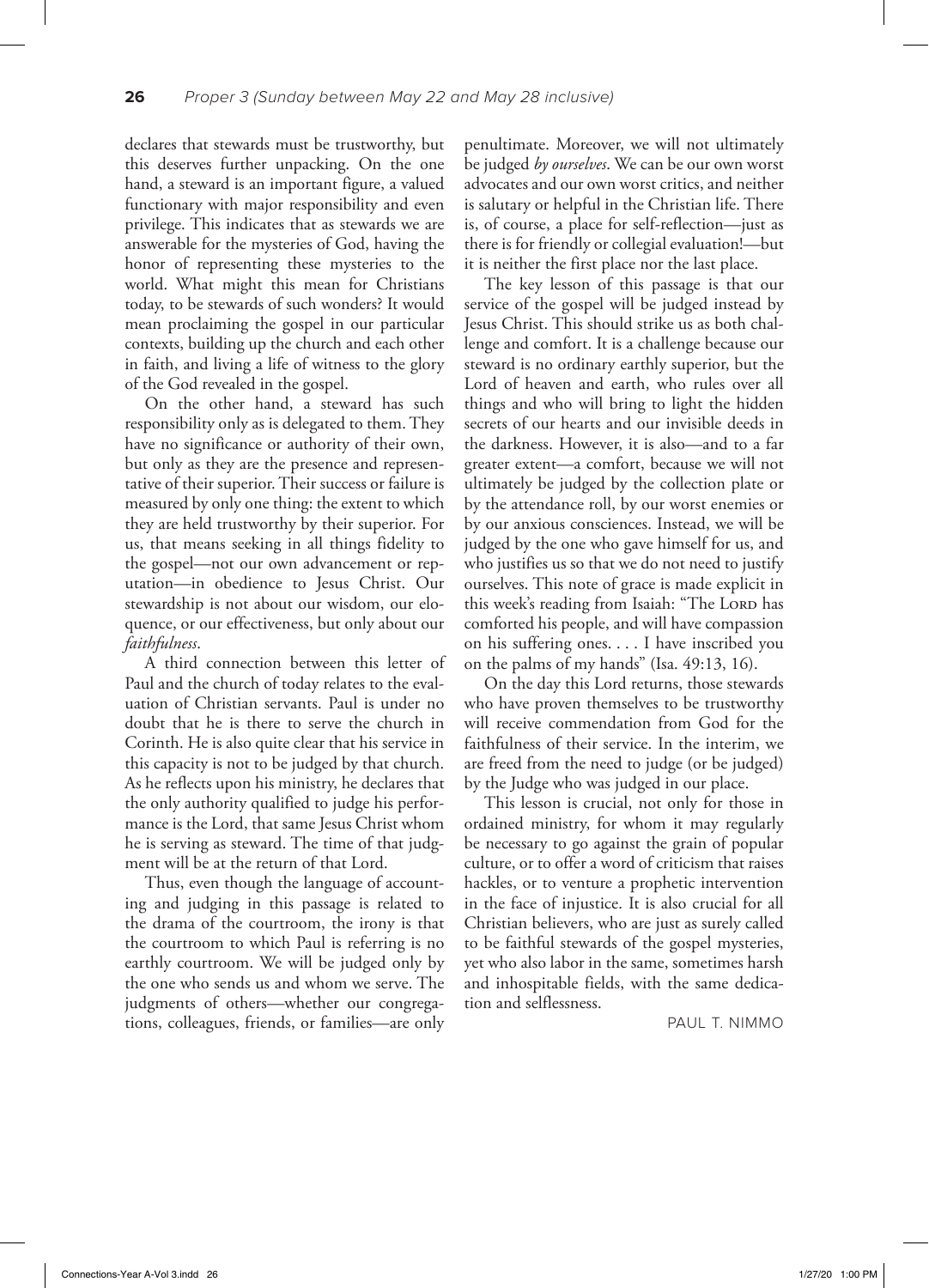declares that stewards must be trustworthy, but this deserves further unpacking. On the one hand, a steward is an important figure, a valued functionary with major responsibility and even privilege. This indicates that as stewards we are answerable for the mysteries of God, having the honor of representing these mysteries to the world. What might this mean for Christians today, to be stewards of such wonders? It would mean proclaiming the gospel in our particular contexts, building up the church and each other in faith, and living a life of witness to the glory of the God revealed in the gospel.

On the other hand, a steward has such responsibility only as is delegated to them. They have no significance or authority of their own, but only as they are the presence and representative of their superior. Their success or failure is measured by only one thing: the extent to which they are held trustworthy by their superior. For us, that means seeking in all things fidelity to the gospel—not our own advancement or reputation—in obedience to Jesus Christ. Our stewardship is not about our wisdom, our eloquence, or our effectiveness, but only about our *faithfulness*.

A third connection between this letter of Paul and the church of today relates to the evaluation of Christian servants. Paul is under no doubt that he is there to serve the church in Corinth. He is also quite clear that his service in this capacity is not to be judged by that church. As he reflects upon his ministry, he declares that the only authority qualified to judge his performance is the Lord, that same Jesus Christ whom he is serving as steward. The time of that judgment will be at the return of that Lord.

Thus, even though the language of accounting and judging in this passage is related to the drama of the courtroom, the irony is that the courtroom to which Paul is referring is no earthly courtroom. We will be judged only by the one who sends us and whom we serve. The judgments of others—whether our congregations, colleagues, friends, or families—are only penultimate. Moreover, we will not ultimately be judged *by ourselves*. We can be our own worst advocates and our own worst critics, and neither is salutary or helpful in the Christian life. There is, of course, a place for self-reflection—just as there is for friendly or collegial evaluation!—but it is neither the first place nor the last place.

The key lesson of this passage is that our service of the gospel will be judged instead by Jesus Christ. This should strike us as both challenge and comfort. It is a challenge because our steward is no ordinary earthly superior, but the Lord of heaven and earth, who rules over all things and who will bring to light the hidden secrets of our hearts and our invisible deeds in the darkness. However, it is also—and to a far greater extent—a comfort, because we will not ultimately be judged by the collection plate or by the attendance roll, by our worst enemies or by our anxious consciences. Instead, we will be judged by the one who gave himself for us, and who justifies us so that we do not need to justify ourselves. This note of grace is made explicit in this week's reading from Isaiah: "The LORD has comforted his people, and will have compassion on his suffering ones. . . . I have inscribed you on the palms of my hands" (Isa. 49:13, 16).

On the day this Lord returns, those stewards who have proven themselves to be trustworthy will receive commendation from God for the faithfulness of their service. In the interim, we are freed from the need to judge (or be judged) by the Judge who was judged in our place.

This lesson is crucial, not only for those in ordained ministry, for whom it may regularly be necessary to go against the grain of popular culture, or to offer a word of criticism that raises hackles, or to venture a prophetic intervention in the face of injustice. It is also crucial for all Christian believers, who are just as surely called to be faithful stewards of the gospel mysteries, yet who also labor in the same, sometimes harsh and inhospitable fields, with the same dedication and selflessness.

PAUL T. NIMMO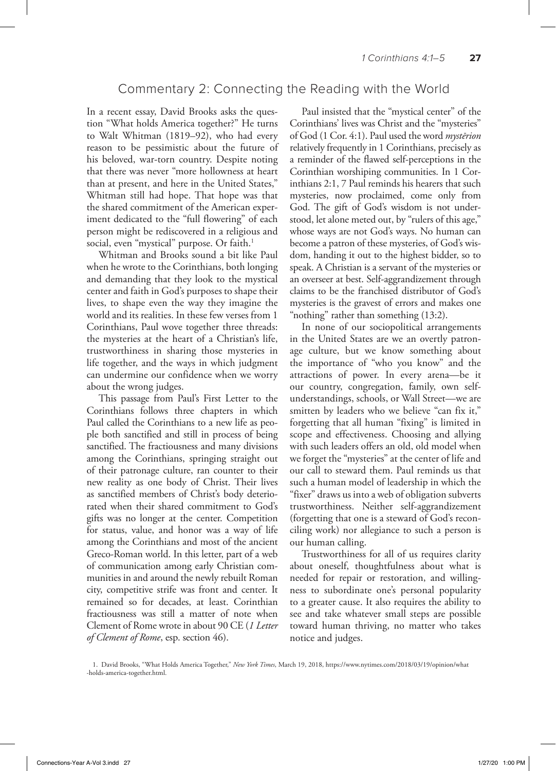## Commentary 2: Connecting the Reading with the World

In a recent essay, David Brooks asks the question "What holds America together?" He turns to Walt Whitman (1819–92), who had every reason to be pessimistic about the future of his beloved, war-torn country. Despite noting that there was never "more hollowness at heart than at present, and here in the United States," Whitman still had hope. That hope was that the shared commitment of the American experiment dedicated to the "full flowering" of each person might be rediscovered in a religious and social, even "mystical" purpose. Or faith.[1]

Whitman and Brooks sound a bit like Paul when he wrote to the Corinthians, both longing and demanding that they look to the mystical center and faith in God's purposes to shape their lives, to shape even the way they imagine the world and its realities. In these few verses from 1 Corinthians, Paul wove together three threads: the mysteries at the heart of a Christian's life, trustworthiness in sharing those mysteries in life together, and the ways in which judgment can undermine our confidence when we worry about the wrong judges.

This passage from Paul's First Letter to the Corinthians follows three chapters in which Paul called the Corinthians to a new life as people both sanctified and still in process of being sanctified. The fractiousness and many divisions among the Corinthians, springing straight out of their patronage culture, ran counter to their new reality as one body of Christ. Their lives as sanctified members of Christ's body deteriorated when their shared commitment to God's gifts was no longer at the center. Competition for status, value, and honor was a way of life among the Corinthians and most of the ancient Greco-Roman world. In this letter, part of a web of communication among early Christian communities in and around the newly rebuilt Roman city, competitive strife was front and center. It remained so for decades, at least. Corinthian fractiousness was still a matter of note when Clement of Rome wrote in about 90 CE (*1 Letter of Clement of Rome*, esp. section 46).

Paul insisted that the "mystical center" of the Corinthians' lives was Christ and the "mysteries" of God (1 Cor. 4:1). Paul used the word *mystērion* relatively frequently in 1 Corinthians, precisely as a reminder of the flawed self-perceptions in the Corinthian worshiping communities. In 1 Corinthians 2:1, 7 Paul reminds his hearers that such mysteries, now proclaimed, come only from God. The gift of God's wisdom is not understood, let alone meted out, by "rulers of this age," whose ways are not God's ways. No human can become a patron of these mysteries, of God's wisdom, handing it out to the highest bidder, so to speak. A Christian is a servant of the mysteries or an overseer at best. Self-aggrandizement through claims to be the franchised distributor of God's mysteries is the gravest of errors and makes one "nothing" rather than something (13:2).

In none of our sociopolitical arrangements in the United States are we an overtly patronage culture, but we know something about the importance of "who you know" and the attractions of power. In every arena—be it our country, congregation, family, own self-understandings, schools, or Wall Street—we are smitten by leaders who we believe "can fix it," forgetting that all human "fixing" is limited in scope and effectiveness. Choosing and allying with such leaders offers an old, old model when we forget the "mysteries" at the center of life and our call to steward them. Paul reminds us that such a human model of leadership in which the "fixer" draws us into a web of obligation subverts trustworthiness. Neither self-aggrandizement (forgetting that one is a steward of God's reconciling work) nor allegiance to such a person is our human calling.

Trustworthiness for all of us requires clarity about oneself, thoughtfulness about what is needed for repair or restoration, and willingness to subordinate one's personal popularity to a greater cause. It also requires the ability to see and take whatever small steps are possible toward human thriving, no matter who takes notice and judges.

1. David Brooks, "What Holds America Together," *New York Times*, March 19, 2018, https://www.nytimes.com/2018/03/19/opinion/what-holds-america-together.html.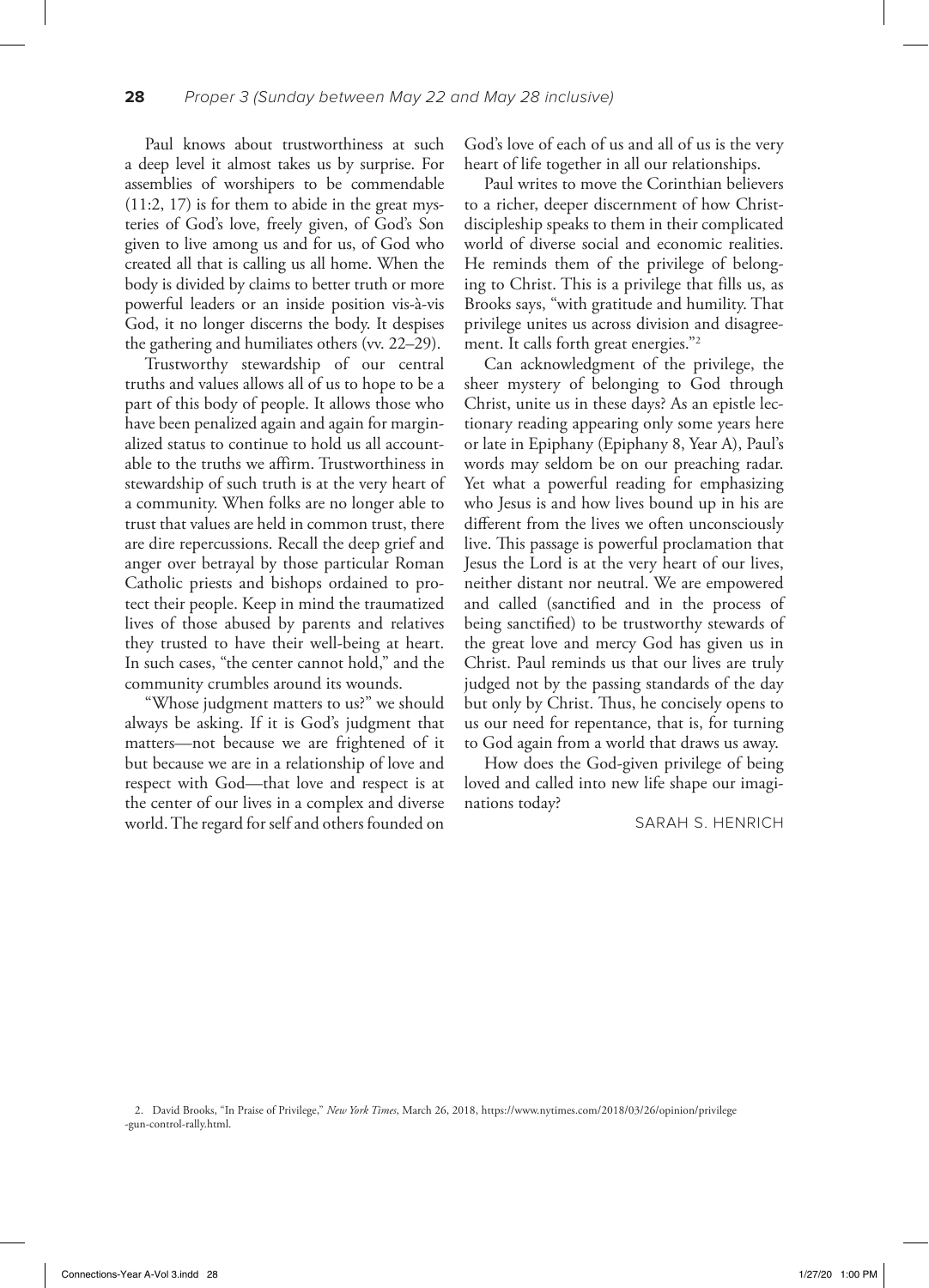Paul knows about trustworthiness at such a deep level it almost takes us by surprise. For assemblies of worshipers to be commendable (11:2, 17) is for them to abide in the great mysteries of God's love, freely given, of God's Son given to live among us and for us, of God who created all that is calling us all home. When the body is divided by claims to better truth or more powerful leaders or an inside position vis-à-vis God, it no longer discerns the body. It despises the gathering and humiliates others (vv. 22–29).

Trustworthy stewardship of our central truths and values allows all of us to hope to be a part of this body of people. It allows those who have been penalized again and again for marginalized status to continue to hold us all accountable to the truths we affirm. Trustworthiness in stewardship of such truth is at the very heart of a community. When folks are no longer able to trust that values are held in common trust, there are dire repercussions. Recall the deep grief and anger over betrayal by those particular Roman Catholic priests and bishops ordained to protect their people. Keep in mind the traumatized lives of those abused by parents and relatives they trusted to have their well-being at heart. In such cases, "the center cannot hold," and the community crumbles around its wounds.

"Whose judgment matters to us?" we should always be asking. If it is God's judgment that matters—not because we are frightened of it but because we are in a relationship of love and respect with God—that love and respect is at the center of our lives in a complex and diverse world. The regard for self and others founded on God's love of each of us and all of us is the very heart of life together in all our relationships.

Paul writes to move the Corinthian believers to a richer, deeper discernment of how Christ-discipleship speaks to them in their complicated world of diverse social and economic realities. He reminds them of the privilege of belonging to Christ. This is a privilege that fills us, as Brooks says, "with gratitude and humility. That privilege unites us across division and disagreement. It calls forth great energies."[2]

Can acknowledgment of the privilege, the sheer mystery of belonging to God through Christ, unite us in these days? As an epistle lectionary reading appearing only some years here or late in Epiphany (Epiphany 8, Year A), Paul's words may seldom be on our preaching radar. Yet what a powerful reading for emphasizing who Jesus is and how lives bound up in his are different from the lives we often unconsciously live. This passage is powerful proclamation that Jesus the Lord is at the very heart of our lives, neither distant nor neutral. We are empowered and called (sanctified and in the process of being sanctified) to be trustworthy stewards of the great love and mercy God has given us in Christ. Paul reminds us that our lives are truly judged not by the passing standards of the day but only by Christ. Thus, he concisely opens to us our need for repentance, that is, for turning to God again from a world that draws us away.

How does the God-given privilege of being loved and called into new life shape our imaginations today?

SARAH S. HENRICH

2. David Brooks, "In Praise of Privilege," *New York Times*, March 26, 2018, https://www.nytimes.com/2018/03/26/opinion/privilege-gun-control-rally.html.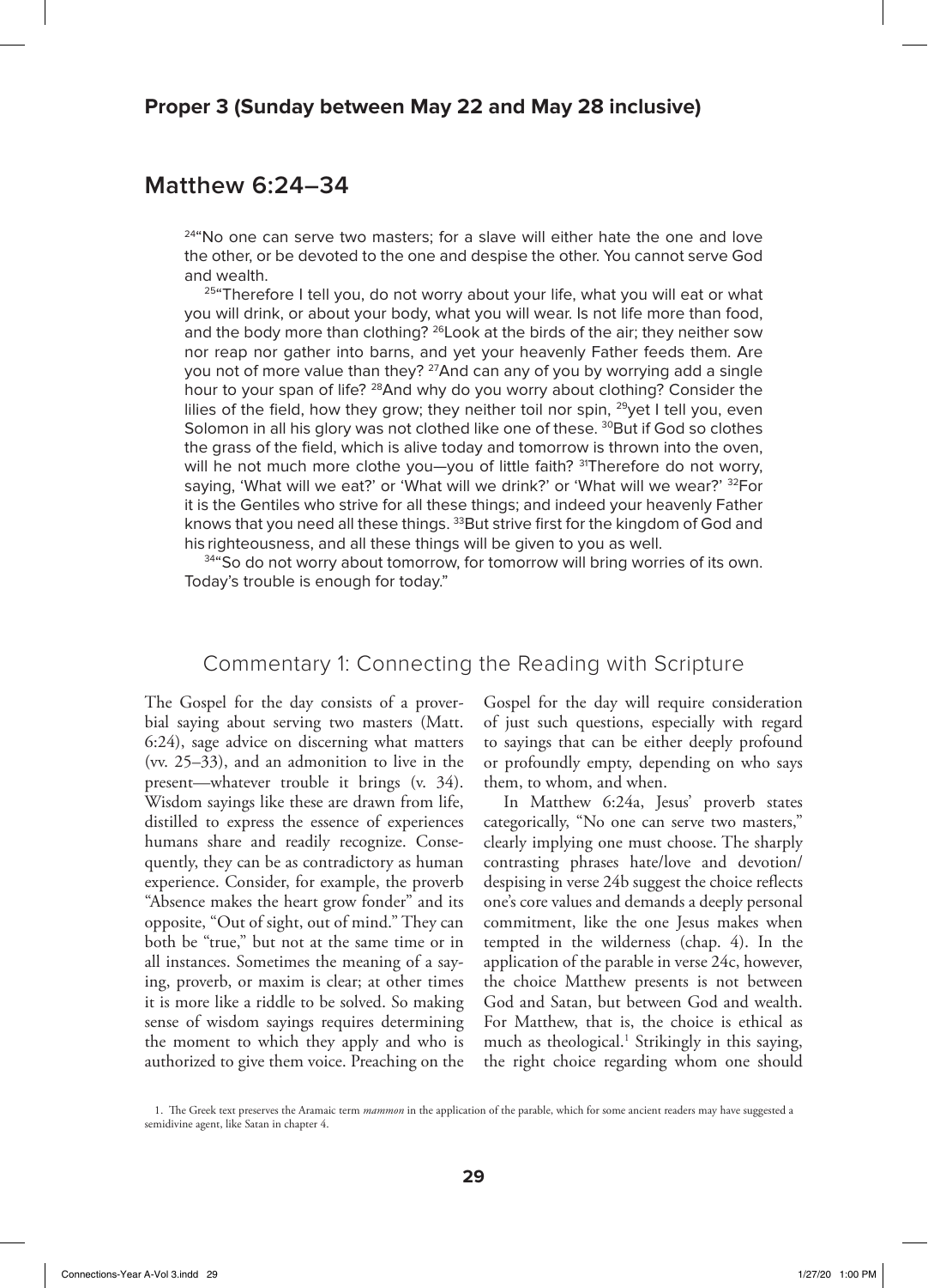## Proper 3 (Sunday between May 22 and May 28 inclusive)

# Matthew 6:24–34

> [24]"No one can serve two masters; for a slave will either hate the one and love the other, or be devoted to the one and despise the other. You cannot serve God and wealth.
>
> [25]"Therefore I tell you, do not worry about your life, what you will eat or what you will drink, or about your body, what you will wear. Is not life more than food, and the body more than clothing? [26]Look at the birds of the air; they neither sow nor reap nor gather into barns, and yet your heavenly Father feeds them. Are you not of more value than they? [27]And can any of you by worrying add a single hour to your span of life? [28]And why do you worry about clothing? Consider the lilies of the field, how they grow; they neither toil nor spin, [29]yet I tell you, even Solomon in all his glory was not clothed like one of these. [30]But if God so clothes the grass of the field, which is alive today and tomorrow is thrown into the oven, will he not much more clothe you—you of little faith? [31]Therefore do not worry, saying, 'What will we eat?' or 'What will we drink?' or 'What will we wear?' [32]For it is the Gentiles who strive for all these things; and indeed your heavenly Father knows that you need all these things. [33]But strive first for the kingdom of God and his righteousness, and all these things will be given to you as well.
>
> [34]"So do not worry about tomorrow, for tomorrow will bring worries of its own. Today's trouble is enough for today."

## Commentary 1: Connecting the Reading with Scripture

The Gospel for the day consists of a proverbial saying about serving two masters (Matt. 6:24), sage advice on discerning what matters (vv. 25–33), and an admonition to live in the present—whatever trouble it brings (v. 34). Wisdom sayings like these are drawn from life, distilled to express the essence of experiences humans share and readily recognize. Consequently, they can be as contradictory as human experience. Consider, for example, the proverb "Absence makes the heart grow fonder" and its opposite, "Out of sight, out of mind." They can both be "true," but not at the same time or in all instances. Sometimes the meaning of a saying, proverb, or maxim is clear; at other times it is more like a riddle to be solved. So making sense of wisdom sayings requires determining the moment to which they apply and who is authorized to give them voice. Preaching on the Gospel for the day will require consideration of just such questions, especially with regard to sayings that can be either deeply profound or profoundly empty, depending on who says them, to whom, and when.

In Matthew 6:24a, Jesus' proverb states categorically, "No one can serve two masters," clearly implying one must choose. The sharply contrasting phrases hate/love and devotion/despising in verse 24b suggest the choice reflects one's core values and demands a deeply personal commitment, like the one Jesus makes when tempted in the wilderness (chap. 4). In the application of the parable in verse 24c, however, the choice Matthew presents is not between God and Satan, but between God and wealth. For Matthew, that is, the choice is ethical as much as theological.[1] Strikingly in this saying, the right choice regarding whom one should

1. The Greek text preserves the Aramaic term *mammon* in the application of the parable, which for some ancient readers may have suggested a semidivine agent, like Satan in chapter 4.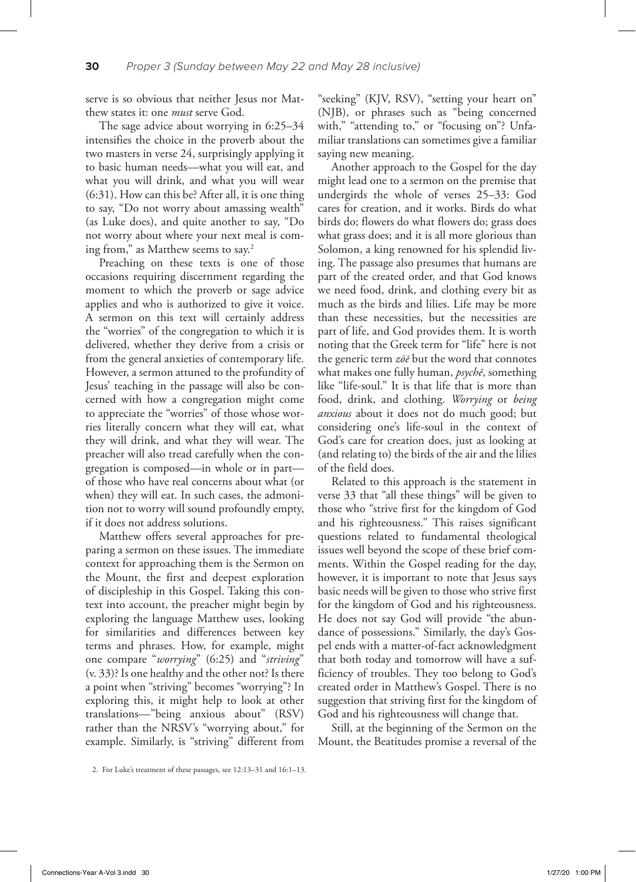serve is so obvious that neither Jesus nor Matthew states it: one *must* serve God.

The sage advice about worrying in 6:25–34 intensifies the choice in the proverb about the two masters in verse 24, surprisingly applying it to basic human needs—what you will eat, and what you will drink, and what you will wear (6:31). How can this be? After all, it is one thing to say, "Do not worry about amassing wealth" (as Luke does), and quite another to say, "Do not worry about where your next meal is coming from," as Matthew seems to say.[2]

Preaching on these texts is one of those occasions requiring discernment regarding the moment to which the proverb or sage advice applies and who is authorized to give it voice. A sermon on this text will certainly address the "worries" of the congregation to which it is delivered, whether they derive from a crisis or from the general anxieties of contemporary life. However, a sermon attuned to the profundity of Jesus' teaching in the passage will also be concerned with how a congregation might come to appreciate the "worries" of those whose worries literally concern what they will eat, what they will drink, and what they will wear. The preacher will also tread carefully when the congregation is composed—in whole or in part—of those who have real concerns about what (or when) they will eat. In such cases, the admonition not to worry will sound profoundly empty, if it does not address solutions.

Matthew offers several approaches for preparing a sermon on these issues. The immediate context for approaching them is the Sermon on the Mount, the first and deepest exploration of discipleship in this Gospel. Taking this context into account, the preacher might begin by exploring the language Matthew uses, looking for similarities and differences between key terms and phrases. How, for example, might one compare "*worrying*" (6:25) and "*striving*" (v. 33)? Is one healthy and the other not? Is there a point when "striving" becomes "worrying"? In exploring this, it might help to look at other translations—"being anxious about" (RSV) rather than the NRSV's "worrying about," for example. Similarly, is "striving" different from "seeking" (KJV, RSV), "setting your heart on" (NJB), or phrases such as "being concerned with," "attending to," or "focusing on"? Unfamiliar translations can sometimes give a familiar saying new meaning.

Another approach to the Gospel for the day might lead one to a sermon on the premise that undergirds the whole of verses 25–33: God cares for creation, and it works. Birds do what birds do; flowers do what flowers do; grass does what grass does; and it is all more glorious than Solomon, a king renowned for his splendid living. The passage also presumes that humans are part of the created order, and that God knows we need food, drink, and clothing every bit as much as the birds and lilies. Life may be more than these necessities, but the necessities are part of life, and God provides them. It is worth noting that the Greek term for "life" here is not the generic term *zōē* but the word that connotes what makes one fully human, *psychē*, something like "life-soul." It is that life that is more than food, drink, and clothing. *Worrying* or *being anxious* about it does not do much good; but considering one's life-soul in the context of God's care for creation does, just as looking at (and relating to) the birds of the air and the lilies of the field does.

Related to this approach is the statement in verse 33 that "all these things" will be given to those who "strive first for the kingdom of God and his righteousness." This raises significant questions related to fundamental theological issues well beyond the scope of these brief comments. Within the Gospel reading for the day, however, it is important to note that Jesus says basic needs will be given to those who strive first for the kingdom of God and his righteousness. He does not say God will provide "the abundance of possessions." Similarly, the day's Gospel ends with a matter-of-fact acknowledgment that both today and tomorrow will have a sufficiency of troubles. They too belong to God's created order in Matthew's Gospel. There is no suggestion that striving first for the kingdom of God and his righteousness will change that.

Still, at the beginning of the Sermon on the Mount, the Beatitudes promise a reversal of the

2. For Luke's treatment of these passages, see 12:13–31 and 16:1–13.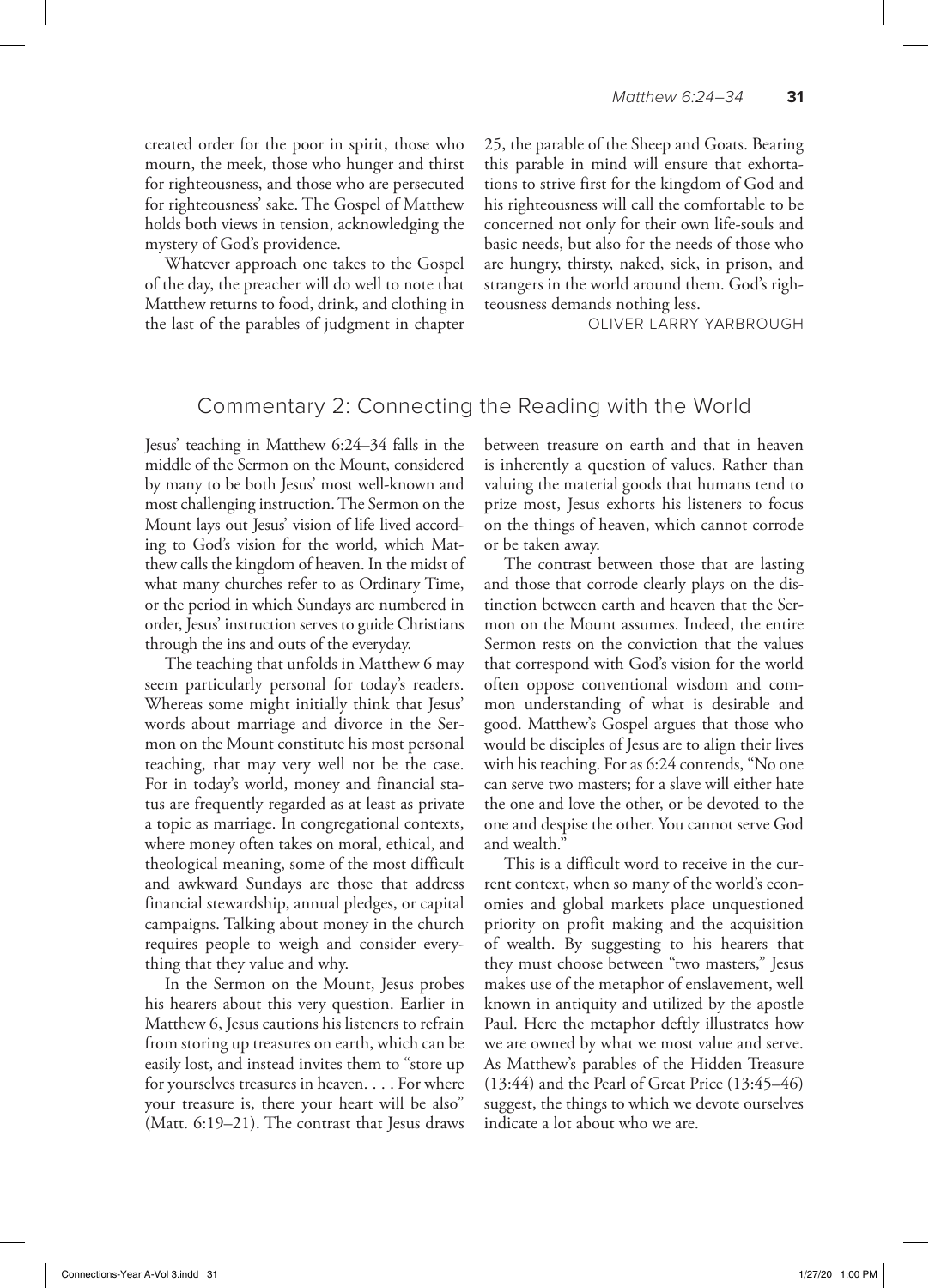created order for the poor in spirit, those who mourn, the meek, those who hunger and thirst for righteousness, and those who are persecuted for righteousness' sake. The Gospel of Matthew holds both views in tension, acknowledging the mystery of God's providence.

Whatever approach one takes to the Gospel of the day, the preacher will do well to note that Matthew returns to food, drink, and clothing in the last of the parables of judgment in chapter 25, the parable of the Sheep and Goats. Bearing this parable in mind will ensure that exhortations to strive first for the kingdom of God and his righteousness will call the comfortable to be concerned not only for their own life-souls and basic needs, but also for the needs of those who are hungry, thirsty, naked, sick, in prison, and strangers in the world around them. God's righteousness demands nothing less.

OLIVER LARRY YARBROUGH

## Commentary 2: Connecting the Reading with the World

Jesus' teaching in Matthew 6:24–34 falls in the middle of the Sermon on the Mount, considered by many to be both Jesus' most well-known and most challenging instruction. The Sermon on the Mount lays out Jesus' vision of life lived according to God's vision for the world, which Matthew calls the kingdom of heaven. In the midst of what many churches refer to as Ordinary Time, or the period in which Sundays are numbered in order, Jesus' instruction serves to guide Christians through the ins and outs of the everyday.

The teaching that unfolds in Matthew 6 may seem particularly personal for today's readers. Whereas some might initially think that Jesus' words about marriage and divorce in the Sermon on the Mount constitute his most personal teaching, that may very well not be the case. For in today's world, money and financial status are frequently regarded as at least as private a topic as marriage. In congregational contexts, where money often takes on moral, ethical, and theological meaning, some of the most difficult and awkward Sundays are those that address financial stewardship, annual pledges, or capital campaigns. Talking about money in the church requires people to weigh and consider everything that they value and why.

In the Sermon on the Mount, Jesus probes his hearers about this very question. Earlier in Matthew 6, Jesus cautions his listeners to refrain from storing up treasures on earth, which can be easily lost, and instead invites them to "store up for yourselves treasures in heaven. . . . For where your treasure is, there your heart will be also" (Matt. 6:19–21). The contrast that Jesus draws between treasure on earth and that in heaven is inherently a question of values. Rather than valuing the material goods that humans tend to prize most, Jesus exhorts his listeners to focus on the things of heaven, which cannot corrode or be taken away.

The contrast between those that are lasting and those that corrode clearly plays on the distinction between earth and heaven that the Sermon on the Mount assumes. Indeed, the entire Sermon rests on the conviction that the values that correspond with God's vision for the world often oppose conventional wisdom and common understanding of what is desirable and good. Matthew's Gospel argues that those who would be disciples of Jesus are to align their lives with his teaching. For as 6:24 contends, "No one can serve two masters; for a slave will either hate the one and love the other, or be devoted to the one and despise the other. You cannot serve God and wealth."

This is a difficult word to receive in the current context, when so many of the world's economies and global markets place unquestioned priority on profit making and the acquisition of wealth. By suggesting to his hearers that they must choose between "two masters," Jesus makes use of the metaphor of enslavement, well known in antiquity and utilized by the apostle Paul. Here the metaphor deftly illustrates how we are owned by what we most value and serve. As Matthew's parables of the Hidden Treasure (13:44) and the Pearl of Great Price (13:45–46) suggest, the things to which we devote ourselves indicate a lot about who we are.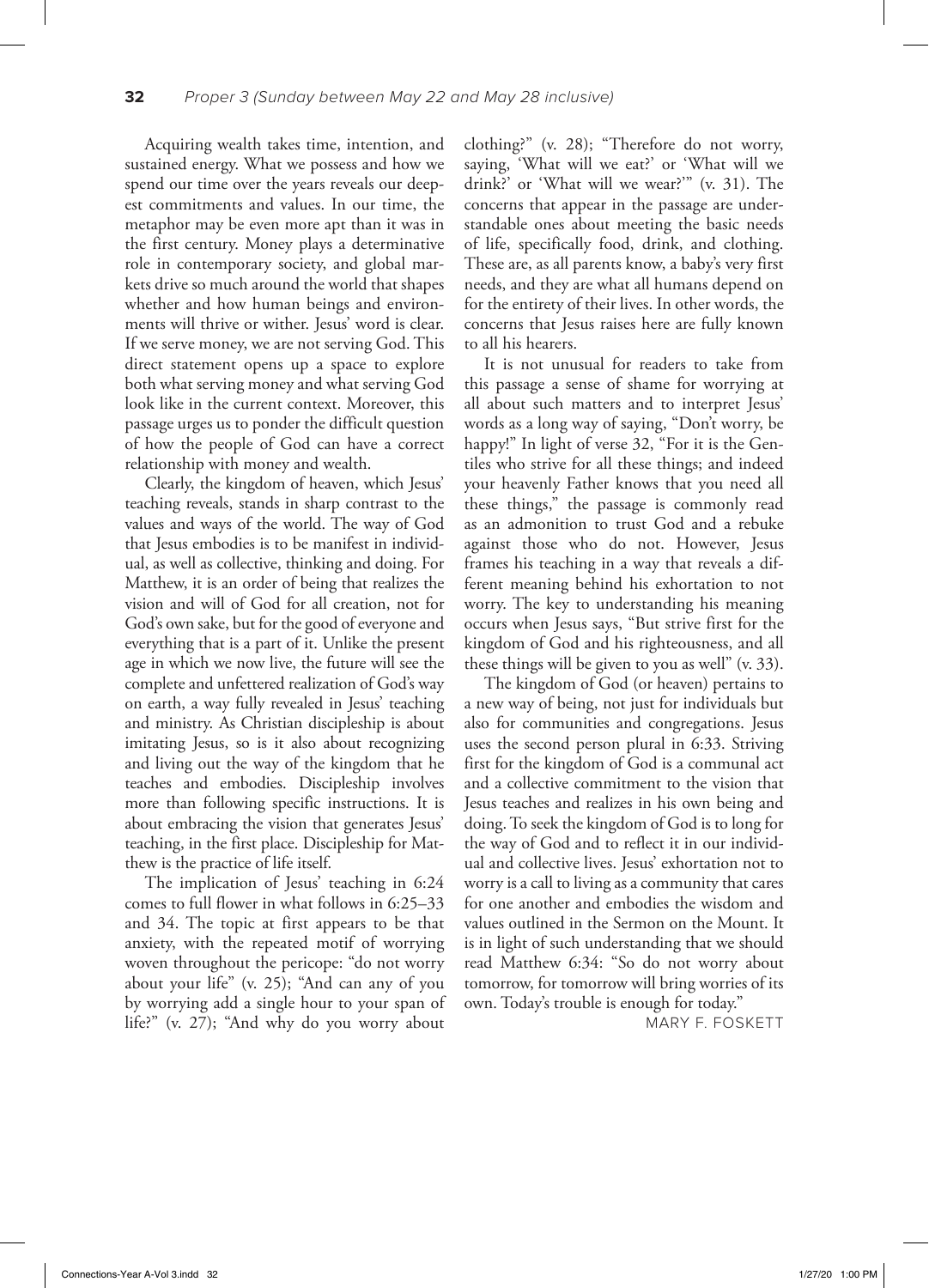Acquiring wealth takes time, intention, and sustained energy. What we possess and how we spend our time over the years reveals our deepest commitments and values. In our time, the metaphor may be even more apt than it was in the first century. Money plays a determinative role in contemporary society, and global markets drive so much around the world that shapes whether and how human beings and environments will thrive or wither. Jesus' word is clear. If we serve money, we are not serving God. This direct statement opens up a space to explore both what serving money and what serving God look like in the current context. Moreover, this passage urges us to ponder the difficult question of how the people of God can have a correct relationship with money and wealth.

Clearly, the kingdom of heaven, which Jesus' teaching reveals, stands in sharp contrast to the values and ways of the world. The way of God that Jesus embodies is to be manifest in individual, as well as collective, thinking and doing. For Matthew, it is an order of being that realizes the vision and will of God for all creation, not for God's own sake, but for the good of everyone and everything that is a part of it. Unlike the present age in which we now live, the future will see the complete and unfettered realization of God's way on earth, a way fully revealed in Jesus' teaching and ministry. As Christian discipleship is about imitating Jesus, so is it also about recognizing and living out the way of the kingdom that he teaches and embodies. Discipleship involves more than following specific instructions. It is about embracing the vision that generates Jesus' teaching, in the first place. Discipleship for Matthew is the practice of life itself.

The implication of Jesus' teaching in 6:24 comes to full flower in what follows in 6:25–33 and 34. The topic at first appears to be that anxiety, with the repeated motif of worrying woven throughout the pericope: "do not worry about your life" (v. 25); "And can any of you by worrying add a single hour to your span of life?" (v. 27); "And why do you worry about clothing?" (v. 28); "Therefore do not worry, saying, 'What will we eat?' or 'What will we drink?' or 'What will we wear?'" (v. 31). The concerns that appear in the passage are understandable ones about meeting the basic needs of life, specifically food, drink, and clothing. These are, as all parents know, a baby's very first needs, and they are what all humans depend on for the entirety of their lives. In other words, the concerns that Jesus raises here are fully known to all his hearers.

It is not unusual for readers to take from this passage a sense of shame for worrying at all about such matters and to interpret Jesus' words as a long way of saying, "Don't worry, be happy!" In light of verse 32, "For it is the Gentiles who strive for all these things; and indeed your heavenly Father knows that you need all these things," the passage is commonly read as an admonition to trust God and a rebuke against those who do not. However, Jesus frames his teaching in a way that reveals a different meaning behind his exhortation to not worry. The key to understanding his meaning occurs when Jesus says, "But strive first for the kingdom of God and his righteousness, and all these things will be given to you as well" (v. 33).

The kingdom of God (or heaven) pertains to a new way of being, not just for individuals but also for communities and congregations. Jesus uses the second person plural in 6:33. Striving first for the kingdom of God is a communal act and a collective commitment to the vision that Jesus teaches and realizes in his own being and doing. To seek the kingdom of God is to long for the way of God and to reflect it in our individual and collective lives. Jesus' exhortation not to worry is a call to living as a community that cares for one another and embodies the wisdom and values outlined in the Sermon on the Mount. It is in light of such understanding that we should read Matthew 6:34: "So do not worry about tomorrow, for tomorrow will bring worries of its own. Today's trouble is enough for today."

MARY F. FOSKETT